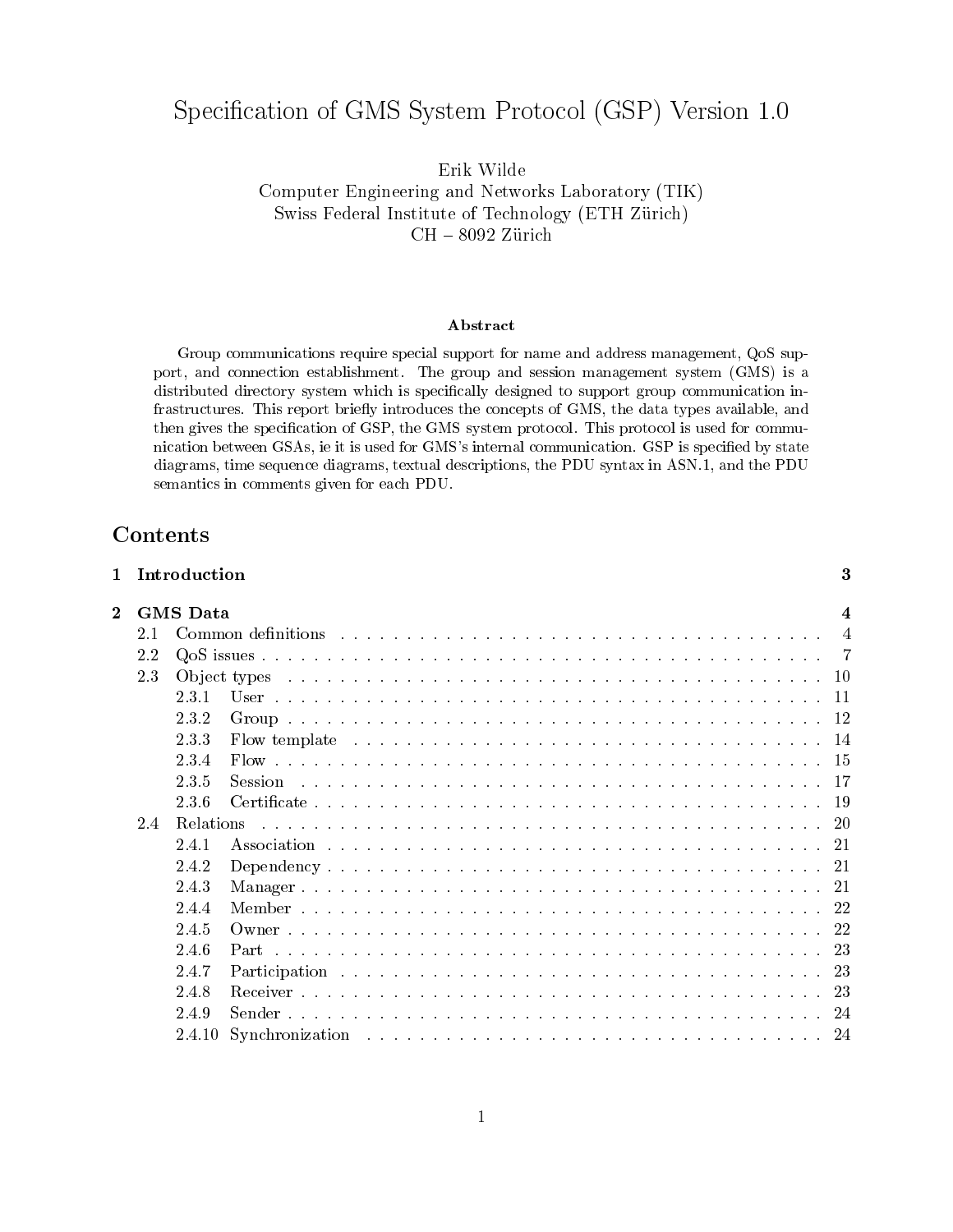# Specification of GMS System Protocol (GSP) Version 1.0

Erik Wilde
Computer Engineering and Networks Laboratory (TIK)
Swiss Federal Institute of Technology (ETH Zürich)
CH – 8092 Zürich

### Abstract

Group communications require special support for name and address management, QoS support, and connection establishment. The group and session management system (GMS) is a distributed directory system which is specifically designed to support group communication infrastructures. This report briefly introduces the concepts of GMS, the data types available, and then gives the specification of GSP, the GMS system protocol. This protocol is used for communication between GSAs, ie it is used for GMS's internal communication. GSP is specified by state diagrams, time sequence diagrams, textual descriptions, the PDU syntax in ASN.1, and the PDU semantics in comments given for each PDU.

## Contents

**1 Introduction** ..... **3**

**2 GMS Data** ..... **4**

- 2.1 Common definitions ..... 4
- 2.2 QoS issues ..... 7
- 2.3 Object types ..... 10
  - 2.3.1 User ..... 11
  - 2.3.2 Group ..... 12
  - 2.3.3 Flow template ..... 14
  - 2.3.4 Flow ..... 15
  - 2.3.5 Session ..... 17
  - 2.3.6 Certificate ..... 19
- 2.4 Relations ..... 20
  - 2.4.1 Association ..... 21
  - 2.4.2 Dependency ..... 21
  - 2.4.3 Manager ..... 21
  - 2.4.4 Member ..... 22
  - 2.4.5 Owner ..... 22
  - 2.4.6 Part ..... 23
  - 2.4.7 Participation ..... 23
  - 2.4.8 Receiver ..... 23
  - 2.4.9 Sender ..... 24
  - 2.4.10 Synchronization ..... 24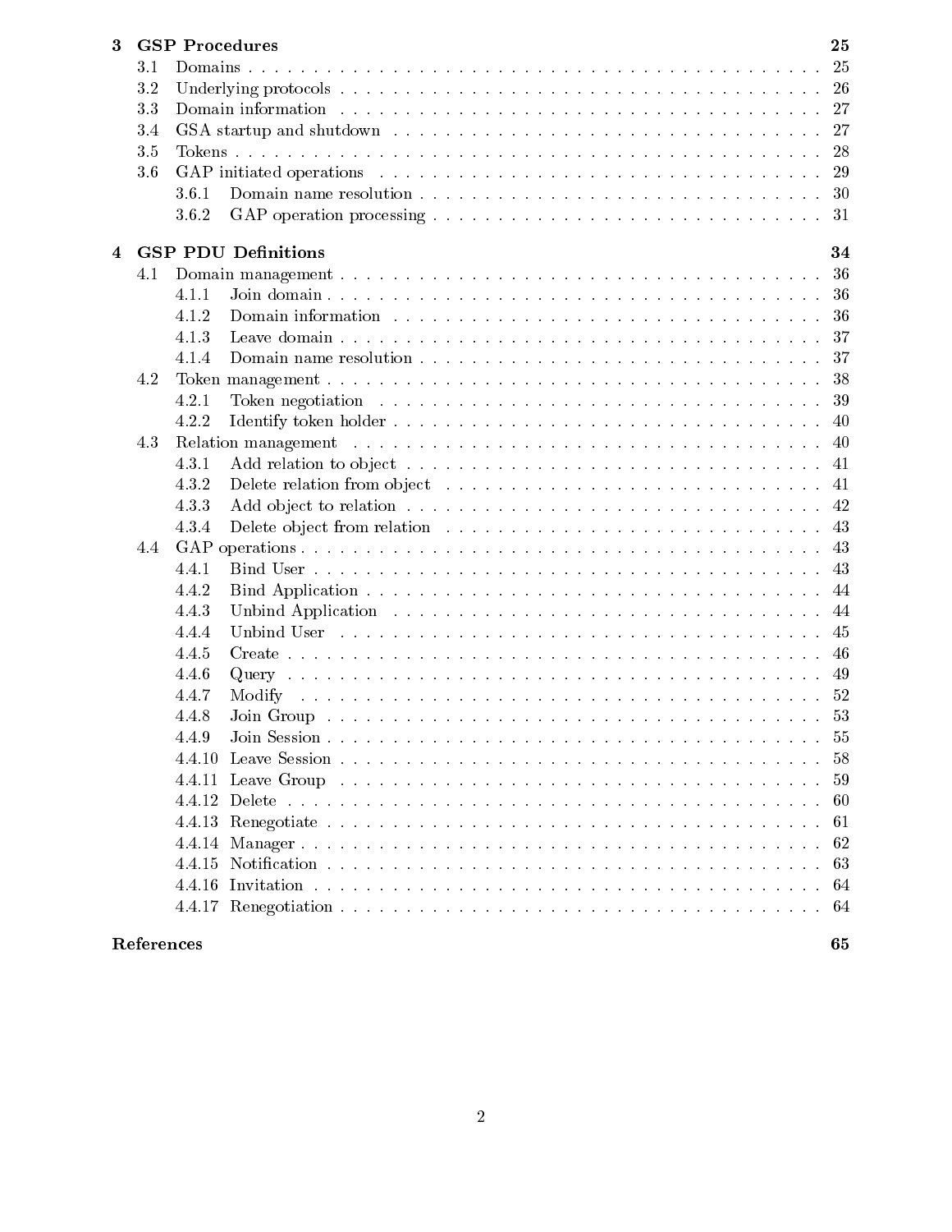| | | |
|---|---|---|
| **3** | **GSP Procedures** | **25** |
| 3.1 | Domains | 25 |
| 3.2 | Underlying protocols | 26 |
| 3.3 | Domain information | 27 |
| 3.4 | GSA startup and shutdown | 27 |
| 3.5 | Tokens | 28 |
| 3.6 | GAP initiated operations | 29 |
| 3.6.1 | Domain name resolution | 30 |
| 3.6.2 | GAP operation processing | 31 |
| **4** | **GSP PDU Definitions** | **34** |
| 4.1 | Domain management | 36 |
| 4.1.1 | Join domain | 36 |
| 4.1.2 | Domain information | 36 |
| 4.1.3 | Leave domain | 37 |
| 4.1.4 | Domain name resolution | 37 |
| 4.2 | Token management | 38 |
| 4.2.1 | Token negotiation | 39 |
| 4.2.2 | Identify token holder | 40 |
| 4.3 | Relation management | 40 |
| 4.3.1 | Add relation to object | 41 |
| 4.3.2 | Delete relation from object | 41 |
| 4.3.3 | Add object to relation | 42 |
| 4.3.4 | Delete object from relation | 43 |
| 4.4 | GAP operations | 43 |
| 4.4.1 | Bind User | 43 |
| 4.4.2 | Bind Application | 44 |
| 4.4.3 | Unbind Application | 44 |
| 4.4.4 | Unbind User | 45 |
| 4.4.5 | Create | 46 |
| 4.4.6 | Query | 49 |
| 4.4.7 | Modify | 52 |
| 4.4.8 | Join Group | 53 |
| 4.4.9 | Join Session | 55 |
| 4.4.10 | Leave Session | 58 |
| 4.4.11 | Leave Group | 59 |
| 4.4.12 | Delete | 60 |
| 4.4.13 | Renegotiate | 61 |
| 4.4.14 | Manager | 62 |
| 4.4.15 | Notification | 63 |
| 4.4.16 | Invitation | 64 |
| 4.4.17 | Renegotiation | 64 |
| | **References** | **65** |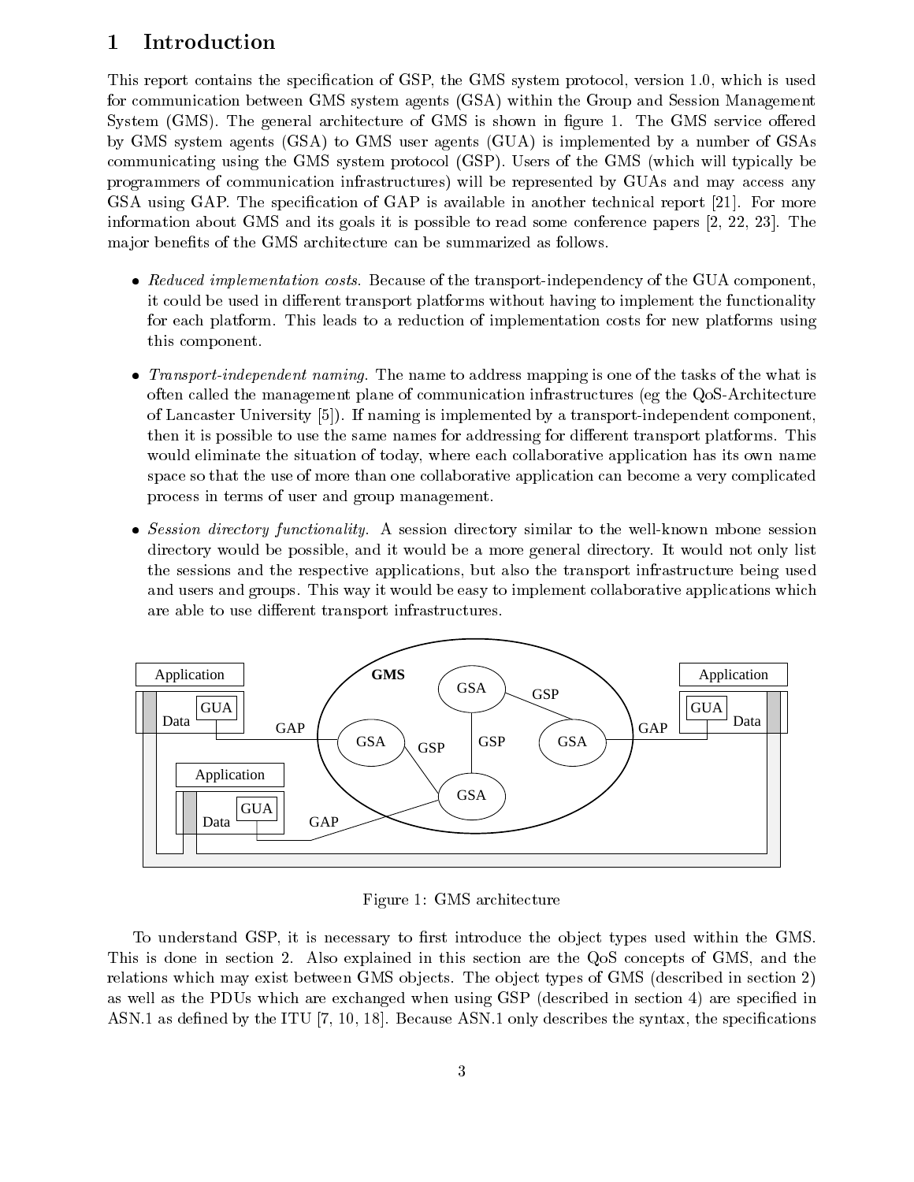# 1 Introduction

This report contains the specification of GSP, the GMS system protocol, version 1.0, which is used for communication between GMS system agents (GSA) within the Group and Session Management System (GMS). The general architecture of GMS is shown in figure 1. The GMS service offered by GMS system agents (GSA) to GMS user agents (GUA) is implemented by a number of GSAs communicating using the GMS system protocol (GSP). Users of the GMS (which will typically be programmers of communication infrastructures) will be represented by GUAs and may access any GSA using GAP. The specification of GAP is available in another technical report [21]. For more information about GMS and its goals it is possible to read some conference papers [2, 22, 23]. The major benefits of the GMS architecture can be summarized as follows.

- *Reduced implementation costs.* Because of the transport-independency of the GUA component, it could be used in different transport platforms without having to implement the functionality for each platform. This leads to a reduction of implementation costs for new platforms using this component.
- *Transport-independent naming.* The name to address mapping is one of the tasks of the what is often called the management plane of communication infrastructures (eg the QoS-Architecture of Lancaster University [5]). If naming is implemented by a transport-independent component, then it is possible to use the same names for addressing for different transport platforms. This would eliminate the situation of today, where each collaborative application has its own name space so that the use of more than one collaborative application can become a very complicated process in terms of user and group management.
- *Session directory functionality.* A session directory similar to the well-known mbone session directory would be possible, and it would be a more general directory. It would not only list the sessions and the respective applications, but also the transport infrastructure being used and users and groups. This way it would be easy to implement collaborative applications which are able to use different transport infrastructures.

Figure 1: GMS architecture

To understand GSP, it is necessary to first introduce the object types used within the GMS. This is done in section 2. Also explained in this section are the QoS concepts of GMS, and the relations which may exist between GMS objects. The object types of GMS (described in section 2) as well as the PDUs which are exchanged when using GSP (described in section 4) are specified in ASN.1 as defined by the ITU [7, 10, 18]. Because ASN.1 only describes the syntax, the specifications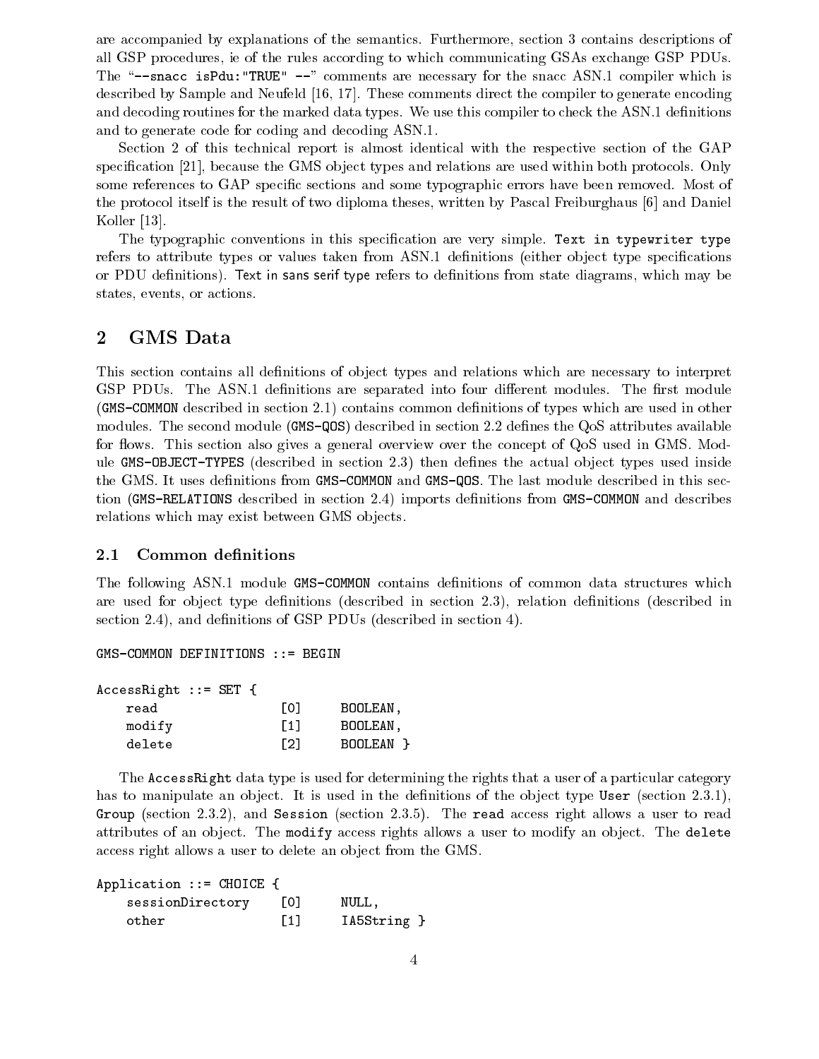are accompanied by explanations of the semantics. Furthermore, section 3 contains descriptions of all GSP procedures, ie of the rules according to which communicating GSAs exchange GSP PDUs. The "`--snacc isPdu:"TRUE" --`" comments are necessary for the snacc ASN.1 compiler which is described by Sample and Neufeld [16, 17]. These comments direct the compiler to generate encoding and decoding routines for the marked data types. We use this compiler to check the ASN.1 definitions and to generate code for coding and decoding ASN.1.

Section 2 of this technical report is almost identical with the respective section of the GAP specification [21], because the GMS object types and relations are used within both protocols. Only some references to GAP specific sections and some typographic errors have been removed. Most of the protocol itself is the result of two diploma theses, written by Pascal Freiburghaus [6] and Daniel Koller [13].

The typographic conventions in this specification are very simple. `Text in typewriter type` refers to attribute types or values taken from ASN.1 definitions (either object type specifications or PDU definitions). Text in sans serif type refers to definitions from state diagrams, which may be states, events, or actions.

# 2 GMS Data

This section contains all definitions of object types and relations which are necessary to interpret GSP PDUs. The ASN.1 definitions are separated into four different modules. The first module (`GMS-COMMON` described in section 2.1) contains common definitions of types which are used in other modules. The second module (`GMS-QOS`) described in section 2.2 defines the QoS attributes available for flows. This section also gives a general overview over the concept of QoS used in GMS. Module `GMS-OBJECT-TYPES` (described in section 2.3) then defines the actual object types used inside the GMS. It uses definitions from `GMS-COMMON` and `GMS-QOS`. The last module described in this section (`GMS-RELATIONS` described in section 2.4) imports definitions from `GMS-COMMON` and describes relations which may exist between GMS objects.

## 2.1 Common definitions

The following ASN.1 module `GMS-COMMON` contains definitions of common data structures which are used for object type definitions (described in section 2.3), relation definitions (described in section 2.4), and definitions of GSP PDUs (described in section 4).

```
GMS-COMMON DEFINITIONS ::= BEGIN

AccessRight ::= SET {
    read                [0]     BOOLEAN,
    modify              [1]     BOOLEAN,
    delete              [2]     BOOLEAN }
```

The `AccessRight` data type is used for determining the rights that a user of a particular category has to manipulate an object. It is used in the definitions of the object type `User` (section 2.3.1), `Group` (section 2.3.2), and `Session` (section 2.3.5). The `read` access right allows a user to read attributes of an object. The `modify` access rights allows a user to modify an object. The `delete` access right allows a user to delete an object from the GMS.

```
Application ::= CHOICE {
    sessionDirectory    [0]     NULL,
    other               [1]     IA5String }
```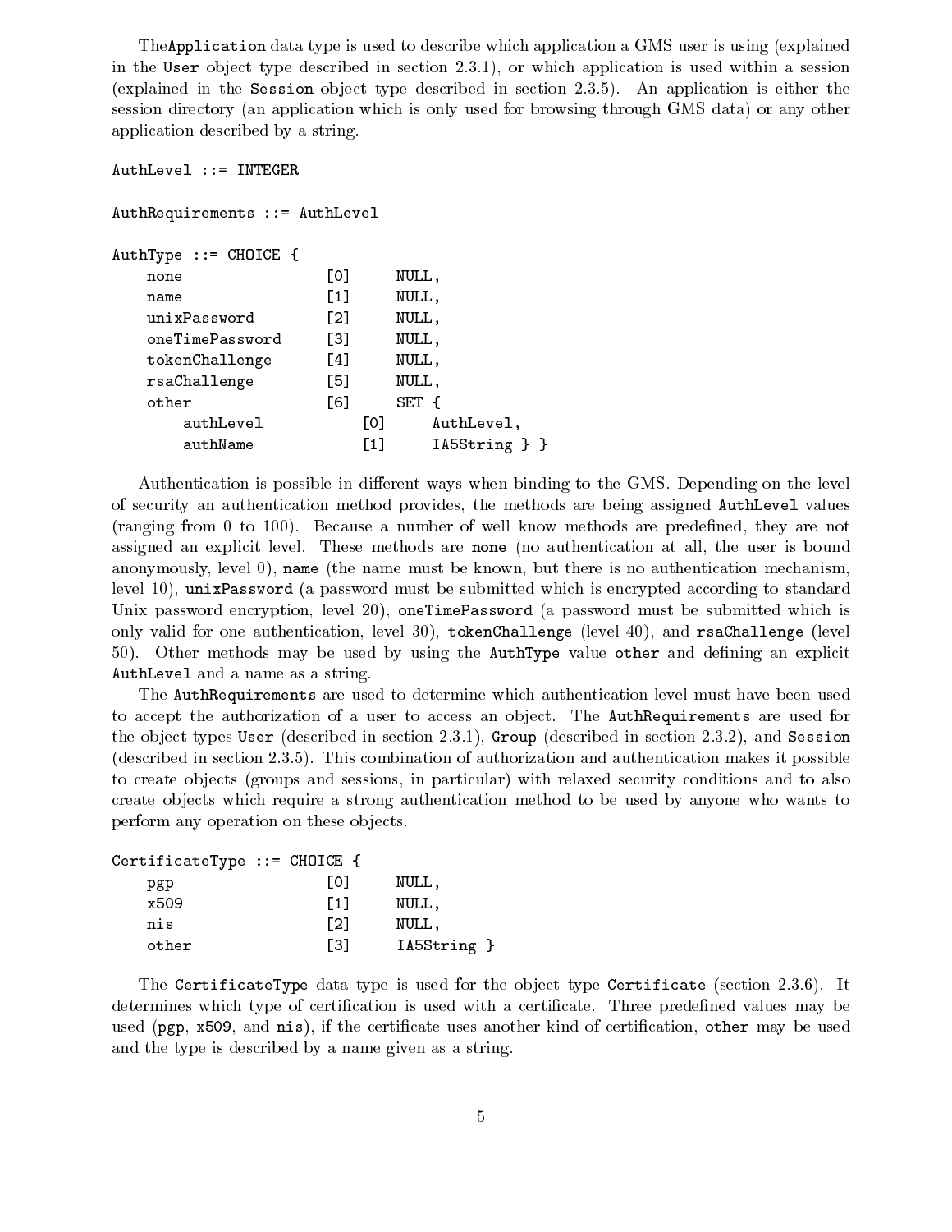The`Application` data type is used to describe which application a GMS user is using (explained in the `User` object type described in section 2.3.1), or which application is used within a session (explained in the `Session` object type described in section 2.3.5). An application is either the session directory (an application which is only used for browsing through GMS data) or any other application described by a string.

```
AuthLevel ::= INTEGER

AuthRequirements ::= AuthLevel

AuthType ::= CHOICE {
    none                [0]     NULL,
    name                [1]     NULL,
    unixPassword        [2]     NULL,
    oneTimePassword     [3]     NULL,
    tokenChallenge      [4]     NULL,
    rsaChallenge        [5]     NULL,
    other               [6]     SET {
        authLevel           [0]     AuthLevel,
        authName            [1]     IA5String } }
```

Authentication is possible in different ways when binding to the GMS. Depending on the level of security an authentication method provides, the methods are being assigned `AuthLevel` values (ranging from 0 to 100). Because a number of well know methods are predefined, they are not assigned an explicit level. These methods are **`none`** (no authentication at all, the user is bound anonymously, level 0), **`name`** (the name must be known, but there is no authentication mechanism, level 10), **`unixPassword`** (a password must be submitted which is encrypted according to standard Unix password encryption, level 20), **`oneTimePassword`** (a password must be submitted which is only valid for one authentication, level 30), **`tokenChallenge`** (level 40), and **`rsaChallenge`** (level 50). Other methods may be used by using the `AuthType` value `other` and defining an explicit `AuthLevel` and a name as a string.

The `AuthRequirements` are used to determine which authentication level must have been used to accept the authorization of a user to access an object. The `AuthRequirements` are used for the object types `User` (described in section 2.3.1), `Group` (described in section 2.3.2), and `Session` (described in section 2.3.5). This combination of authorization and authentication makes it possible to create objects (groups and sessions, in particular) with relaxed security conditions and to also create objects which require a strong authentication method to be used by anyone who wants to perform any operation on these objects.

```
CertificateType ::= CHOICE {
    pgp                 [0]     NULL,
    x509                [1]     NULL,
    nis                 [2]     NULL,
    other               [3]     IA5String }
```

The `CertificateType` data type is used for the object type `Certificate` (section 2.3.6). It determines which type of certification is used with a certificate. Three predefined values may be used (`pgp`, `x509`, and `nis`), if the certificate uses another kind of certification, `other` may be used and the type is described by a name given as a string.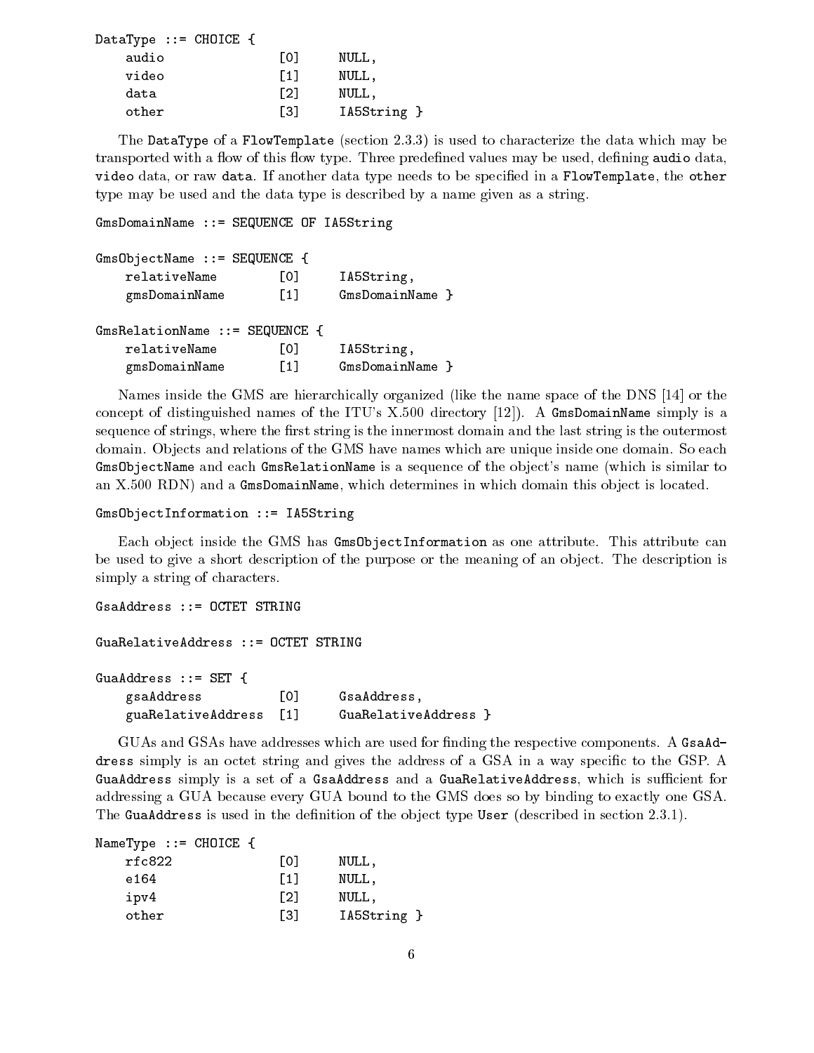```
DataType ::= CHOICE {
    audio               [0]     NULL,
    video               [1]     NULL,
    data                [2]     NULL,
    other               [3]     IA5String }
```

The `DataType` of a `FlowTemplate` (section 2.3.3) is used to characterize the data which may be transported with a flow of this flow type. Three predefined values may be used, defining `audio` data, `video` data, or raw `data`. If another data type needs to be specified in a `FlowTemplate`, the `other` type may be used and the data type is described by a name given as a string.

```
GmsDomainName ::= SEQUENCE OF IA5String

GmsObjectName ::= SEQUENCE {
    relativeName        [0]     IA5String,
    gmsDomainName       [1]     GmsDomainName }

GmsRelationName ::= SEQUENCE {
    relativeName        [0]     IA5String,
    gmsDomainName       [1]     GmsDomainName }
```

Names inside the GMS are hierarchically organized (like the name space of the DNS [14] or the concept of distinguished names of the ITU's X.500 directory [12]). A `GmsDomainName` simply is a sequence of strings, where the first string is the innermost domain and the last string is the outermost domain. Objects and relations of the GMS have names which are unique inside one domain. So each `GmsObjectName` and each `GmsRelationName` is a sequence of the object's name (which is similar to an X.500 RDN) and a `GmsDomainName`, which determines in which domain this object is located.

```
GmsObjectInformation ::= IA5String
```

Each object inside the GMS has `GmsObjectInformation` as one attribute. This attribute can be used to give a short description of the purpose or the meaning of an object. The description is simply a string of characters.

```
GsaAddress ::= OCTET STRING

GuaRelativeAddress ::= OCTET STRING

GuaAddress ::= SET {
    gsaAddress          [0]     GsaAddress,
    guaRelativeAddress  [1]     GuaRelativeAddress }
```

GUAs and GSAs have addresses which are used for finding the respective components. A `GsaAddress` simply is an octet string and gives the address of a GSA in a way specific to the GSP. A `GuaAddress` simply is a set of a `GsaAddress` and a `GuaRelativeAddress`, which is sufficient for addressing a GUA because every GUA bound to the GMS does so by binding to exactly one GSA. The `GuaAddress` is used in the definition of the object type `User` (described in section 2.3.1).

```
NameType ::= CHOICE {
    rfc822              [0]     NULL,
    e164                [1]     NULL,
    ipv4                [2]     NULL,
    other               [3]     IA5String }
```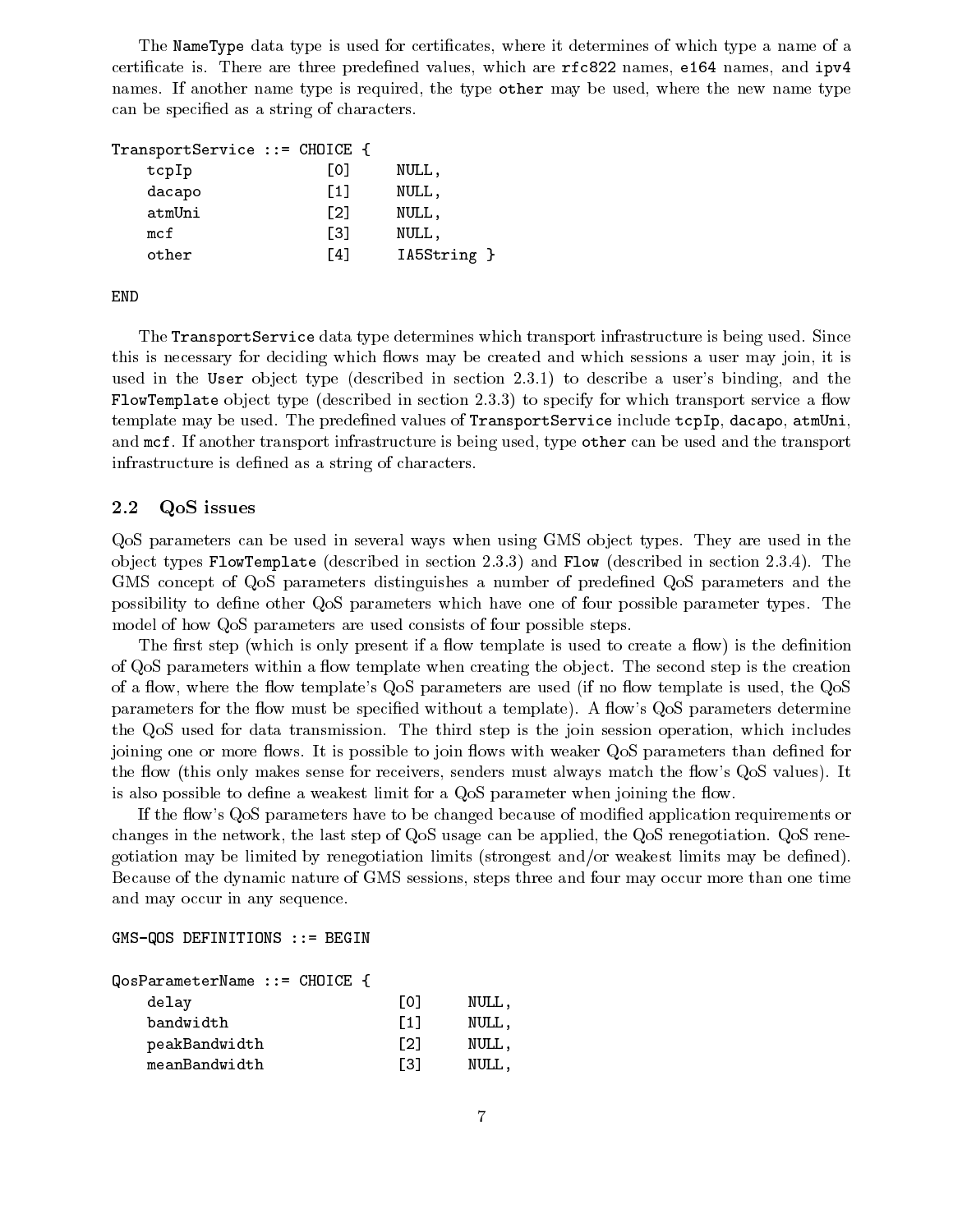The `NameType` data type is used for certificates, where it determines of which type a name of a certificate is. There are three predefined values, which are `rfc822` names, `e164` names, and `ipv4` names. If another name type is required, the type `other` may be used, where the new name type can be specified as a string of characters.

```
TransportService ::= CHOICE {
    tcpIp               [0]     NULL,
    dacapo              [1]     NULL,
    atmUni              [2]     NULL,
    mcf                 [3]     NULL,
    other               [4]     IA5String }

END
```

The `TransportService` data type determines which transport infrastructure is being used. Since this is necessary for deciding which flows may be created and which sessions a user may join, it is used in the `User` object type (described in section 2.3.1) to describe a user's binding, and the `FlowTemplate` object type (described in section 2.3.3) to specify for which transport service a flow template may be used. The predefined values of `TransportService` include `tcpIp`, `dacapo`, `atmUni`, and `mcf`. If another transport infrastructure is being used, type `other` can be used and the transport infrastructure is defined as a string of characters.

## 2.2 QoS issues

QoS parameters can be used in several ways when using GMS object types. They are used in the object types `FlowTemplate` (described in section 2.3.3) and `Flow` (described in section 2.3.4). The GMS concept of QoS parameters distinguishes a number of predefined QoS parameters and the possibility to define other QoS parameters which have one of four possible parameter types. The model of how QoS parameters are used consists of four possible steps.

The first step (which is only present if a flow template is used to create a flow) is the definition of QoS parameters within a flow template when creating the object. The second step is the creation of a flow, where the flow template's QoS parameters are used (if no flow template is used, the QoS parameters for the flow must be specified without a template). A flow's QoS parameters determine the QoS used for data transmission. The third step is the join session operation, which includes joining one or more flows. It is possible to join flows with weaker QoS parameters than defined for the flow (this only makes sense for receivers, senders must always match the flow's QoS values). It is also possible to define a weakest limit for a QoS parameter when joining the flow.

If the flow's QoS parameters have to be changed because of modified application requirements or changes in the network, the last step of QoS usage can be applied, the QoS renegotiation. QoS renegotiation may be limited by renegotiation limits (strongest and/or weakest limits may be defined). Because of the dynamic nature of GMS sessions, steps three and four may occur more than one time and may occur in any sequence.

```
GMS-QOS DEFINITIONS ::= BEGIN

QosParameterName ::= CHOICE {
    delay                       [0]     NULL,
    bandwidth                   [1]     NULL,
    peakBandwidth               [2]     NULL,
    meanBandwidth               [3]     NULL,
```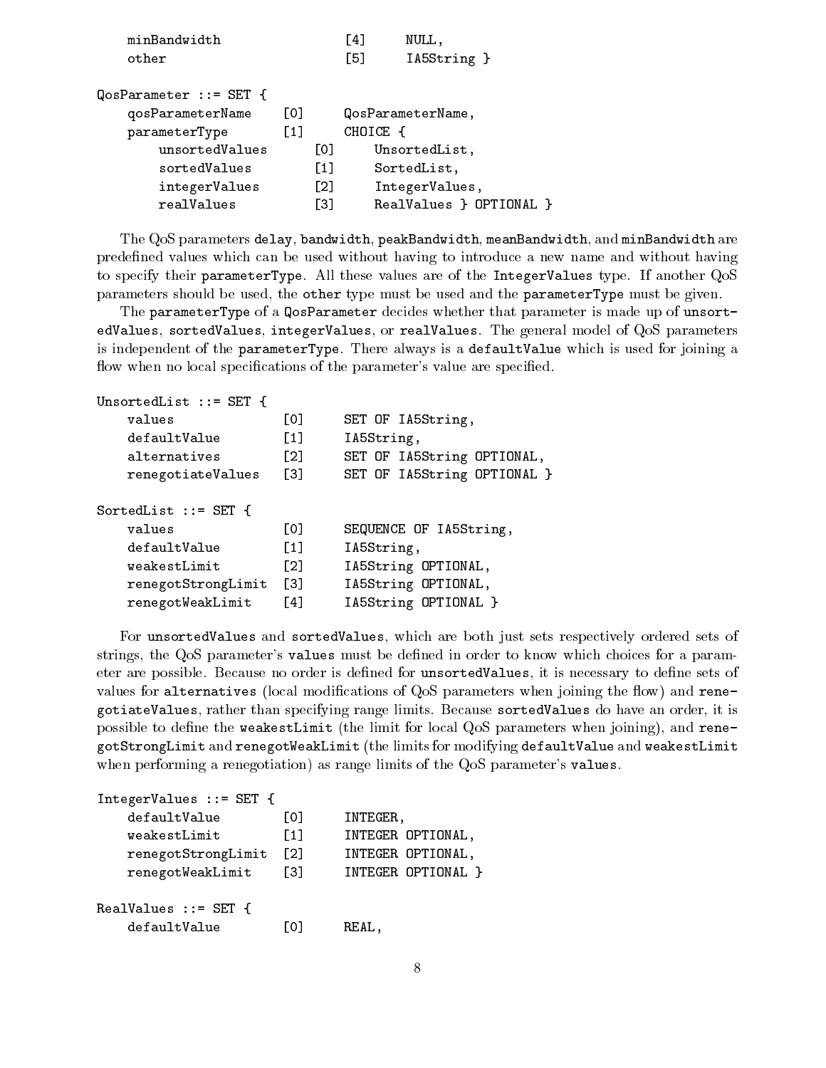```
    minBandwidth                [4]     NULL,
    other                       [5]     IA5String }

QosParameter ::= SET {
    qosParameterName    [0]     QosParameterName,
    parameterType       [1]     CHOICE {
        unsortedValues      [0]     UnsortedList,
        sortedValues        [1]     SortedList,
        integerValues       [2]     IntegerValues,
        realValues          [3]     RealValues } OPTIONAL }
```

The QoS parameters `delay`, `bandwidth`, `peakBandwidth`, `meanBandwidth`, and `minBandwidth` are predefined values which can be used without having to introduce a new name and without having to specify their `parameterType`. All these values are of the `IntegerValues` type. If another QoS parameters should be used, the `other` type must be used and the `parameterType` must be given.

The `parameterType` of a `QosParameter` decides whether that parameter is made up of `unsortedValues`, `sortedValues`, `integerValues`, or `realValues`. The general model of QoS parameters is independent of the `parameterType`. There always is a `defaultValue` which is used for joining a flow when no local specifications of the parameter's value are specified.

```
UnsortedList ::= SET {
    values              [0]     SET OF IA5String,
    defaultValue        [1]     IA5String,
    alternatives        [2]     SET OF IA5String OPTIONAL,
    renegotiateValues   [3]     SET OF IA5String OPTIONAL }

SortedList ::= SET {
    values              [0]     SEQUENCE OF IA5String,
    defaultValue        [1]     IA5String,
    weakestLimit        [2]     IA5String OPTIONAL,
    renegotStrongLimit  [3]     IA5String OPTIONAL,
    renegotWeakLimit    [4]     IA5String OPTIONAL }
```

For `unsortedValues` and `sortedValues`, which are both just sets respectively ordered sets of strings, the QoS parameter's `values` must be defined in order to know which choices for a parameter are possible. Because no order is defined for `unsortedValues`, it is necessary to define sets of values for `alternatives` (local modifications of QoS parameters when joining the flow) and `renegotiateValues`, rather than specifying range limits. Because `sortedValues` do have an order, it is possible to define the `weakestLimit` (the limit for local QoS parameters when joining), and `renegotStrongLimit` and `renegotWeakLimit` (the limits for modifying `defaultValue` and `weakestLimit` when performing a renegotiation) as range limits of the QoS parameter's `values`.

```
IntegerValues ::= SET {
    defaultValue        [0]     INTEGER,
    weakestLimit        [1]     INTEGER OPTIONAL,
    renegotStrongLimit  [2]     INTEGER OPTIONAL,
    renegotWeakLimit    [3]     INTEGER OPTIONAL }

RealValues ::= SET {
    defaultValue        [0]     REAL,
```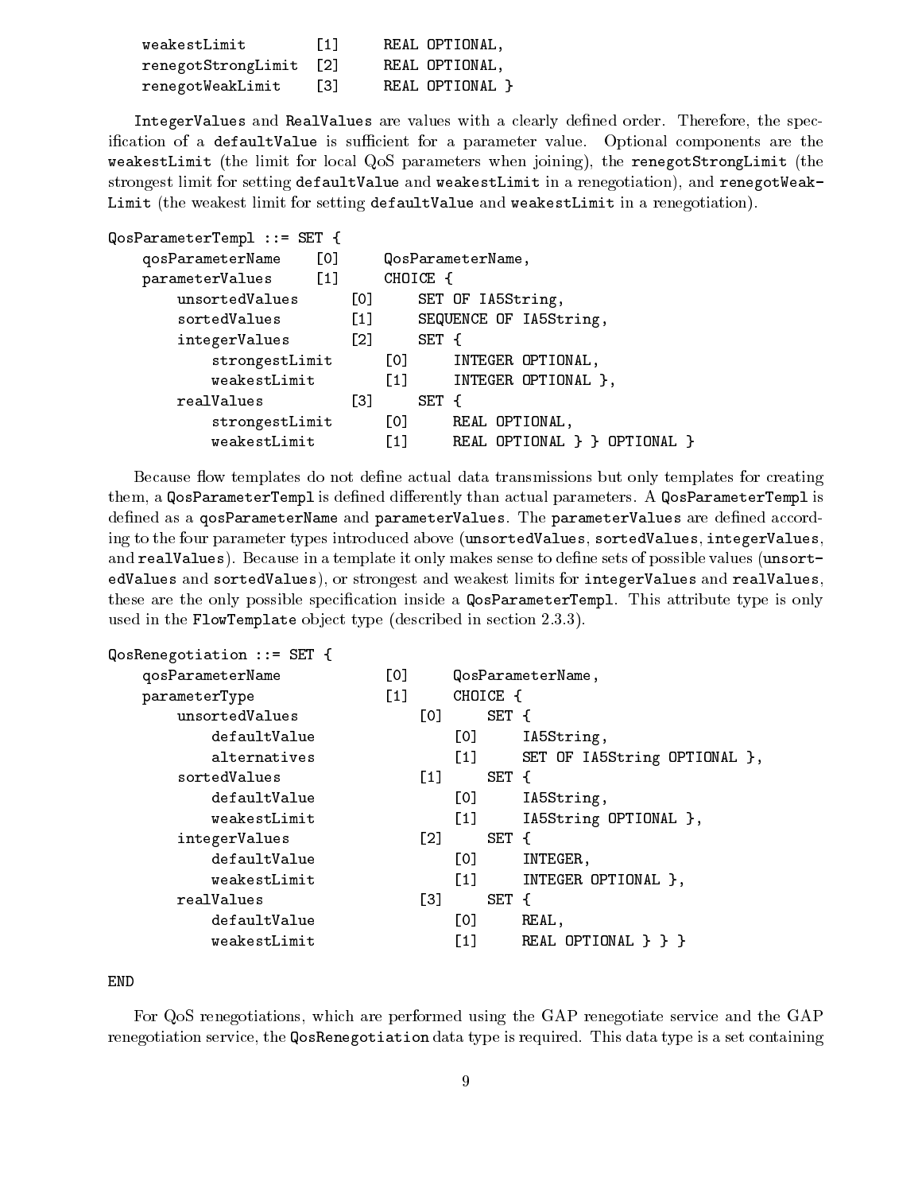```
    weakestLimit        [1]     REAL OPTIONAL,
    renegotStrongLimit  [2]     REAL OPTIONAL,
    renegotWeakLimit    [3]     REAL OPTIONAL }
```

IntegerValues and RealValues are values with a clearly defined order. Therefore, the specification of a defaultValue is sufficient for a parameter value. Optional components are the weakestLimit (the limit for local QoS parameters when joining), the renegotStrongLimit (the strongest limit for setting defaultValue and weakestLimit in a renegotiation), and renegotWeakLimit (the weakest limit for setting defaultValue and weakestLimit in a renegotiation).

```
QosParameterTempl ::= SET {
    qosParameterName    [0]     QosParameterName,
    parameterValues     [1]     CHOICE {
        unsortedValues      [0]     SET OF IA5String,
        sortedValues        [1]     SEQUENCE OF IA5String,
        integerValues       [2]     SET {
            strongestLimit      [0]     INTEGER OPTIONAL,
            weakestLimit        [1]     INTEGER OPTIONAL },
        realValues          [3]     SET {
            strongestLimit      [0]     REAL OPTIONAL,
            weakestLimit        [1]     REAL OPTIONAL } } OPTIONAL }
```

Because flow templates do not define actual data transmissions but only templates for creating them, a QosParameterTempl is defined differently than actual parameters. A QosParameterTempl is defined as a qosParameterName and parameterValues. The parameterValues are defined according to the four parameter types introduced above (unsortedValues, sortedValues, integerValues, and realValues). Because in a template it only makes sense to define sets of possible values (unsortedValues and sortedValues), or strongest and weakest limits for integerValues and realValues, these are the only possible specification inside a QosParameterTempl. This attribute type is only used in the FlowTemplate object type (described in section 2.3.3).

```
QosRenegotiation ::= SET {
    qosParameterName            [0]     QosParameterName,
    parameterType               [1]     CHOICE {
        unsortedValues              [0]     SET {
            defaultValue                [0]     IA5String,
            alternatives                [1]     SET OF IA5String OPTIONAL },
        sortedValues                [1]     SET {
            defaultValue                [0]     IA5String,
            weakestLimit                [1]     IA5String OPTIONAL },
        integerValues               [2]     SET {
            defaultValue                [0]     INTEGER,
            weakestLimit                [1]     INTEGER OPTIONAL },
        realValues                  [3]     SET {
            defaultValue                [0]     REAL,
            weakestLimit                [1]     REAL OPTIONAL } } }

END
```

For QoS renegotiations, which are performed using the GAP renegotiate service and the GAP renegotiation service, the QosRenegotiation data type is required. This data type is a set containing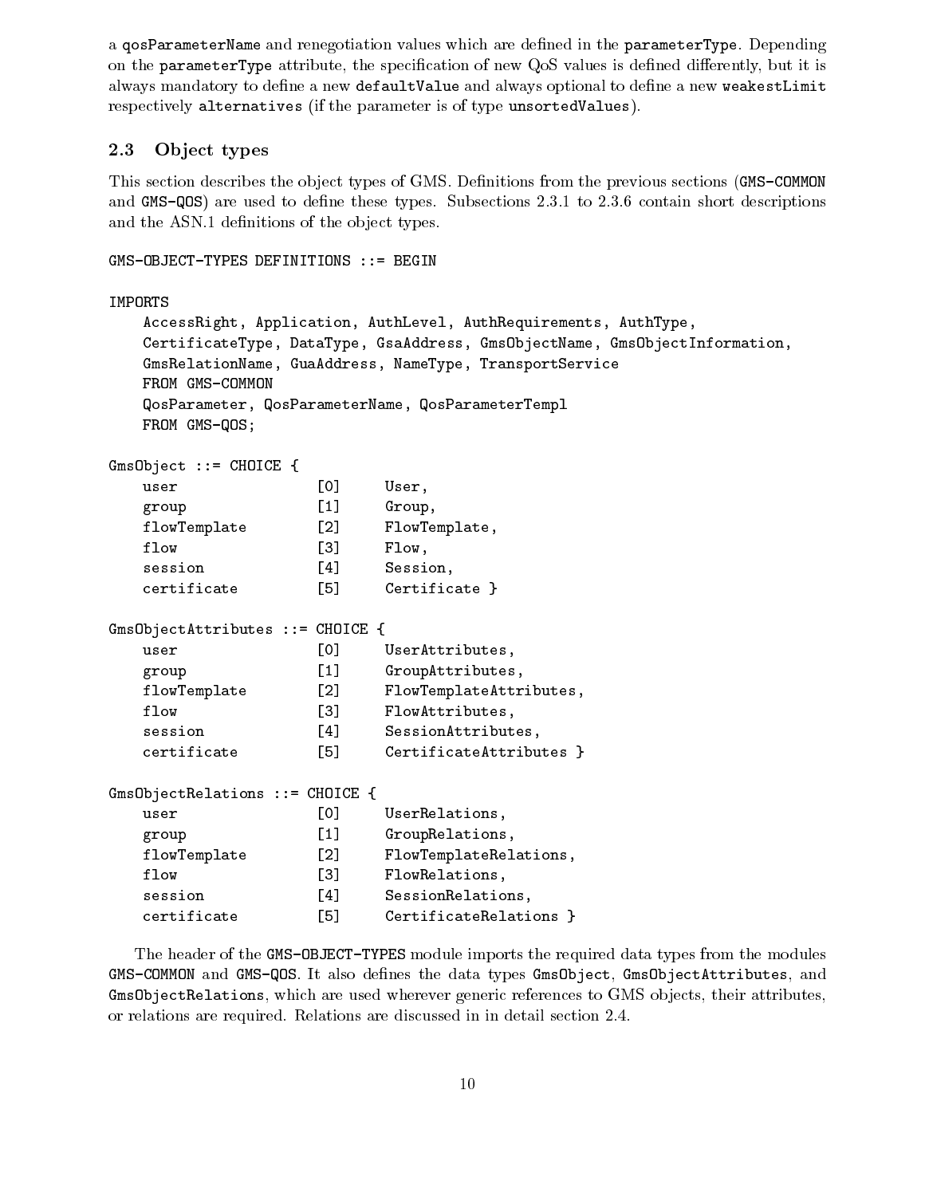a qosParameterName and renegotiation values which are defined in the parameterType. Depending on the parameterType attribute, the specification of new QoS values is defined differently, but it is always mandatory to define a new defaultValue and always optional to define a new weakestLimit respectively alternatives (if the parameter is of type unsortedValues).

### 2.3 Object types

This section describes the object types of GMS. Definitions from the previous sections (GMS-COMMON and GMS-QOS) are used to define these types. Subsections 2.3.1 to 2.3.6 contain short descriptions and the ASN.1 definitions of the object types.

```
GMS-OBJECT-TYPES DEFINITIONS ::= BEGIN

IMPORTS
    AccessRight, Application, AuthLevel, AuthRequirements, AuthType,
    CertificateType, DataType, GsaAddress, GmsObjectName, GmsObjectInformation,
    GmsRelationName, GuaAddress, NameType, TransportService
    FROM GMS-COMMON
    QosParameter, QosParameterName, QosParameterTempl
    FROM GMS-QOS;

GmsObject ::= CHOICE {
    user                [0]     User,
    group               [1]     Group,
    flowTemplate        [2]     FlowTemplate,
    flow                [3]     Flow,
    session             [4]     Session,
    certificate         [5]     Certificate }

GmsObjectAttributes ::= CHOICE {
    user                [0]     UserAttributes,
    group               [1]     GroupAttributes,
    flowTemplate        [2]     FlowTemplateAttributes,
    flow                [3]     FlowAttributes,
    session             [4]     SessionAttributes,
    certificate         [5]     CertificateAttributes }

GmsObjectRelations ::= CHOICE {
    user                [0]     UserRelations,
    group               [1]     GroupRelations,
    flowTemplate        [2]     FlowTemplateRelations,
    flow                [3]     FlowRelations,
    session             [4]     SessionRelations,
    certificate         [5]     CertificateRelations }
```

The header of the GMS-OBJECT-TYPES module imports the required data types from the modules GMS-COMMON and GMS-QOS. It also defines the data types GmsObject, GmsObjectAttributes, and GmsObjectRelations, which are used wherever generic references to GMS objects, their attributes, or relations are required. Relations are discussed in in detail section 2.4.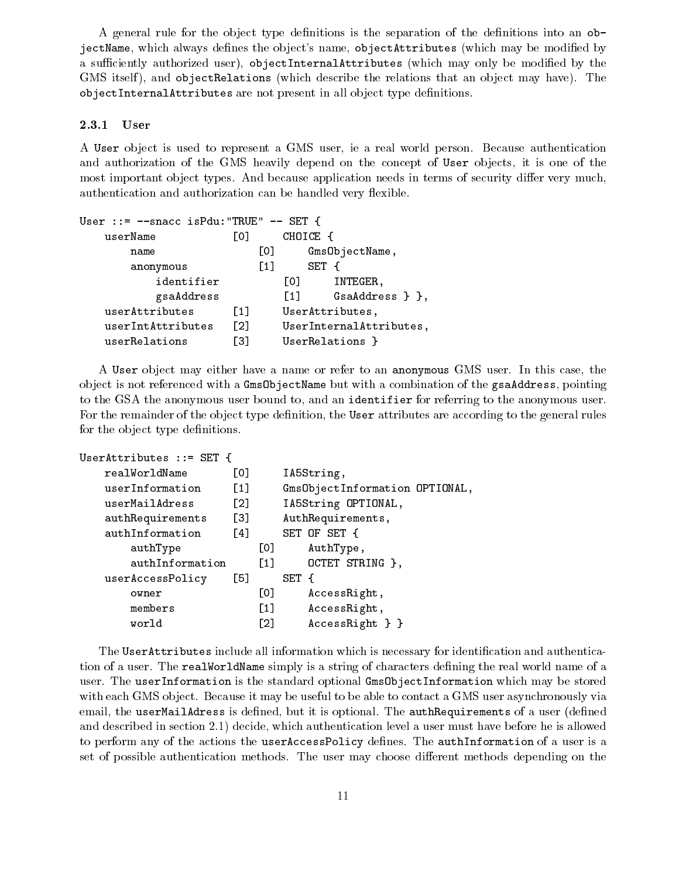A general rule for the object type definitions is the separation of the definitions into an `objectName`, which always defines the object's name, `objectAttributes` (which may be modified by a sufficiently authorized user), `objectInternalAttributes` (which may only be modified by the GMS itself), and `objectRelations` (which describe the relations that an object may have). The `objectInternalAttributes` are not present in all object type definitions.

### 2.3.1 User

A `User` object is used to represent a GMS user, ie a real world person. Because authentication and authorization of the GMS heavily depend on the concept of `User` objects, it is one of the most important object types. And because application needs in terms of security differ very much, authentication and authorization can be handled very flexible.

```
User ::= --snacc isPdu:"TRUE" -- SET {
    userName            [0]     CHOICE {
        name                [0]     GmsObjectName,
        anonymous           [1]     SET {
            identifier          [0]     INTEGER,
            gsaAddress          [1]     GsaAddress } },
    userAttributes      [1]     UserAttributes,
    userIntAttributes   [2]     UserInternalAttributes,
    userRelations       [3]     UserRelations }
```

A `User` object may either have a name or refer to an `anonymous` GMS user. In this case, the object is not referenced with a `GmsObjectName` but with a combination of the `gsaAddress`, pointing to the GSA the anonymous user bound to, and an `identifier` for referring to the anonymous user. For the remainder of the object type definition, the `User` attributes are according to the general rules for the object type definitions.

```
UserAttributes ::= SET {
    realWorldName       [0]     IA5String,
    userInformation     [1]     GmsObjectInformation OPTIONAL,
    userMailAdress      [2]     IA5String OPTIONAL,
    authRequirements    [3]     AuthRequirements,
    authInformation     [4]     SET OF SET {
        authType            [0]     AuthType,
        authInformation     [1]     OCTET STRING },
    userAccessPolicy    [5]     SET {
        owner               [0]     AccessRight,
        members             [1]     AccessRight,
        world               [2]     AccessRight } }
```

The `UserAttributes` include all information which is necessary for identification and authentication of a user. The `realWorldName` simply is a string of characters defining the real world name of a user. The `userInformation` is the standard optional `GmsObjectInformation` which may be stored with each GMS object. Because it may be useful to be able to contact a GMS user asynchronously via email, the `userMailAdress` is defined, but it is optional. The `authRequirements` of a user (defined and described in section 2.1) decide, which authentication level a user must have before he is allowed to perform any of the actions the `userAccessPolicy` defines. The `authInformation` of a user is a set of possible authentication methods. The user may choose different methods depending on the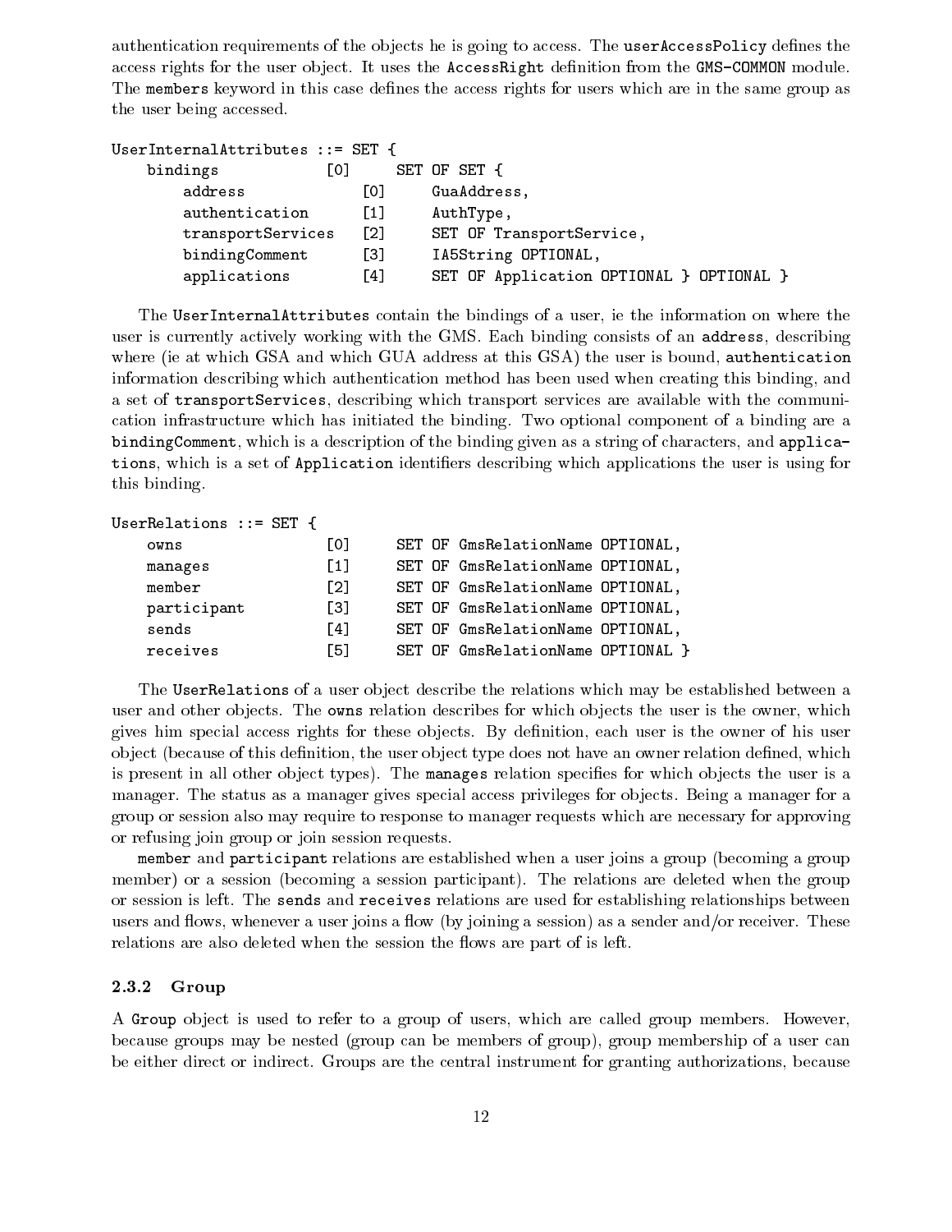authentication requirements of the objects he is going to access. The `userAccessPolicy` defines the access rights for the user object. It uses the `AccessRight` definition from the `GMS-COMMON` module. The `members` keyword in this case defines the access rights for users which are in the same group as the user being accessed.

```
UserInternalAttributes ::= SET {
    bindings            [0]     SET OF SET {
        address             [0]     GuaAddress,
        authentication      [1]     AuthType,
        transportServices   [2]     SET OF TransportService,
        bindingComment      [3]     IA5String OPTIONAL,
        applications        [4]     SET OF Application OPTIONAL } OPTIONAL }
```

The `UserInternalAttributes` contain the bindings of a user, ie the information on where the user is currently actively working with the GMS. Each binding consists of an `address`, describing where (ie at which GSA and which GUA address at this GSA) the user is bound, `authentication` information describing which authentication method has been used when creating this binding, and a set of `transportServices`, describing which transport services are available with the communication infrastructure which has initiated the binding. Two optional component of a binding are a `bindingComment`, which is a description of the binding given as a string of characters, and `applications`, which is a set of `Application` identifiers describing which applications the user is using for this binding.

```
UserRelations ::= SET {
    owns                [0]     SET OF GmsRelationName OPTIONAL,
    manages             [1]     SET OF GmsRelationName OPTIONAL,
    member              [2]     SET OF GmsRelationName OPTIONAL,
    participant         [3]     SET OF GmsRelationName OPTIONAL,
    sends               [4]     SET OF GmsRelationName OPTIONAL,
    receives            [5]     SET OF GmsRelationName OPTIONAL }
```

The `UserRelations` of a user object describe the relations which may be established between a user and other objects. The `owns` relation describes for which objects the user is the owner, which gives him special access rights for these objects. By definition, each user is the owner of his user object (because of this definition, the user object type does not have an owner relation defined, which is present in all other object types). The `manages` relation specifies for which objects the user is a manager. The status as a manager gives special access privileges for objects. Being a manager for a group or session also may require to response to manager requests which are necessary for approving or refusing join group or join session requests.

`member` and `participant` relations are established when a user joins a group (becoming a group member) or a session (becoming a session participant). The relations are deleted when the group or session is left. The `sends` and `receives` relations are used for establishing relationships between users and flows, whenever a user joins a flow (by joining a session) as a sender and/or receiver. These relations are also deleted when the session the flows are part of is left.

### 2.3.2 Group

A `Group` object is used to refer to a group of users, which are called group members. However, because groups may be nested (group can be members of group), group membership of a user can be either direct or indirect. Groups are the central instrument for granting authorizations, because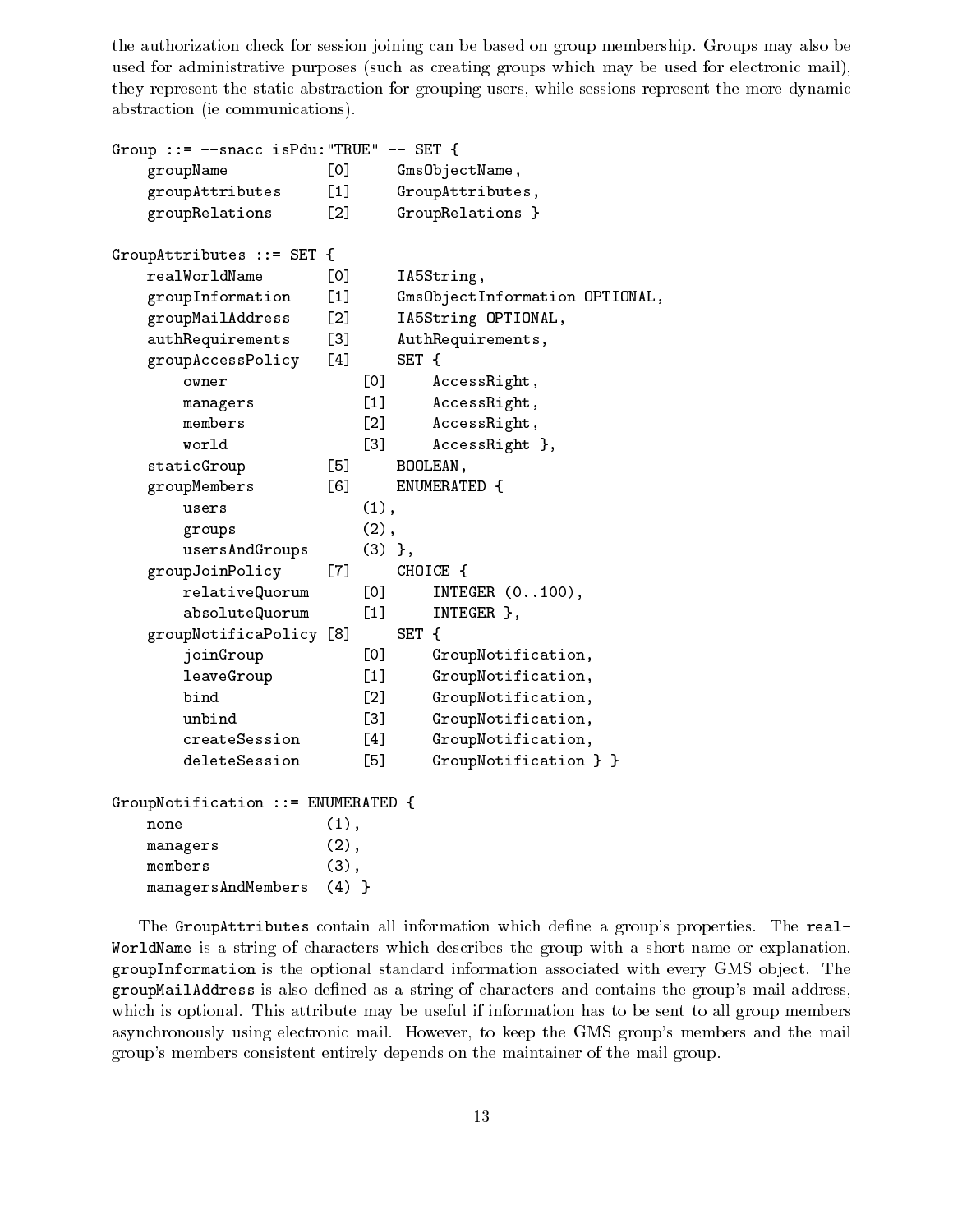the authorization check for session joining can be based on group membership. Groups may also be used for administrative purposes (such as creating groups which may be used for electronic mail), they represent the static abstraction for grouping users, while sessions represent the more dynamic abstraction (ie communications).

```
Group ::= --snacc isPdu:"TRUE" -- SET {
    groupName           [0]     GmsObjectName,
    groupAttributes     [1]     GroupAttributes,
    groupRelations      [2]     GroupRelations }

GroupAttributes ::= SET {
    realWorldName       [0]     IA5String,
    groupInformation    [1]     GmsObjectInformation OPTIONAL,
    groupMailAddress    [2]     IA5String OPTIONAL,
    authRequirements    [3]     AuthRequirements,
    groupAccessPolicy   [4]     SET {
        owner               [0]     AccessRight,
        managers            [1]     AccessRight,
        members             [2]     AccessRight,
        world               [3]     AccessRight },
    staticGroup         [5]     BOOLEAN,
    groupMembers        [6]     ENUMERATED {
        users               (1),
        groups              (2),
        usersAndGroups      (3) },
    groupJoinPolicy     [7]     CHOICE {
        relativeQuorum      [0]     INTEGER (0..100),
        absoluteQuorum      [1]     INTEGER },
    groupNotificaPolicy [8]     SET {
        joinGroup           [0]     GroupNotification,
        leaveGroup          [1]     GroupNotification,
        bind                [2]     GroupNotification,
        unbind              [3]     GroupNotification,
        createSession       [4]     GroupNotification,
        deleteSession       [5]     GroupNotification } }

GroupNotification ::= ENUMERATED {
    none                (1),
    managers            (2),
    members             (3),
    managersAndMembers  (4) }
```

The `GroupAttributes` contain all information which define a group's properties. The `realWorldName` is a string of characters which describes the group with a short name or explanation. `groupInformation` is the optional standard information associated with every GMS object. The `groupMailAddress` is also defined as a string of characters and contains the group's mail address, which is optional. This attribute may be useful if information has to be sent to all group members asynchronously using electronic mail. However, to keep the GMS group's members and the mail group's members consistent entirely depends on the maintainer of the mail group.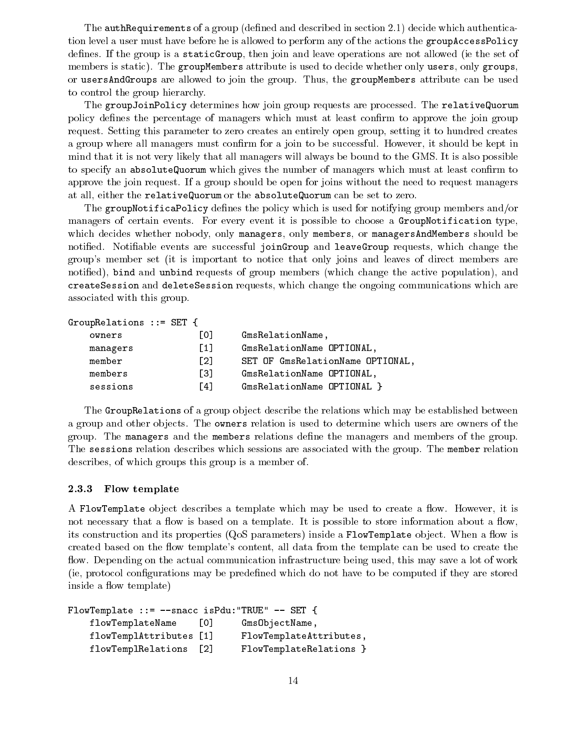The `authRequirements` of a group (defined and described in section 2.1) decide which authentication level a user must have before he is allowed to perform any of the actions the `groupAccessPolicy` defines. If the group is a `staticGroup`, then join and leave operations are not allowed (ie the set of members is static). The `groupMembers` attribute is used to decide whether only `users`, only `groups`, or `usersAndGroups` are allowed to join the group. Thus, the `groupMembers` attribute can be used to control the group hierarchy.

The `groupJoinPolicy` determines how join group requests are processed. The `relativeQuorum` policy defines the percentage of managers which must at least confirm to approve the join group request. Setting this parameter to zero creates an entirely open group, setting it to hundred creates a group where all managers must confirm for a join to be successful. However, it should be kept in mind that it is not very likely that all managers will always be bound to the GMS. It is also possible to specify an `absoluteQuorum` which gives the number of managers which must at least confirm to approve the join request. If a group should be open for joins without the need to request managers at all, either the `relativeQuorum` or the `absoluteQuorum` can be set to zero.

The `groupNotificaPolicy` defines the policy which is used for notifying group members and/or managers of certain events. For every event it is possible to choose a `GroupNotification` type, which decides whether nobody, only `managers`, only `members`, or `managersAndMembers` should be notified. Notifiable events are successful `joinGroup` and `leaveGroup` requests, which change the group's member set (it is important to notice that only joins and leaves of direct members are notified), `bind` and `unbind` requests of group members (which change the active population), and `createSession` and `deleteSession` requests, which change the ongoing communications which are associated with this group.

```
GroupRelations ::= SET {
    owners              [0]     GmsRelationName,
    managers            [1]     GmsRelationName OPTIONAL,
    member              [2]     SET OF GmsRelationName OPTIONAL,
    members             [3]     GmsRelationName OPTIONAL,
    sessions            [4]     GmsRelationName OPTIONAL }
```

The `GroupRelations` of a group object describe the relations which may be established between a group and other objects. The `owners` relation is used to determine which users are owners of the group. The `managers` and the `members` relations define the managers and members of the group. The `sessions` relation describes which sessions are associated with the group. The `member` relation describes, of which groups this group is a member of.

### 2.3.3 Flow template

A `FlowTemplate` object describes a template which may be used to create a flow. However, it is not necessary that a flow is based on a template. It is possible to store information about a flow, its construction and its properties (QoS parameters) inside a `FlowTemplate` object. When a flow is created based on the flow template's content, all data from the template can be used to create the flow. Depending on the actual communication infrastructure being used, this may save a lot of work (ie, protocol configurations may be predefined which do not have to be computed if they are stored inside a flow template)

```
FlowTemplate ::= --snacc isPdu:"TRUE" -- SET {
    flowTemplateName     [0]     GmsObjectName,
    flowTemplAttributes  [1]     FlowTemplateAttributes,
    flowTemplRelations   [2]     FlowTemplateRelations }
```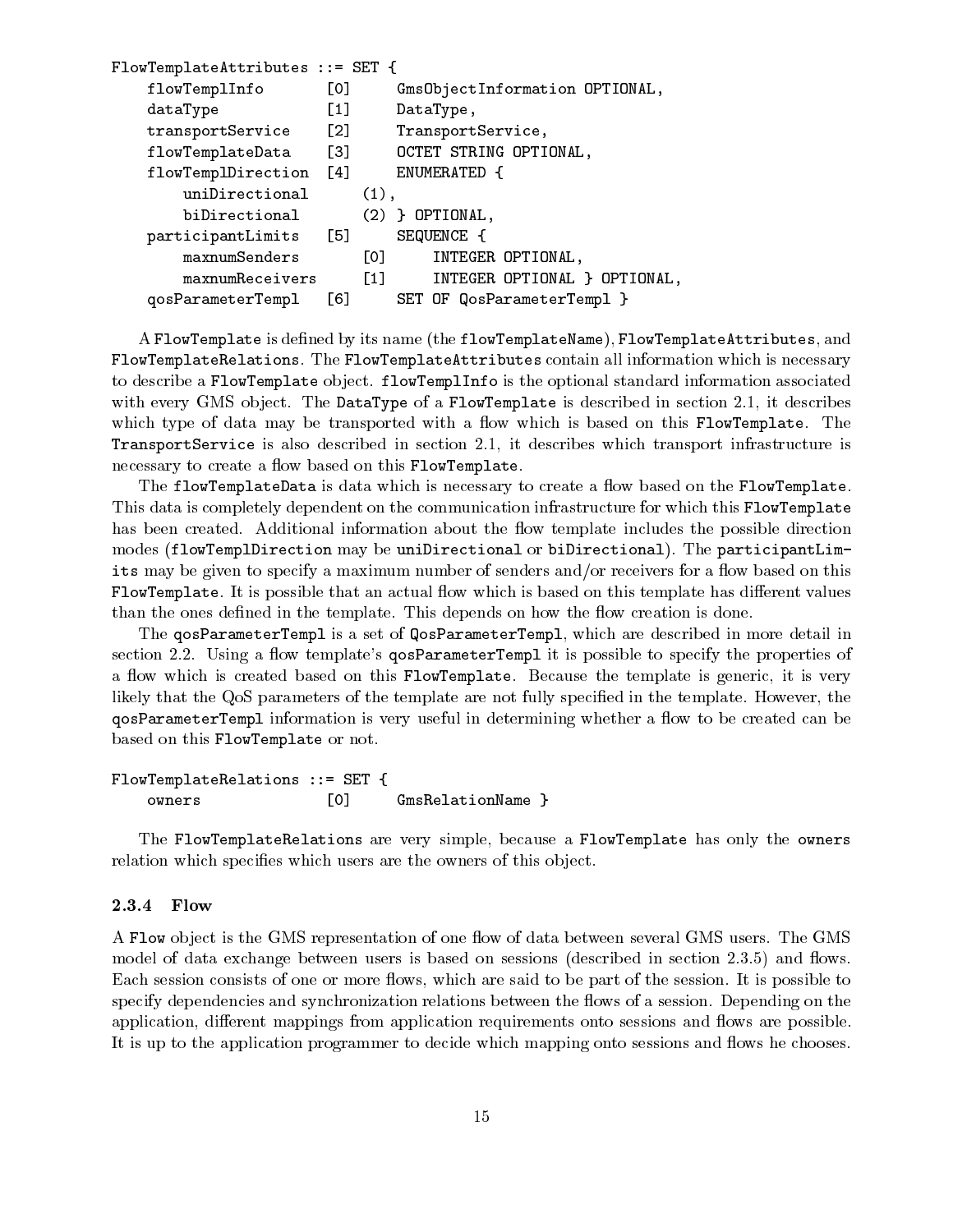```
FlowTemplateAttributes ::= SET {
    flowTemplInfo       [0]     GmsObjectInformation OPTIONAL,
    dataType            [1]     DataType,
    transportService    [2]     TransportService,
    flowTemplateData    [3]     OCTET STRING OPTIONAL,
    flowTemplDirection  [4]     ENUMERATED {
        uniDirectional      (1),
        biDirectional       (2) } OPTIONAL,
    participantLimits   [5]     SEQUENCE {
        maxnumSenders       [0]     INTEGER OPTIONAL,
        maxnumReceivers     [1]     INTEGER OPTIONAL } OPTIONAL,
    qosParameterTempl   [6]     SET OF QosParameterTempl }
```

A `FlowTemplate` is defined by its name (the `flowTemplateName`), `FlowTemplateAttributes`, and `FlowTemplateRelations`. The `FlowTemplateAttributes` contain all information which is necessary to describe a `FlowTemplate` object. `flowTemplInfo` is the optional standard information associated with every GMS object. The `DataType` of a `FlowTemplate` is described in section 2.1, it describes which type of data may be transported with a flow which is based on this `FlowTemplate`. The `TransportService` is also described in section 2.1, it describes which transport infrastructure is necessary to create a flow based on this `FlowTemplate`.

The `flowTemplateData` is data which is necessary to create a flow based on the `FlowTemplate`. This data is completely dependent on the communication infrastructure for which this `FlowTemplate` has been created. Additional information about the flow template includes the possible direction modes (`flowTemplDirection` may be `uniDirectional` or `biDirectional`). The `participantLimits` may be given to specify a maximum number of senders and/or receivers for a flow based on this `FlowTemplate`. It is possible that an actual flow which is based on this template has different values than the ones defined in the template. This depends on how the flow creation is done.

The `qosParameterTempl` is a set of `QosParameterTempl`, which are described in more detail in section 2.2. Using a flow template's `qosParameterTempl` it is possible to specify the properties of a flow which is created based on this `FlowTemplate`. Because the template is generic, it is very likely that the QoS parameters of the template are not fully specified in the template. However, the `qosParameterTempl` information is very useful in determining whether a flow to be created can be based on this `FlowTemplate` or not.

```
FlowTemplateRelations ::= SET {
    owners              [0]     GmsRelationName }
```

The `FlowTemplateRelations` are very simple, because a `FlowTemplate` has only the `owners` relation which specifies which users are the owners of this object.

### 2.3.4 Flow

A `Flow` object is the GMS representation of one flow of data between several GMS users. The GMS model of data exchange between users is based on sessions (described in section 2.3.5) and flows. Each session consists of one or more flows, which are said to be part of the session. It is possible to specify dependencies and synchronization relations between the flows of a session. Depending on the application, different mappings from application requirements onto sessions and flows are possible. It is up to the application programmer to decide which mapping onto sessions and flows he chooses.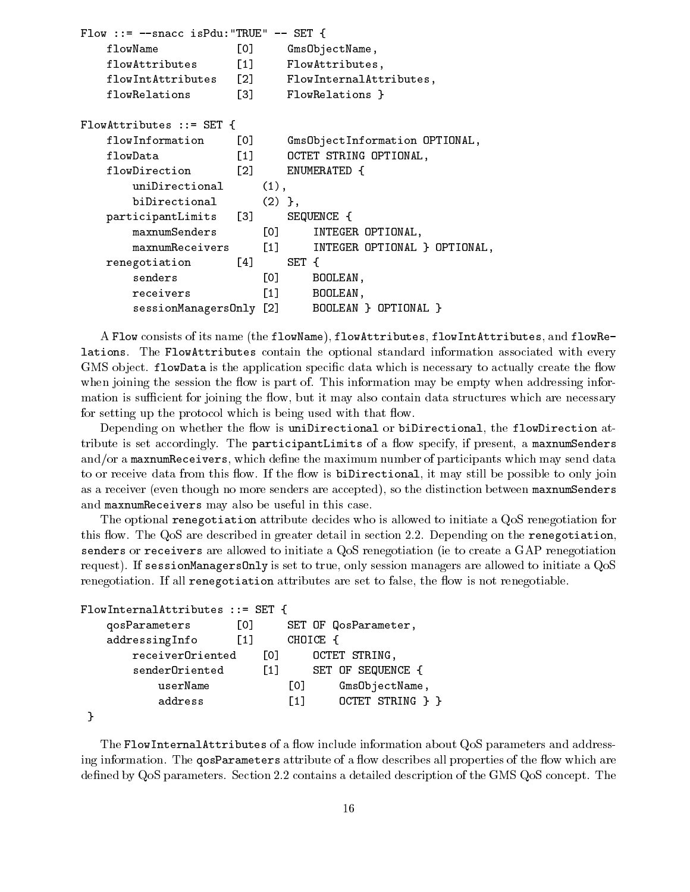```
Flow ::= --snacc isPdu:"TRUE" -- SET {
    flowName            [0]     GmsObjectName,
    flowAttributes      [1]     FlowAttributes,
    flowIntAttributes   [2]     FlowInternalAttributes,
    flowRelations       [3]     FlowRelations }

FlowAttributes ::= SET {
    flowInformation     [0]     GmsObjectInformation OPTIONAL,
    flowData            [1]     OCTET STRING OPTIONAL,
    flowDirection       [2]     ENUMERATED {
        uniDirectional      (1),
        biDirectional       (2) },
    participantLimits   [3]     SEQUENCE {
        maxnumSenders       [0]     INTEGER OPTIONAL,
        maxnumReceivers     [1]     INTEGER OPTIONAL } OPTIONAL,
    renegotiation       [4]     SET {
        senders             [0]     BOOLEAN,
        receivers           [1]     BOOLEAN,
        sessionManagersOnly [2]     BOOLEAN } OPTIONAL }
```

A `Flow` consists of its name (the `flowName`), `flowAttributes`, `flowIntAttributes`, and `flowRelations`. The `FlowAttributes` contain the optional standard information associated with every GMS object. `flowData` is the application specific data which is necessary to actually create the flow when joining the session the flow is part of. This information may be empty when addressing information is sufficient for joining the flow, but it may also contain data structures which are necessary for setting up the protocol which is being used with that flow.

Depending on whether the flow is `uniDirectional` or `biDirectional`, the `flowDirection` attribute is set accordingly. The `participantLimits` of a flow specify, if present, a `maxnumSenders` and/or a `maxnumReceivers`, which define the maximum number of participants which may send data to or receive data from this flow. If the flow is `biDirectional`, it may still be possible to only join as a receiver (even though no more senders are accepted), so the distinction between `maxnumSenders` and `maxnumReceivers` may also be useful in this case.

The optional `renegotiation` attribute decides who is allowed to initiate a QoS renegotiation for this flow. The QoS are described in greater detail in section 2.2. Depending on the `renegotiation`, `senders` or `receivers` are allowed to initiate a QoS renegotiation (ie to create a GAP renegotiation request). If `sessionManagersOnly` is set to true, only session managers are allowed to initiate a QoS renegotiation. If all `renegotiation` attributes are set to false, the flow is not renegotiable.

```
FlowInternalAttributes ::= SET {
    qosParameters       [0]     SET OF QosParameter,
    addressingInfo      [1]     CHOICE {
        receiverOriented    [0]     OCTET STRING,
        senderOriented      [1]     SET OF SEQUENCE {
            userName            [0]     GmsObjectName,
            address             [1]     OCTET STRING } }
}
```

The `FlowInternalAttributes` of a flow include information about QoS parameters and addressing information. The `qosParameters` attribute of a flow describes all properties of the flow which are defined by QoS parameters. Section 2.2 contains a detailed description of the GMS QoS concept. The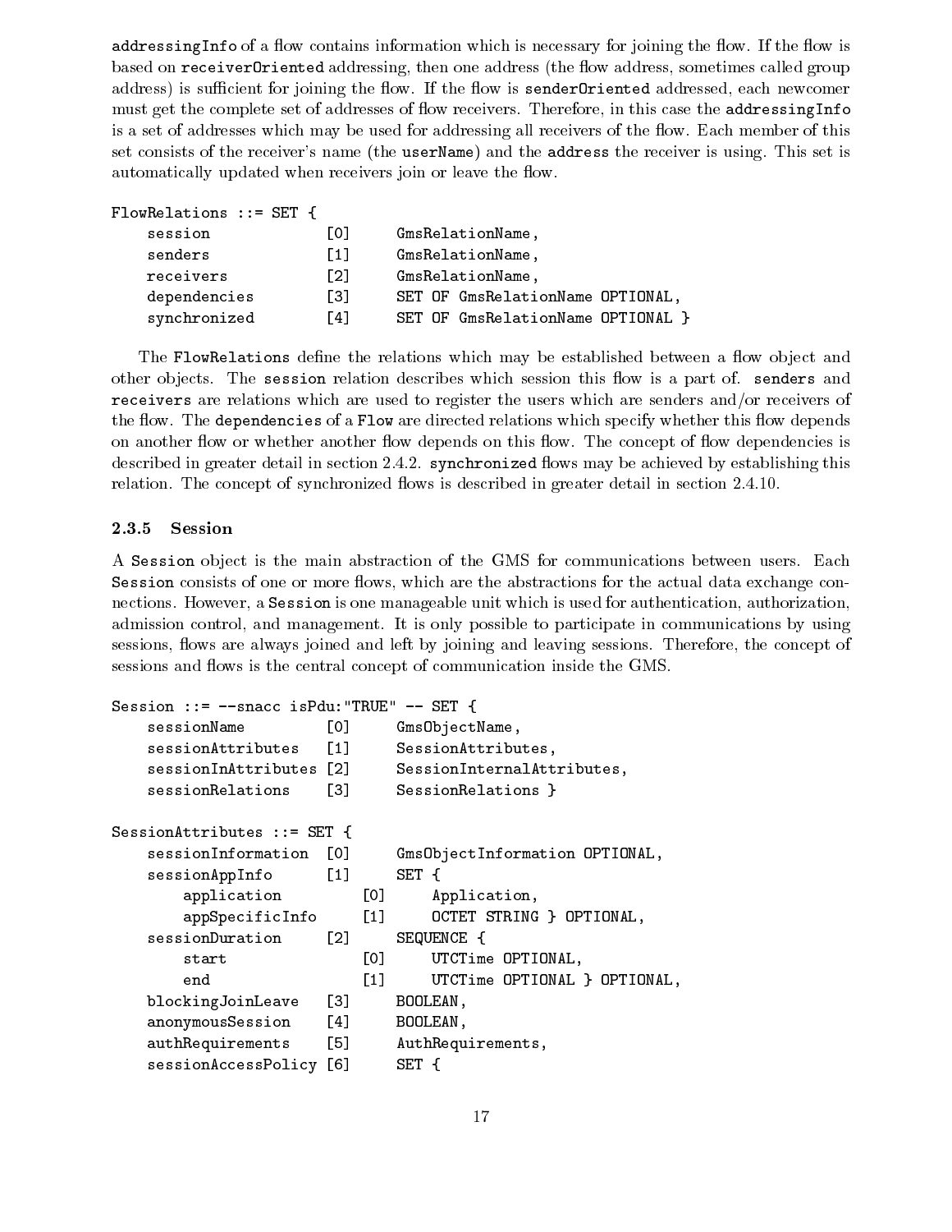`addressingInfo` of a flow contains information which is necessary for joining the flow. If the flow is based on `receiverOriented` addressing, then one address (the flow address, sometimes called group address) is sufficient for joining the flow. If the flow is `senderOriented` addressed, each newcomer must get the complete set of addresses of flow receivers. Therefore, in this case the `addressingInfo` is a set of addresses which may be used for addressing all receivers of the flow. Each member of this set consists of the receiver's name (the `userName`) and the `address` the receiver is using. This set is automatically updated when receivers join or leave the flow.

```
FlowRelations ::= SET {
    session             [0]     GmsRelationName,
    senders             [1]     GmsRelationName,
    receivers           [2]     GmsRelationName,
    dependencies        [3]     SET OF GmsRelationName OPTIONAL,
    synchronized        [4]     SET OF GmsRelationName OPTIONAL }
```

The `FlowRelations` define the relations which may be established between a flow object and other objects. The `session` relation describes which session this flow is a part of. `senders` and `receivers` are relations which are used to register the users which are senders and/or receivers of the flow. The `dependencies` of a `Flow` are directed relations which specify whether this flow depends on another flow or whether another flow depends on this flow. The concept of flow dependencies is described in greater detail in section 2.4.2. `synchronized` flows may be achieved by establishing this relation. The concept of synchronized flows is described in greater detail in section 2.4.10.

### 2.3.5 Session

A `Session` object is the main abstraction of the GMS for communications between users. Each `Session` consists of one or more flows, which are the abstractions for the actual data exchange connections. However, a `Session` is one manageable unit which is used for authentication, authorization, admission control, and management. It is only possible to participate in communications by using sessions, flows are always joined and left by joining and leaving sessions. Therefore, the concept of sessions and flows is the central concept of communication inside the GMS.

```
Session ::= --snacc isPdu:"TRUE" -- SET {
    sessionName         [0]     GmsObjectName,
    sessionAttributes   [1]     SessionAttributes,
    sessionInAttributes [2]     SessionInternalAttributes,
    sessionRelations    [3]     SessionRelations }

SessionAttributes ::= SET {
    sessionInformation  [0]     GmsObjectInformation OPTIONAL,
    sessionAppInfo      [1]     SET {
        application         [0]     Application,
        appSpecificInfo     [1]     OCTET STRING } OPTIONAL,
    sessionDuration     [2]     SEQUENCE {
        start               [0]     UTCTime OPTIONAL,
        end                 [1]     UTCTime OPTIONAL } OPTIONAL,
    blockingJoinLeave   [3]     BOOLEAN,
    anonymousSession    [4]     BOOLEAN,
    authRequirements    [5]     AuthRequirements,
    sessionAccessPolicy [6]     SET {
```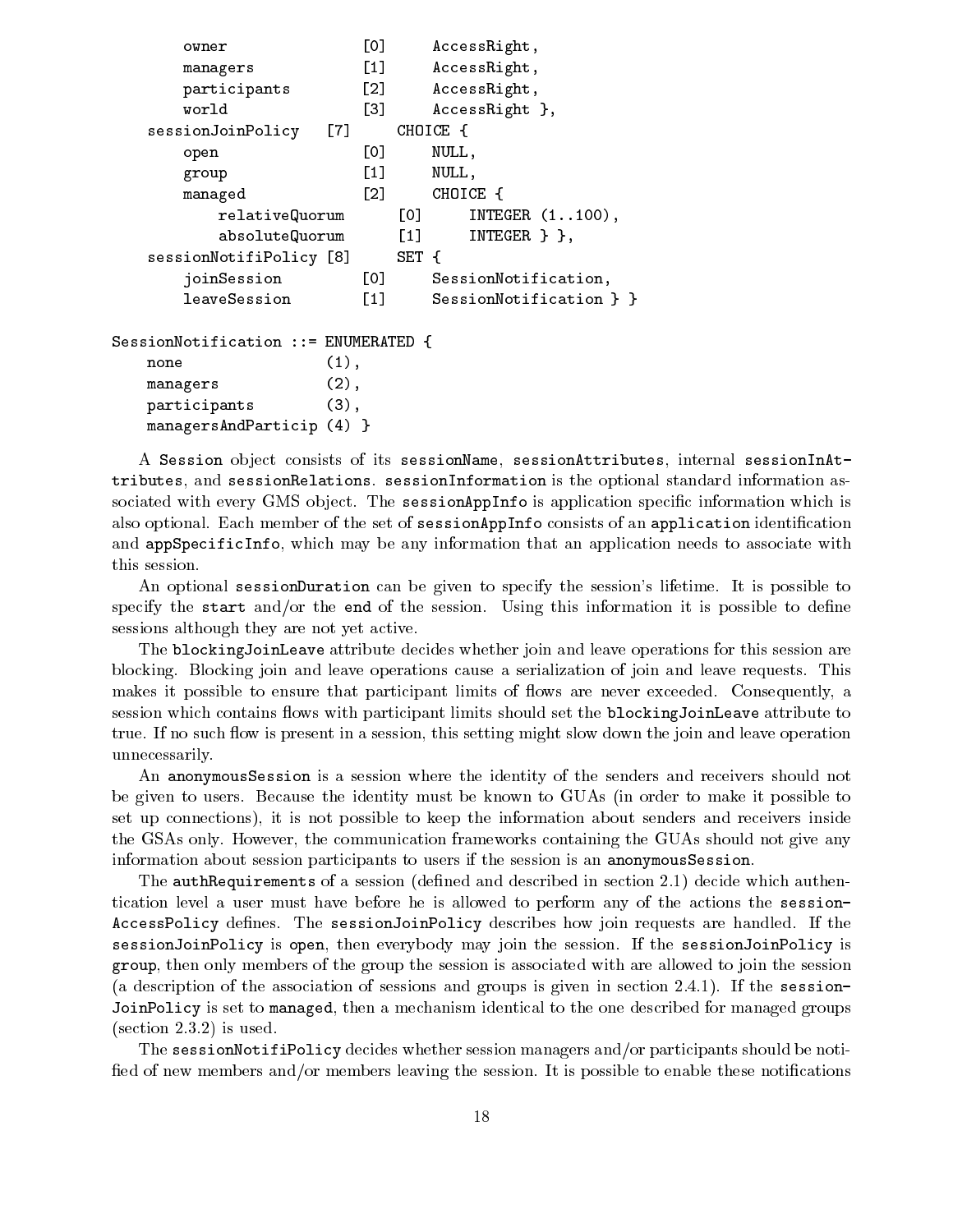```
        owner               [0]     AccessRight,
        managers            [1]     AccessRight,
        participants        [2]     AccessRight,
        world               [3]     AccessRight },
    sessionJoinPolicy   [7]     CHOICE {
        open                [0]     NULL,
        group               [1]     NULL,
        managed             [2]     CHOICE {
            relativeQuorum      [0]     INTEGER (1..100),
            absoluteQuorum      [1]     INTEGER } },
    sessionNotifiPolicy [8]     SET {
        joinSession         [0]     SessionNotification,
        leaveSession        [1]     SessionNotification } }

SessionNotification ::= ENUMERATED {
    none                (1),
    managers            (2),
    participants        (3),
    managersAndParticip (4) }
```

A `Session` object consists of its `sessionName`, `sessionAttributes`, internal `sessionInAttributes`, and `sessionRelations`. `sessionInformation` is the optional standard information associated with every GMS object. The `sessionAppInfo` is application specific information which is also optional. Each member of the set of `sessionAppInfo` consists of an `application` identification and `appSpecificInfo`, which may be any information that an application needs to associate with this session.

An optional `sessionDuration` can be given to specify the session's lifetime. It is possible to specify the `start` and/or the `end` of the session. Using this information it is possible to define sessions although they are not yet active.

The `blockingJoinLeave` attribute decides whether join and leave operations for this session are blocking. Blocking join and leave operations cause a serialization of join and leave requests. This makes it possible to ensure that participant limits of flows are never exceeded. Consequently, a session which contains flows with participant limits should set the `blockingJoinLeave` attribute to true. If no such flow is present in a session, this setting might slow down the join and leave operation unnecessarily.

An `anonymousSession` is a session where the identity of the senders and receivers should not be given to users. Because the identity must be known to GUAs (in order to make it possible to set up connections), it is not possible to keep the information about senders and receivers inside the GSAs only. However, the communication frameworks containing the GUAs should not give any information about session participants to users if the session is an `anonymousSession`.

The `authRequirements` of a session (defined and described in section 2.1) decide which authentication level a user must have before he is allowed to perform any of the actions the `sessionAccessPolicy` defines. The `sessionJoinPolicy` describes how join requests are handled. If the `sessionJoinPolicy` is `open`, then everybody may join the session. If the `sessionJoinPolicy` is `group`, then only members of the group the session is associated with are allowed to join the session (a description of the association of sessions and groups is given in section 2.4.1). If the `sessionJoinPolicy` is set to `managed`, then a mechanism identical to the one described for managed groups (section 2.3.2) is used.

The `sessionNotifiPolicy` decides whether session managers and/or participants should be notified of new members and/or members leaving the session. It is possible to enable these notifications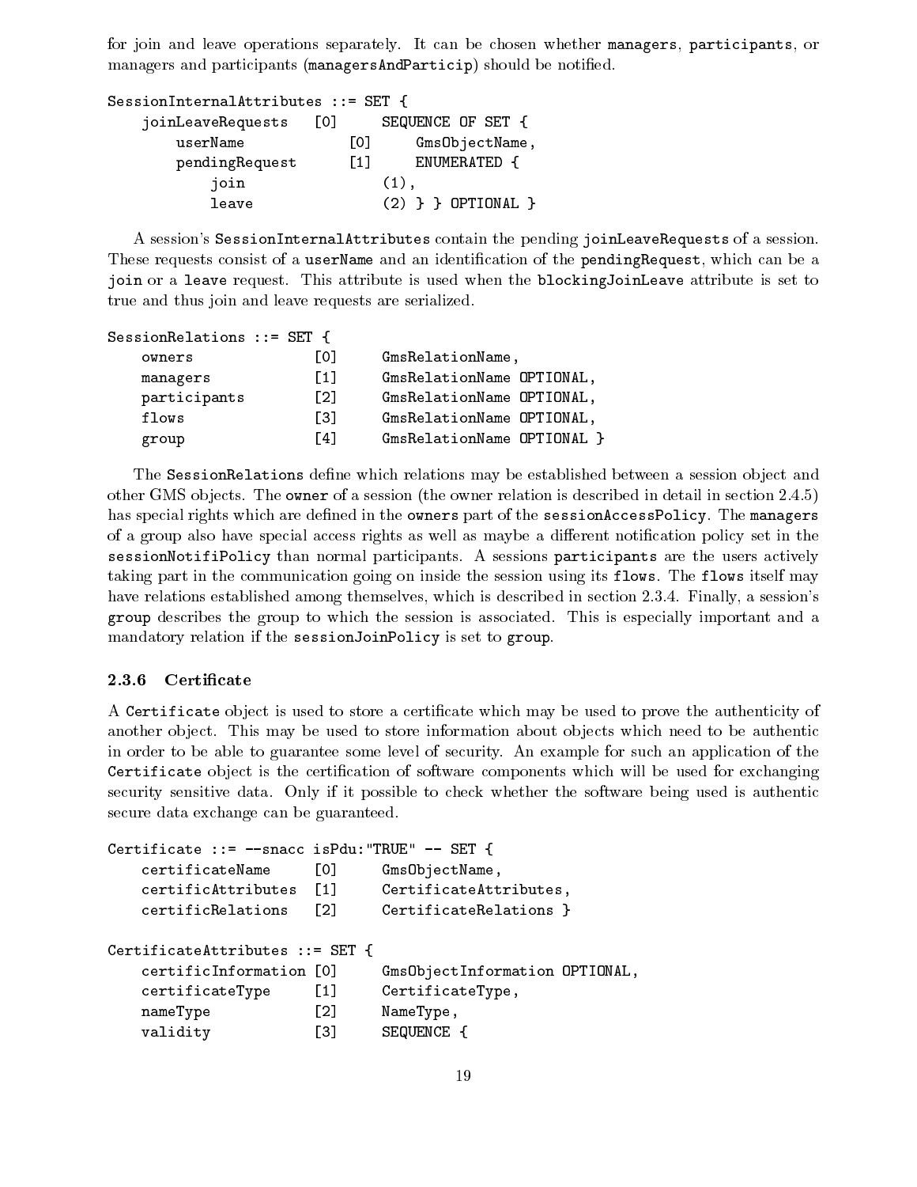for join and leave operations separately. It can be chosen whether `managers`, `participants`, or managers and participants (`managersAndParticip`) should be notified.

```
SessionInternalAttributes ::= SET {
    joinLeaveRequests   [0]     SEQUENCE OF SET {
        userName            [0]     GmsObjectName,
        pendingRequest      [1]     ENUMERATED {
            join                    (1),
            leave                   (2) } } OPTIONAL }
```

A session's `SessionInternalAttributes` contain the pending `joinLeaveRequests` of a session. These requests consist of a `userName` and an identification of the `pendingRequest`, which can be a `join` or a `leave` request. This attribute is used when the `blockingJoinLeave` attribute is set to true and thus join and leave requests are serialized.

```
SessionRelations ::= SET {
    owners              [0]     GmsRelationName,
    managers            [1]     GmsRelationName OPTIONAL,
    participants        [2]     GmsRelationName OPTIONAL,
    flows               [3]     GmsRelationName OPTIONAL,
    group               [4]     GmsRelationName OPTIONAL }
```

The `SessionRelations` define which relations may be established between a session object and other GMS objects. The `owner` of a session (the owner relation is described in detail in section 2.4.5) has special rights which are defined in the `owners` part of the `sessionAccessPolicy`. The `managers` of a group also have special access rights as well as maybe a different notification policy set in the `sessionNotifiPolicy` than normal participants. A sessions `participants` are the users actively taking part in the communication going on inside the session using its `flows`. The `flows` itself may have relations established among themselves, which is described in section 2.3.4. Finally, a session's `group` describes the group to which the session is associated. This is especially important and a mandatory relation if the `sessionJoinPolicy` is set to `group`.

### 2.3.6 Certificate

A `Certificate` object is used to store a certificate which may be used to prove the authenticity of another object. This may be used to store information about objects which need to be authentic in order to be able to guarantee some level of security. An example for such an application of the `Certificate` object is the certification of software components which will be used for exchanging security sensitive data. Only if it possible to check whether the software being used is authentic secure data exchange can be guaranteed.

```
Certificate ::= --snacc isPdu:"TRUE" -- SET {
    certificateName     [0]     GmsObjectName,
    certificAttributes  [1]     CertificateAttributes,
    certificRelations   [2]     CertificateRelations }

CertificateAttributes ::= SET {
    certificInformation [0]     GmsObjectInformation OPTIONAL,
    certificateType     [1]     CertificateType,
    nameType            [2]     NameType,
    validity            [3]     SEQUENCE {
```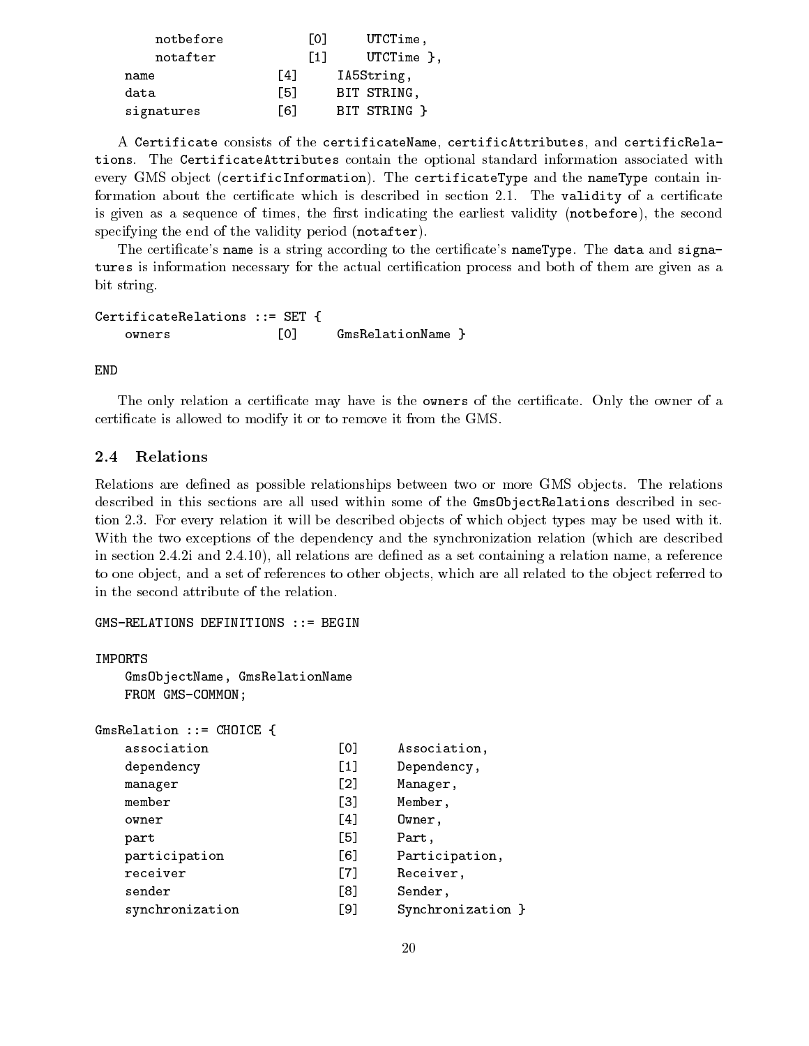```
        notbefore           [0]      UTCTime,
        notafter            [1]      UTCTime },
    name                [4]      IA5String,
    data                [5]      BIT STRING,
    signatures          [6]      BIT STRING }
```

A `Certificate` consists of the `certificateName`, `certificAttributes`, and `certificRelations`. The `CertificateAttributes` contain the optional standard information associated with every GMS object (`certificInformation`). The `certificateType` and the `nameType` contain information about the certificate which is described in section 2.1. The `validity` of a certificate is given as a sequence of times, the first indicating the earliest validity (`notbefore`), the second specifying the end of the validity period (`notafter`).

The certificate's `name` is a string according to the certificate's `nameType`. The `data` and `signatures` is information necessary for the actual certification process and both of them are given as a bit string.

```
CertificateRelations ::= SET {
    owners              [0]      GmsRelationName }

END
```

The only relation a certificate may have is the `owners` of the certificate. Only the owner of a certificate is allowed to modify it or to remove it from the GMS.

## 2.4 Relations

Relations are defined as possible relationships between two or more GMS objects. The relations described in this sections are all used within some of the `GmsObjectRelations` described in section 2.3. For every relation it will be described objects of which object types may be used with it. With the two exceptions of the dependency and the synchronization relation (which are described in section 2.4.2i and 2.4.10), all relations are defined as a set containing a relation name, a reference to one object, and a set of references to other objects, which are all related to the object referred to in the second attribute of the relation.

```
GMS-RELATIONS DEFINITIONS ::= BEGIN

IMPORTS
    GmsObjectName, GmsRelationName
    FROM GMS-COMMON;

GmsRelation ::= CHOICE {
    association                 [0]      Association,
    dependency                  [1]      Dependency,
    manager                     [2]      Manager,
    member                      [3]      Member,
    owner                       [4]      Owner,
    part                        [5]      Part,
    participation               [6]      Participation,
    receiver                    [7]      Receiver,
    sender                      [8]      Sender,
    synchronization             [9]      Synchronization }
```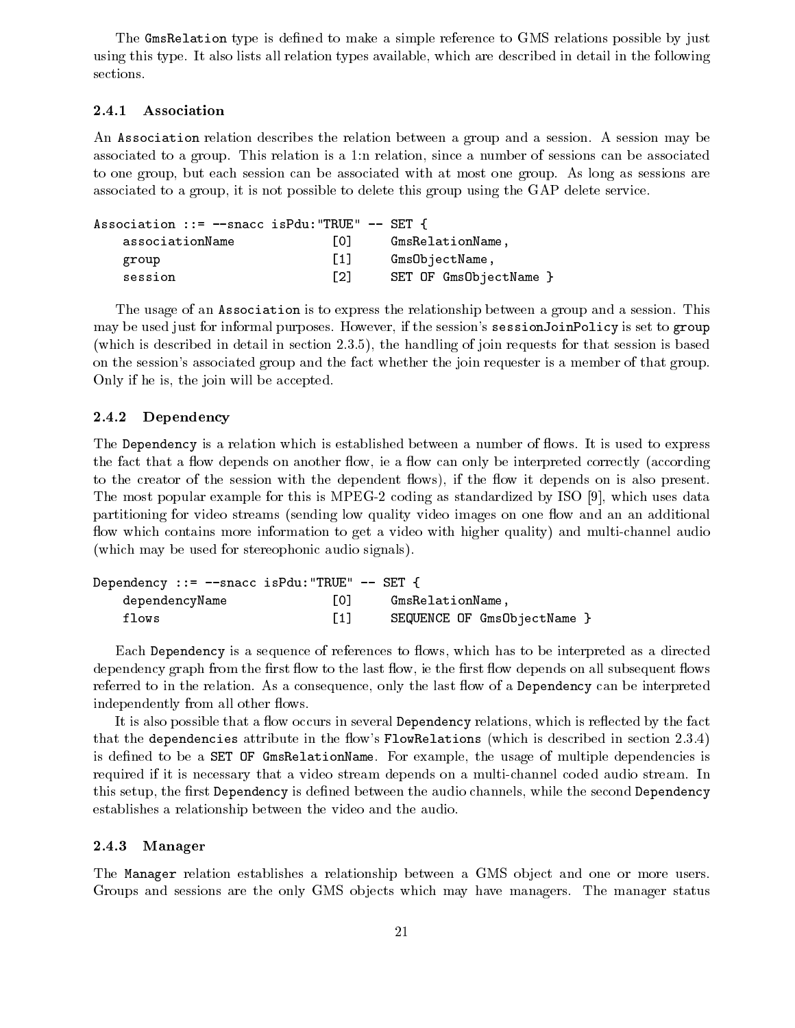The `GmsRelation` type is defined to make a simple reference to GMS relations possible by just using this type. It also lists all relation types available, which are described in detail in the following sections.

### 2.4.1 Association

An `Association` relation describes the relation between a group and a session. A session may be associated to a group. This relation is a 1:n relation, since a number of sessions can be associated to one group, but each session can be associated with at most one group. As long as sessions are associated to a group, it is not possible to delete this group using the GAP delete service.

```
Association ::= --snacc isPdu:"TRUE" -- SET {
    associationName            [0]     GmsRelationName,
    group                      [1]     GmsObjectName,
    session                    [2]     SET OF GmsObjectName }
```

The usage of an `Association` is to express the relationship between a group and a session. This may be used just for informal purposes. However, if the session's `sessionJoinPolicy` is set to `group` (which is described in detail in section 2.3.5), the handling of join requests for that session is based on the session's associated group and the fact whether the join requester is a member of that group. Only if he is, the join will be accepted.

### 2.4.2 Dependency

The `Dependency` is a relation which is established between a number of flows. It is used to express the fact that a flow depends on another flow, ie a flow can only be interpreted correctly (according to the creator of the session with the dependent flows), if the flow it depends on is also present. The most popular example for this is MPEG-2 coding as standardized by ISO [9], which uses data partitioning for video streams (sending low quality video images on one flow and an an additional flow which contains more information to get a video with higher quality) and multi-channel audio (which may be used for stereophonic audio signals).

```
Dependency ::= --snacc isPdu:"TRUE" -- SET {
    dependencyName             [0]     GmsRelationName,
    flows                      [1]     SEQUENCE OF GmsObjectName }
```

Each `Dependency` is a sequence of references to flows, which has to be interpreted as a directed dependency graph from the first flow to the last flow, ie the first flow depends on all subsequent flows referred to in the relation. As a consequence, only the last flow of a `Dependency` can be interpreted independently from all other flows.

It is also possible that a flow occurs in several `Dependency` relations, which is reflected by the fact that the `dependencies` attribute in the flow's `FlowRelations` (which is described in section 2.3.4) is defined to be a `SET OF GmsRelationName`. For example, the usage of multiple dependencies is required if it is necessary that a video stream depends on a multi-channel coded audio stream. In this setup, the first `Dependency` is defined between the audio channels, while the second `Dependency` establishes a relationship between the video and the audio.

### 2.4.3 Manager

The `Manager` relation establishes a relationship between a GMS object and one or more users. Groups and sessions are the only GMS objects which may have managers. The manager status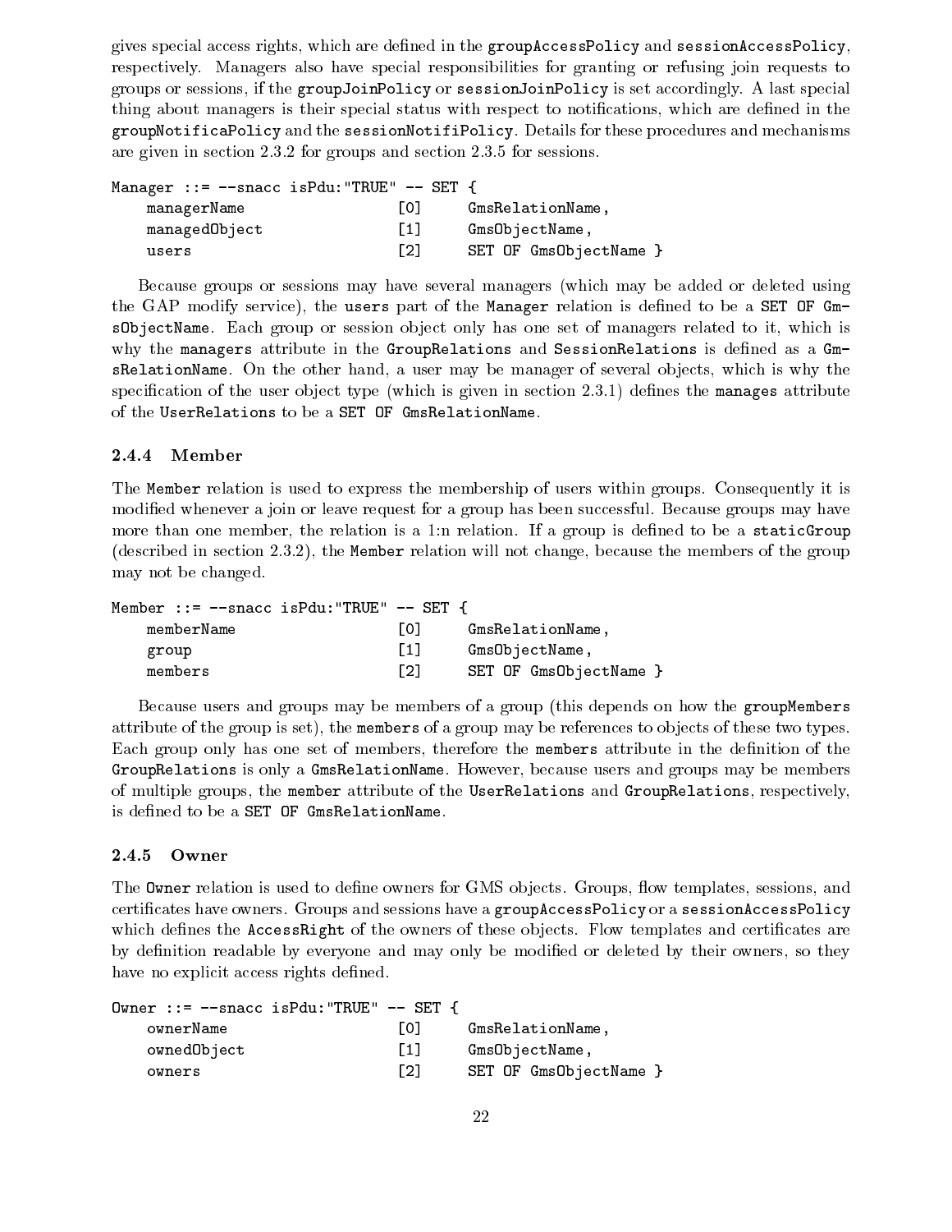gives special access rights, which are defined in the `groupAccessPolicy` and `sessionAccessPolicy`, respectively. Managers also have special responsibilities for granting or refusing join requests to groups or sessions, if the `groupJoinPolicy` or `sessionJoinPolicy` is set accordingly. A last special thing about managers is their special status with respect to notifications, which are defined in the `groupNotificaPolicy` and the `sessionNotifiPolicy`. Details for these procedures and mechanisms are given in section 2.3.2 for groups and section 2.3.5 for sessions.

```
Manager ::= --snacc isPdu:"TRUE" -- SET {
    managerName                 [0]     GmsRelationName,
    managedObject               [1]     GmsObjectName,
    users                       [2]     SET OF GmsObjectName }
```

Because groups or sessions may have several managers (which may be added or deleted using the GAP modify service), the `users` part of the `Manager` relation is defined to be a `SET OF GmsObjectName`. Each group or session object only has one set of managers related to it, which is why the `managers` attribute in the `GroupRelations` and `SessionRelations` is defined as a `GmsRelationName`. On the other hand, a user may be manager of several objects, which is why the specification of the user object type (which is given in section 2.3.1) defines the `manages` attribute of the `UserRelations` to be a `SET OF GmsRelationName`.

### 2.4.4 Member

The `Member` relation is used to express the membership of users within groups. Consequently it is modified whenever a join or leave request for a group has been successful. Because groups may have more than one member, the relation is a 1:n relation. If a group is defined to be a `staticGroup` (described in section 2.3.2), the `Member` relation will not change, because the members of the group may not be changed.

```
Member ::= --snacc isPdu:"TRUE" -- SET {
    memberName                  [0]     GmsRelationName,
    group                       [1]     GmsObjectName,
    members                     [2]     SET OF GmsObjectName }
```

Because users and groups may be members of a group (this depends on how the `groupMembers` attribute of the group is set), the `members` of a group may be references to objects of these two types. Each group only has one set of members, therefore the `members` attribute in the definition of the `GroupRelations` is only a `GmsRelationName`. However, because users and groups may be members of multiple groups, the `member` attribute of the `UserRelations` and `GroupRelations`, respectively, is defined to be a `SET OF GmsRelationName`.

### 2.4.5 Owner

The `Owner` relation is used to define owners for GMS objects. Groups, flow templates, sessions, and certificates have owners. Groups and sessions have a `groupAccessPolicy` or a `sessionAccessPolicy` which defines the `AccessRight` of the owners of these objects. Flow templates and certificates are by definition readable by everyone and may only be modified or deleted by their owners, so they have no explicit access rights defined.

```
Owner ::= --snacc isPdu:"TRUE" -- SET {
    ownerName                   [0]     GmsRelationName,
    ownedObject                 [1]     GmsObjectName,
    owners                      [2]     SET OF GmsObjectName }
```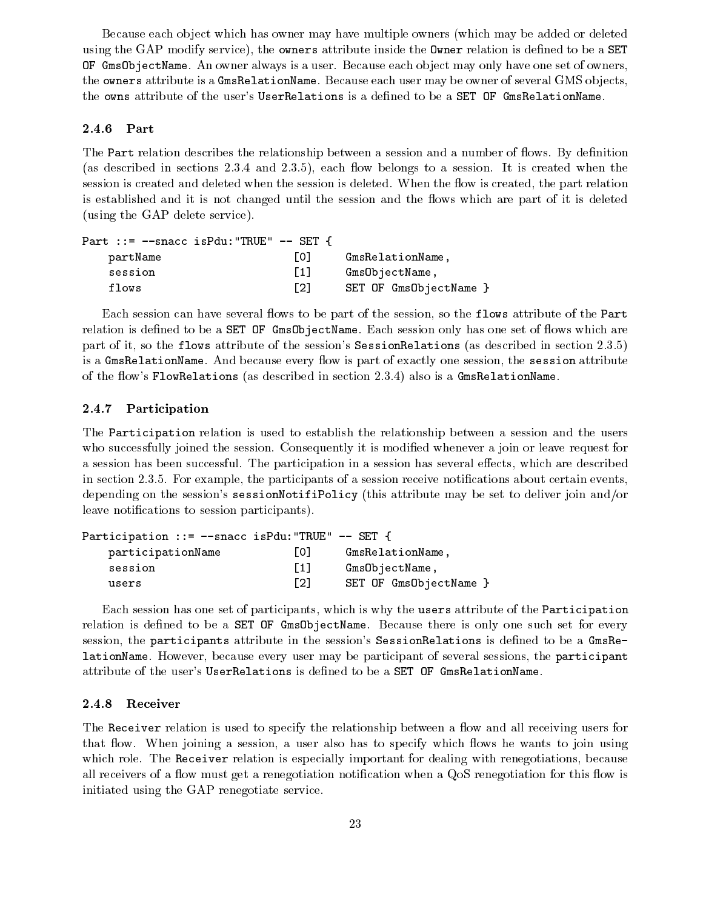Because each object which has owner may have multiple owners (which may be added or deleted using the GAP modify service), the `owners` attribute inside the `Owner` relation is defined to be a `SET OF GmsObjectName`. An owner always is a user. Because each object may only have one set of owners, the `owners` attribute is a `GmsRelationName`. Because each user may be owner of several GMS objects, the `owns` attribute of the user's `UserRelations` is a defined to be a `SET OF GmsRelationName`.

### 2.4.6 Part

The `Part` relation describes the relationship between a session and a number of flows. By definition (as described in sections 2.3.4 and 2.3.5), each flow belongs to a session. It is created when the session is created and deleted when the session is deleted. When the flow is created, the part relation is established and it is not changed until the session and the flows which are part of it is deleted (using the GAP delete service).

```
Part ::= --snacc isPdu:"TRUE" -- SET {
    partName                [0]     GmsRelationName,
    session                 [1]     GmsObjectName,
    flows                   [2]     SET OF GmsObjectName }
```

Each session can have several flows to be part of the session, so the `flows` attribute of the `Part` relation is defined to be a `SET OF GmsObjectName`. Each session only has one set of flows which are part of it, so the `flows` attribute of the session's `SessionRelations` (as described in section 2.3.5) is a `GmsRelationName`. And because every flow is part of exactly one session, the `session` attribute of the flow's `FlowRelations` (as described in section 2.3.4) also is a `GmsRelationName`.

### 2.4.7 Participation

The `Participation` relation is used to establish the relationship between a session and the users who successfully joined the session. Consequently it is modified whenever a join or leave request for a session has been successful. The participation in a session has several effects, which are described in section 2.3.5. For example, the participants of a session receive notifications about certain events, depending on the session's `sessionNotifiPolicy` (this attribute may be set to deliver join and/or leave notifications to session participants).

```
Participation ::= --snacc isPdu:"TRUE" -- SET {
    participationName       [0]     GmsRelationName,
    session                 [1]     GmsObjectName,
    users                   [2]     SET OF GmsObjectName }
```

Each session has one set of participants, which is why the `users` attribute of the `Participation` relation is defined to be a `SET OF GmsObjectName`. Because there is only one such set for every session, the `participants` attribute in the session's `SessionRelations` is defined to be a `GmsRelationName`. However, because every user may be participant of several sessions, the `participant` attribute of the user's `UserRelations` is defined to be a `SET OF GmsRelationName`.

### 2.4.8 Receiver

The `Receiver` relation is used to specify the relationship between a flow and all receiving users for that flow. When joining a session, a user also has to specify which flows he wants to join using which role. The `Receiver` relation is especially important for dealing with renegotiations, because all receivers of a flow must get a renegotiation notification when a QoS renegotiation for this flow is initiated using the GAP renegotiate service.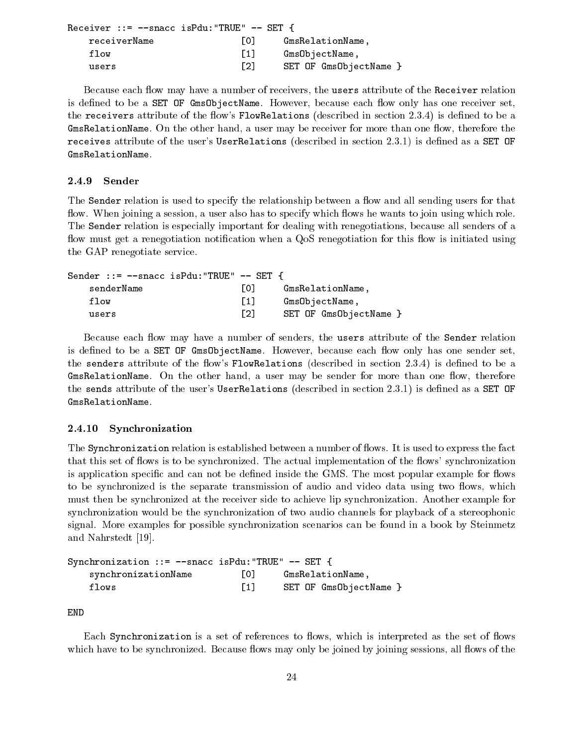```
Receiver ::= --snacc isPdu:"TRUE" -- SET {
    receiverName              [0]     GmsRelationName,
    flow                      [1]     GmsObjectName,
    users                     [2]     SET OF GmsObjectName }
```

Because each flow may have a number of receivers, the `users` attribute of the `Receiver` relation is defined to be a `SET OF GmsObjectName`. However, because each flow only has one receiver set, the `receivers` attribute of the flow's `FlowRelations` (described in section 2.3.4) is defined to be a `GmsRelationName`. On the other hand, a user may be receiver for more than one flow, therefore the `receives` attribute of the user's `UserRelations` (described in section 2.3.1) is defined as a `SET OF GmsRelationName`.

### 2.4.9 Sender

The `Sender` relation is used to specify the relationship between a flow and all sending users for that flow. When joining a session, a user also has to specify which flows he wants to join using which role. The `Sender` relation is especially important for dealing with renegotiations, because all senders of a flow must get a renegotiation notification when a QoS renegotiation for this flow is initiated using the GAP renegotiate service.

```
Sender ::= --snacc isPdu:"TRUE" -- SET {
    senderName                [0]     GmsRelationName,
    flow                      [1]     GmsObjectName,
    users                     [2]     SET OF GmsObjectName }
```

Because each flow may have a number of senders, the `users` attribute of the `Sender` relation is defined to be a `SET OF GmsObjectName`. However, because each flow only has one sender set, the `senders` attribute of the flow's `FlowRelations` (described in section 2.3.4) is defined to be a `GmsRelationName`. On the other hand, a user may be sender for more than one flow, therefore the `sends` attribute of the user's `UserRelations` (described in section 2.3.1) is defined as a `SET OF GmsRelationName`.

### 2.4.10 Synchronization

The `Synchronization` relation is established between a number of flows. It is used to express the fact that this set of flows is to be synchronized. The actual implementation of the flows' synchronization is application specific and can not be defined inside the GMS. The most popular example for flows to be synchronized is the separate transmission of audio and video data using two flows, which must then be synchronized at the receiver side to achieve lip synchronization. Another example for synchronization would be the synchronization of two audio channels for playback of a stereophonic signal. More examples for possible synchronization scenarios can be found in a book by Steinmetz and Nahrstedt [19].

```
Synchronization ::= --snacc isPdu:"TRUE" -- SET {
    synchronizationName       [0]     GmsRelationName,
    flows                     [1]     SET OF GmsObjectName }

END
```

Each `Synchronization` is a set of references to flows, which is interpreted as the set of flows which have to be synchronized. Because flows may only be joined by joining sessions, all flows of the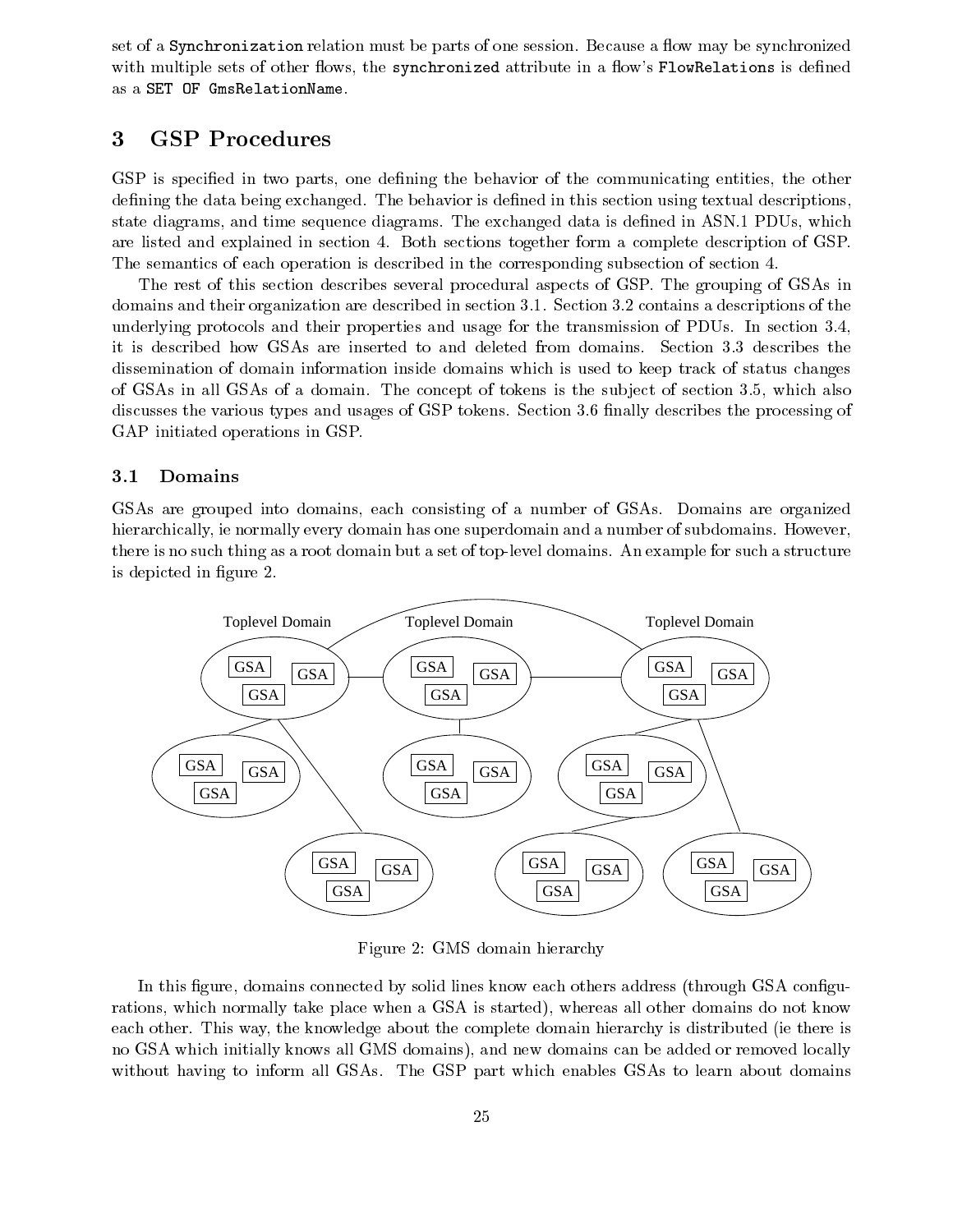set of a `Synchronization` relation must be parts of one session. Because a flow may be synchronized with multiple sets of other flows, the `synchronized` attribute in a flow's `FlowRelations` is defined as a `SET OF GmsRelationName`.

# 3 GSP Procedures

GSP is specified in two parts, one defining the behavior of the communicating entities, the other defining the data being exchanged. The behavior is defined in this section using textual descriptions, state diagrams, and time sequence diagrams. The exchanged data is defined in ASN.1 PDUs, which are listed and explained in section 4. Both sections together form a complete description of GSP. The semantics of each operation is described in the corresponding subsection of section 4.

The rest of this section describes several procedural aspects of GSP. The grouping of GSAs in domains and their organization are described in section 3.1. Section 3.2 contains a descriptions of the underlying protocols and their properties and usage for the transmission of PDUs. In section 3.4, it is described how GSAs are inserted to and deleted from domains. Section 3.3 describes the dissemination of domain information inside domains which is used to keep track of status changes of GSAs in all GSAs of a domain. The concept of tokens is the subject of section 3.5, which also discusses the various types and usages of GSP tokens. Section 3.6 finally describes the processing of GAP initiated operations in GSP.

## 3.1 Domains

GSAs are grouped into domains, each consisting of a number of GSAs. Domains are organized hierarchically, ie normally every domain has one superdomain and a number of subdomains. However, there is no such thing as a root domain but a set of top-level domains. An example for such a structure is depicted in figure 2.

Figure 2: GMS domain hierarchy

In this figure, domains connected by solid lines know each others address (through GSA configurations, which normally take place when a GSA is started), whereas all other domains do not know each other. This way, the knowledge about the complete domain hierarchy is distributed (ie there is no GSA which initially knows all GMS domains), and new domains can be added or removed locally without having to inform all GSAs. The GSP part which enables GSAs to learn about domains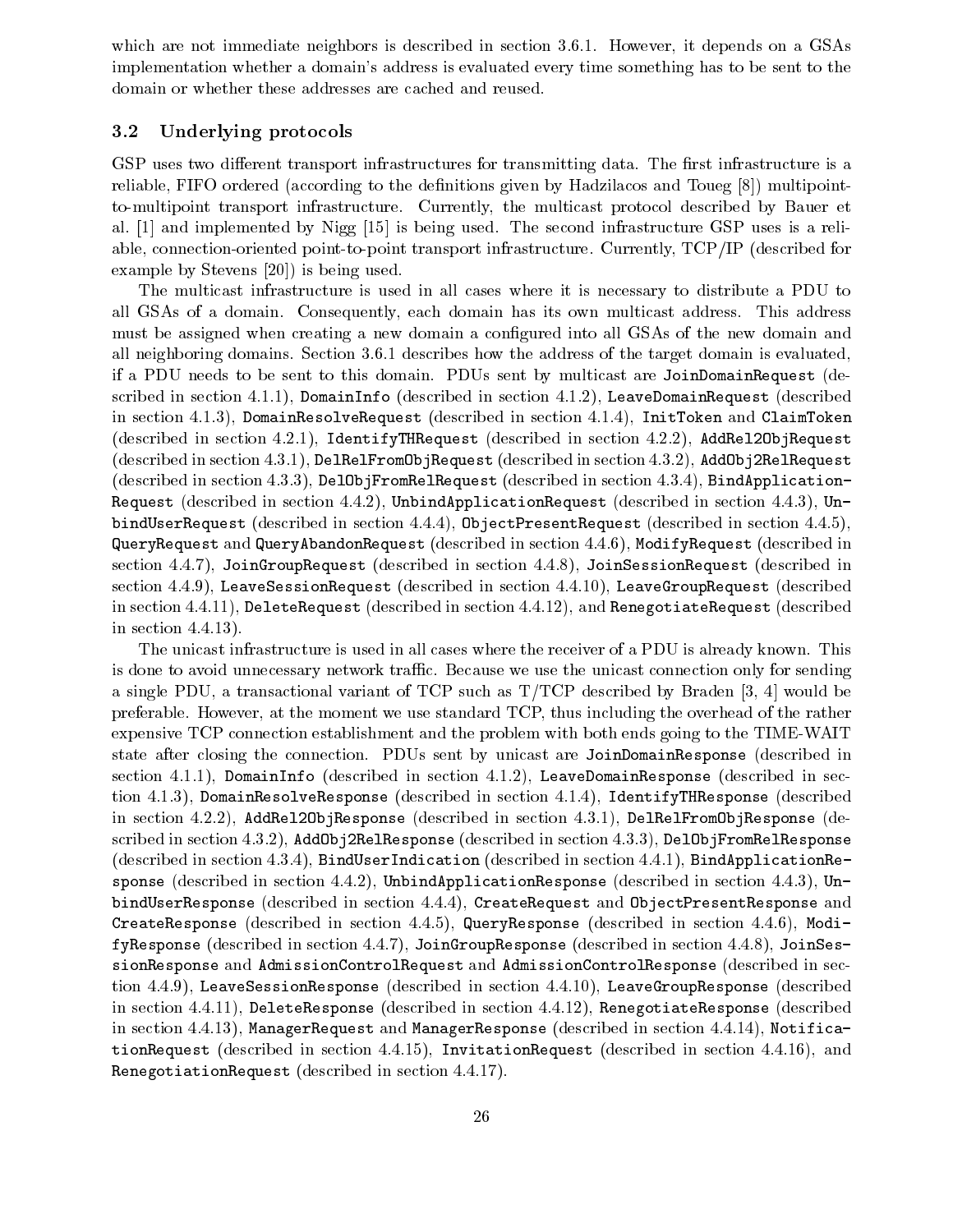which are not immediate neighbors is described in section 3.6.1. However, it depends on a GSAs implementation whether a domain's address is evaluated every time something has to be sent to the domain or whether these addresses are cached and reused.

### 3.2 Underlying protocols

GSP uses two different transport infrastructures for transmitting data. The first infrastructure is a reliable, FIFO ordered (according to the definitions given by Hadzilacos and Toueg [8]) multipoint-to-multipoint transport infrastructure. Currently, the multicast protocol described by Bauer et al. [1] and implemented by Nigg [15] is being used. The second infrastructure GSP uses is a reliable, connection-oriented point-to-point transport infrastructure. Currently, TCP/IP (described for example by Stevens [20]) is being used.

The multicast infrastructure is used in all cases where it is necessary to distribute a PDU to all GSAs of a domain. Consequently, each domain has its own multicast address. This address must be assigned when creating a new domain a configured into all GSAs of the new domain and all neighboring domains. Section 3.6.1 describes how the address of the target domain is evaluated, if a PDU needs to be sent to this domain. PDUs sent by multicast are `JoinDomainRequest` (described in section 4.1.1), `DomainInfo` (described in section 4.1.2), `LeaveDomainRequest` (described in section 4.1.3), `DomainResolveRequest` (described in section 4.1.4), `InitToken` and `ClaimToken` (described in section 4.2.1), `IdentifyTHRequest` (described in section 4.2.2), `AddRel2ObjRequest` (described in section 4.3.1), `DelRelFromObjRequest` (described in section 4.3.2), `AddObj2RelRequest` (described in section 4.3.3), `DelObjFromRelRequest` (described in section 4.3.4), `BindApplicationRequest` (described in section 4.4.2), `UnbindApplicationRequest` (described in section 4.4.3), `UnbindUserRequest` (described in section 4.4.4), `ObjectPresentRequest` (described in section 4.4.5), `QueryRequest` and `QueryAbandonRequest` (described in section 4.4.6), `ModifyRequest` (described in section 4.4.7), `JoinGroupRequest` (described in section 4.4.8), `JoinSessionRequest` (described in section 4.4.9), `LeaveSessionRequest` (described in section 4.4.10), `LeaveGroupRequest` (described in section 4.4.11), `DeleteRequest` (described in section 4.4.12), and `RenegotiateRequest` (described in section 4.4.13).

The unicast infrastructure is used in all cases where the receiver of a PDU is already known. This is done to avoid unnecessary network traffic. Because we use the unicast connection only for sending a single PDU, a transactional variant of TCP such as T/TCP described by Braden [3, 4] would be preferable. However, at the moment we use standard TCP, thus including the overhead of the rather expensive TCP connection establishment and the problem with both ends going to the TIME-WAIT state after closing the connection. PDUs sent by unicast are `JoinDomainResponse` (described in section 4.1.1), `DomainInfo` (described in section 4.1.2), `LeaveDomainResponse` (described in section 4.1.3), `DomainResolveResponse` (described in section 4.1.4), `IdentifyTHResponse` (described in section 4.2.2), `AddRel2ObjResponse` (described in section 4.3.1), `DelRelFromObjResponse` (described in section 4.3.2), `AddObj2RelResponse` (described in section 4.3.3), `DelObjFromRelResponse` (described in section 4.3.4), `BindUserIndication` (described in section 4.4.1), `BindApplicationResponse` (described in section 4.4.2), `UnbindApplicationResponse` (described in section 4.4.3), `UnbindUserResponse` (described in section 4.4.4), `CreateRequest` and `ObjectPresentResponse` and `CreateResponse` (described in section 4.4.5), `QueryResponse` (described in section 4.4.6), `ModifyResponse` (described in section 4.4.7), `JoinGroupResponse` (described in section 4.4.8), `JoinSessionResponse` and `AdmissionControlRequest` and `AdmissionControlResponse` (described in section 4.4.9), `LeaveSessionResponse` (described in section 4.4.10), `LeaveGroupResponse` (described in section 4.4.11), `DeleteResponse` (described in section 4.4.12), `RenegotiateResponse` (described in section 4.4.13), `ManagerRequest` and `ManagerResponse` (described in section 4.4.14), `NotificationRequest` (described in section 4.4.15), `InvitationRequest` (described in section 4.4.16), and `RenegotiationRequest` (described in section 4.4.17).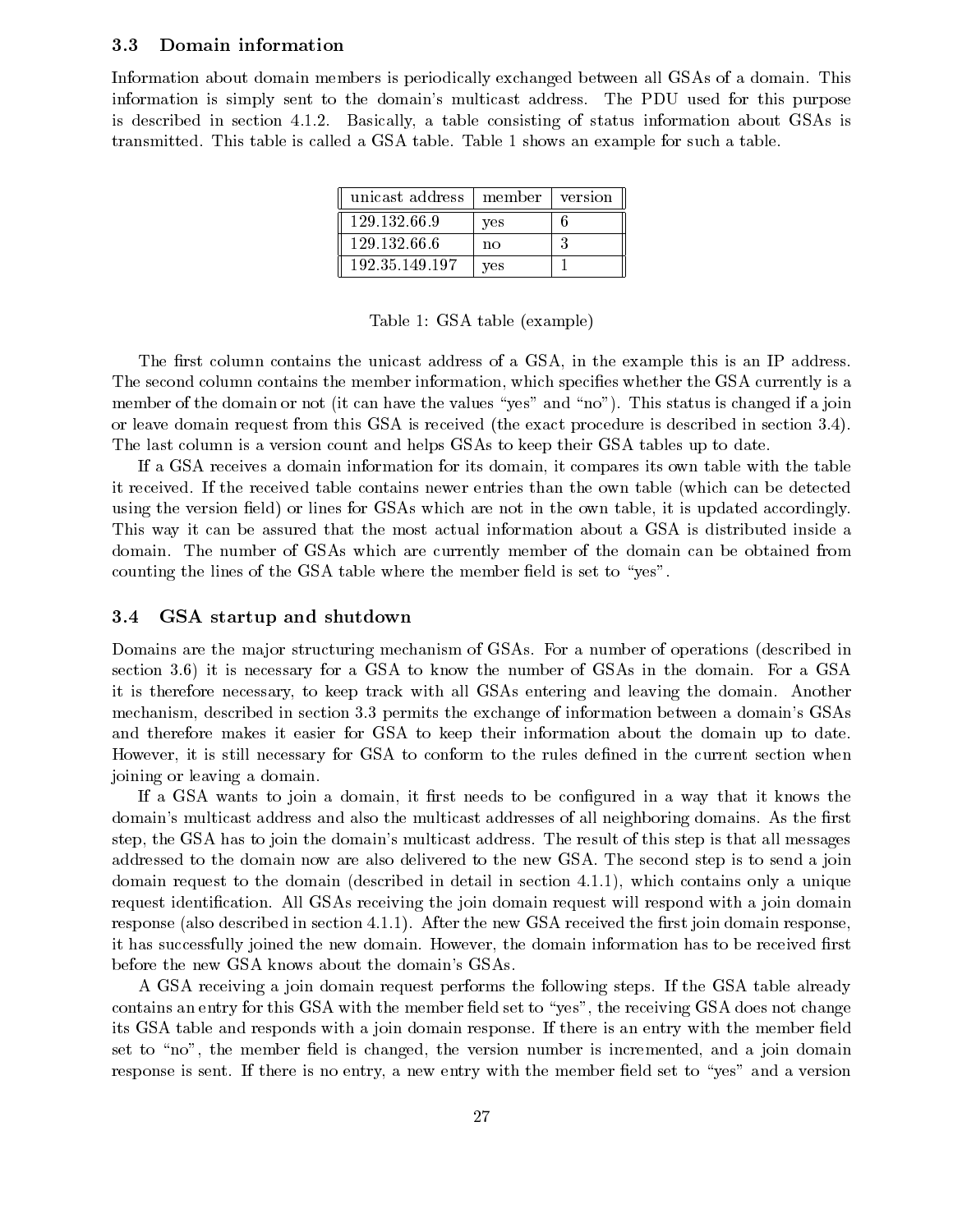### 3.3 Domain information

Information about domain members is periodically exchanged between all GSAs of a domain. This information is simply sent to the domain's multicast address. The PDU used for this purpose is described in section 4.1.2. Basically, a table consisting of status information about GSAs is transmitted. This table is called a GSA table. Table 1 shows an example for such a table.

| unicast address | member | version |
|---|---|---|
| 129.132.66.9 | yes | 6 |
| 129.132.66.6 | no | 3 |
| 192.35.149.197 | yes | 1 |

Table 1: GSA table (example)

The first column contains the unicast address of a GSA, in the example this is an IP address. The second column contains the member information, which specifies whether the GSA currently is a member of the domain or not (it can have the values "yes" and "no"). This status is changed if a join or leave domain request from this GSA is received (the exact procedure is described in section 3.4). The last column is a version count and helps GSAs to keep their GSA tables up to date.

If a GSA receives a domain information for its domain, it compares its own table with the table it received. If the received table contains newer entries than the own table (which can be detected using the version field) or lines for GSAs which are not in the own table, it is updated accordingly. This way it can be assured that the most actual information about a GSA is distributed inside a domain. The number of GSAs which are currently member of the domain can be obtained from counting the lines of the GSA table where the member field is set to "yes".

### 3.4 GSA startup and shutdown

Domains are the major structuring mechanism of GSAs. For a number of operations (described in section 3.6) it is necessary for a GSA to know the number of GSAs in the domain. For a GSA it is therefore necessary, to keep track with all GSAs entering and leaving the domain. Another mechanism, described in section 3.3 permits the exchange of information between a domain's GSAs and therefore makes it easier for GSA to keep their information about the domain up to date. However, it is still necessary for GSA to conform to the rules defined in the current section when joining or leaving a domain.

If a GSA wants to join a domain, it first needs to be configured in a way that it knows the domain's multicast address and also the multicast addresses of all neighboring domains. As the first step, the GSA has to join the domain's multicast address. The result of this step is that all messages addressed to the domain now are also delivered to the new GSA. The second step is to send a join domain request to the domain (described in detail in section 4.1.1), which contains only a unique request identification. All GSAs receiving the join domain request will respond with a join domain response (also described in section 4.1.1). After the new GSA received the first join domain response, it has successfully joined the new domain. However, the domain information has to be received first before the new GSA knows about the domain's GSAs.

A GSA receiving a join domain request performs the following steps. If the GSA table already contains an entry for this GSA with the member field set to "yes", the receiving GSA does not change its GSA table and responds with a join domain response. If there is an entry with the member field set to "no", the member field is changed, the version number is incremented, and a join domain response is sent. If there is no entry, a new entry with the member field set to "yes" and a version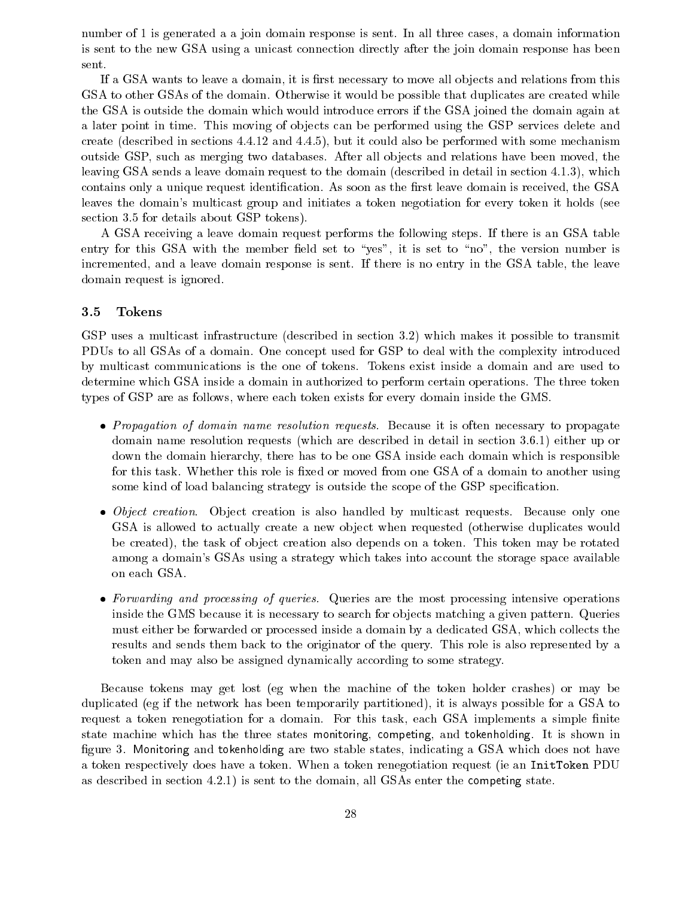number of 1 is generated a a join domain response is sent. In all three cases, a domain information is sent to the new GSA using a unicast connection directly after the join domain response has been sent.

If a GSA wants to leave a domain, it is first necessary to move all objects and relations from this GSA to other GSAs of the domain. Otherwise it would be possible that duplicates are created while the GSA is outside the domain which would introduce errors if the GSA joined the domain again at a later point in time. This moving of objects can be performed using the GSP services delete and create (described in sections 4.4.12 and 4.4.5), but it could also be performed with some mechanism outside GSP, such as merging two databases. After all objects and relations have been moved, the leaving GSA sends a leave domain request to the domain (described in detail in section 4.1.3), which contains only a unique request identification. As soon as the first leave domain is received, the GSA leaves the domain's multicast group and initiates a token negotiation for every token it holds (see section 3.5 for details about GSP tokens).

A GSA receiving a leave domain request performs the following steps. If there is an GSA table entry for this GSA with the member field set to "yes", it is set to "no", the version number is incremented, and a leave domain response is sent. If there is no entry in the GSA table, the leave domain request is ignored.

### 3.5 Tokens

GSP uses a multicast infrastructure (described in section 3.2) which makes it possible to transmit PDUs to all GSAs of a domain. One concept used for GSP to deal with the complexity introduced by multicast communications is the one of tokens. Tokens exist inside a domain and are used to determine which GSA inside a domain in authorized to perform certain operations. The three token types of GSP are as follows, where each token exists for every domain inside the GMS.

- *Propagation of domain name resolution requests.* Because it is often necessary to propagate domain name resolution requests (which are described in detail in section 3.6.1) either up or down the domain hierarchy, there has to be one GSA inside each domain which is responsible for this task. Whether this role is fixed or moved from one GSA of a domain to another using some kind of load balancing strategy is outside the scope of the GSP specification.
- *Object creation.* Object creation is also handled by multicast requests. Because only one GSA is allowed to actually create a new object when requested (otherwise duplicates would be created), the task of object creation also depends on a token. This token may be rotated among a domain's GSAs using a strategy which takes into account the storage space available on each GSA.
- *Forwarding and processing of queries.* Queries are the most processing intensive operations inside the GMS because it is necessary to search for objects matching a given pattern. Queries must either be forwarded or processed inside a domain by a dedicated GSA, which collects the results and sends them back to the originator of the query. This role is also represented by a token and may also be assigned dynamically according to some strategy.

Because tokens may get lost (eg when the machine of the token holder crashes) or may be duplicated (eg if the network has been temporarily partitioned), it is always possible for a GSA to request a token renegotiation for a domain. For this task, each GSA implements a simple finite state machine which has the three states monitoring, competing, and tokenholding. It is shown in figure 3. Monitoring and tokenholding are two stable states, indicating a GSA which does not have a token respectively does have a token. When a token renegotiation request (ie an `InitToken` PDU as described in section 4.2.1) is sent to the domain, all GSAs enter the competing state.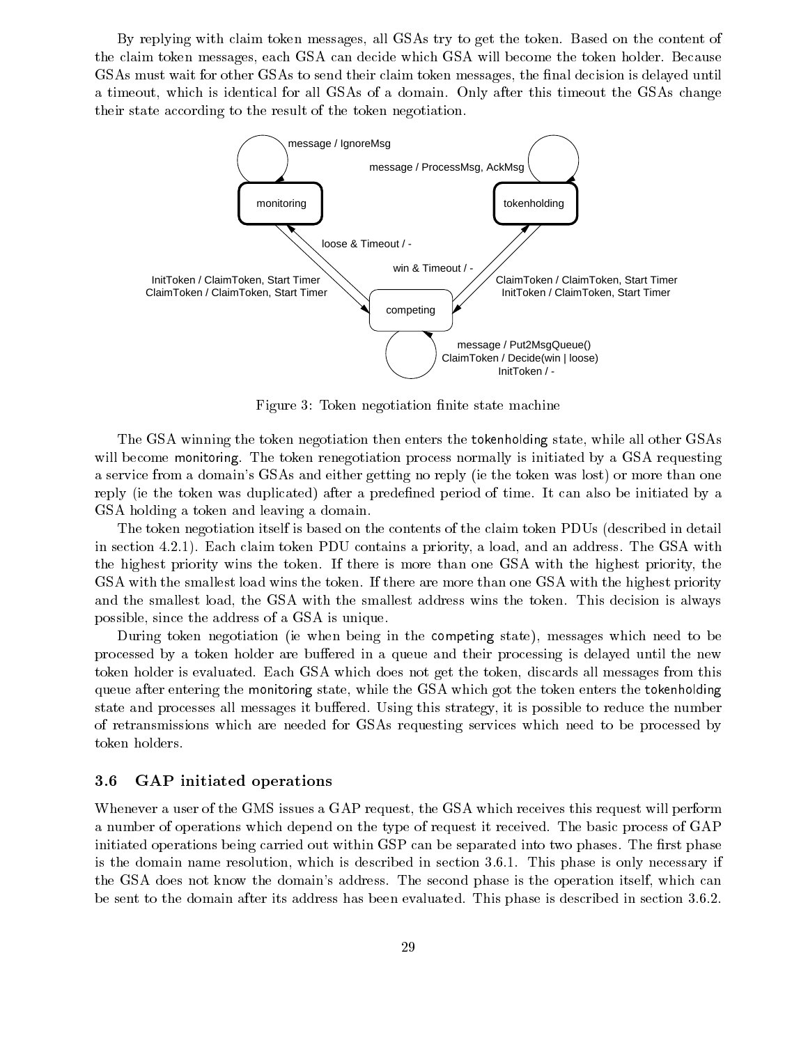By replying with claim token messages, all GSAs try to get the token. Based on the content of the claim token messages, each GSA can decide which GSA will become the token holder. Because GSAs must wait for other GSAs to send their claim token messages, the final decision is delayed until a timeout, which is identical for all GSAs of a domain. Only after this timeout the GSAs change their state according to the result of the token negotiation.

Figure 3: Token negotiation finite state machine

The GSA winning the token negotiation then enters the tokenholding state, while all other GSAs will become monitoring. The token renegotiation process normally is initiated by a GSA requesting a service from a domain's GSAs and either getting no reply (ie the token was lost) or more than one reply (ie the token was duplicated) after a predefined period of time. It can also be initiated by a GSA holding a token and leaving a domain.

The token negotiation itself is based on the contents of the claim token PDUs (described in detail in section 4.2.1). Each claim token PDU contains a priority, a load, and an address. The GSA with the highest priority wins the token. If there is more than one GSA with the highest priority, the GSA with the smallest load wins the token. If there are more than one GSA with the highest priority and the smallest load, the GSA with the smallest address wins the token. This decision is always possible, since the address of a GSA is unique.

During token negotiation (ie when being in the competing state), messages which need to be processed by a token holder are buffered in a queue and their processing is delayed until the new token holder is evaluated. Each GSA which does not get the token, discards all messages from this queue after entering the monitoring state, while the GSA which got the token enters the tokenholding state and processes all messages it buffered. Using this strategy, it is possible to reduce the number of retransmissions which are needed for GSAs requesting services which need to be processed by token holders.

### 3.6 GAP initiated operations

Whenever a user of the GMS issues a GAP request, the GSA which receives this request will perform a number of operations which depend on the type of request it received. The basic process of GAP initiated operations being carried out within GSP can be separated into two phases. The first phase is the domain name resolution, which is described in section 3.6.1. This phase is only necessary if the GSA does not know the domain's address. The second phase is the operation itself, which can be sent to the domain after its address has been evaluated. This phase is described in section 3.6.2.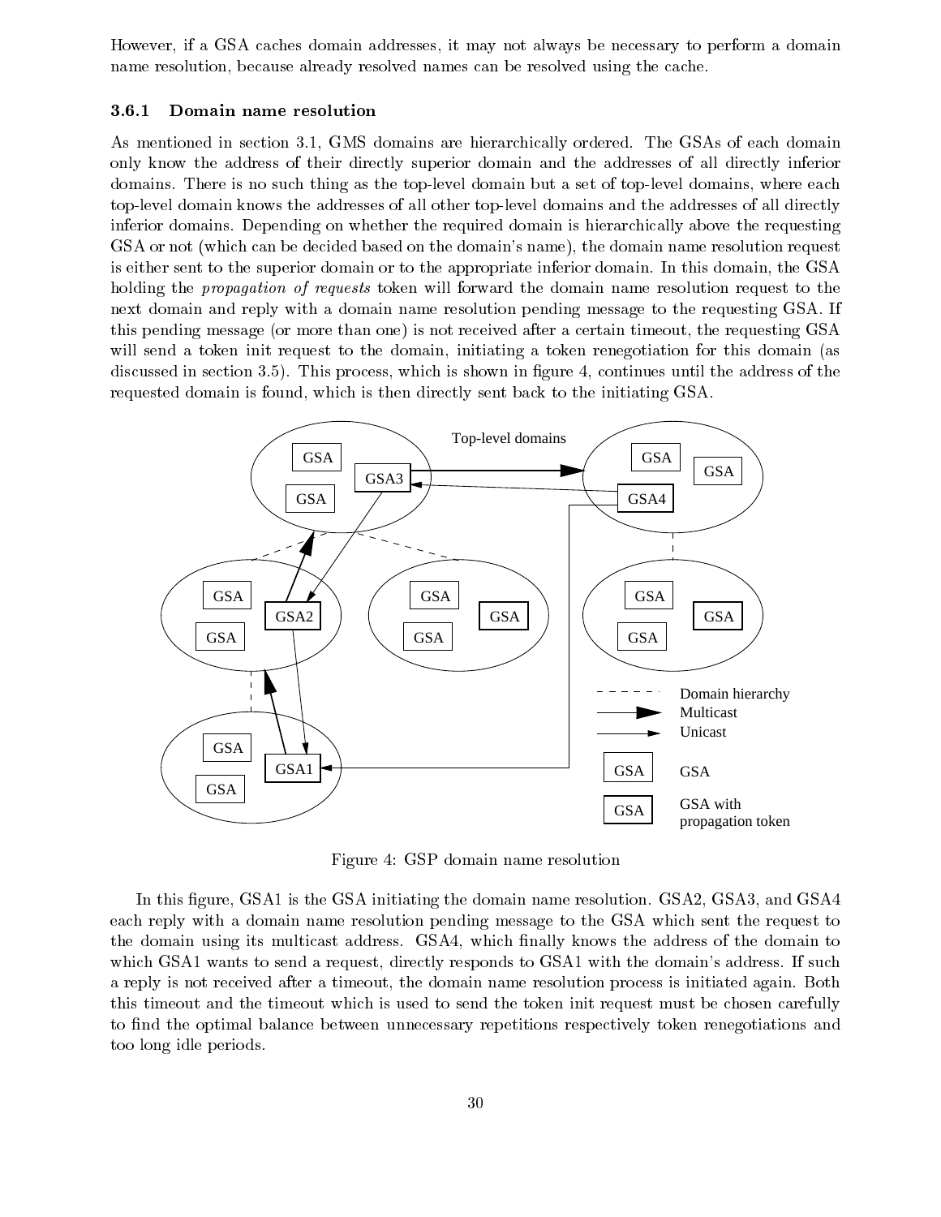However, if a GSA caches domain addresses, it may not always be necessary to perform a domain name resolution, because already resolved names can be resolved using the cache.

### 3.6.1 Domain name resolution

As mentioned in section 3.1, GMS domains are hierarchically ordered. The GSAs of each domain only know the address of their directly superior domain and the addresses of all directly inferior domains. There is no such thing as the top-level domain but a set of top-level domains, where each top-level domain knows the addresses of all other top-level domains and the addresses of all directly inferior domains. Depending on whether the required domain is hierarchically above the requesting GSA or not (which can be decided based on the domain's name), the domain name resolution request is either sent to the superior domain or to the appropriate inferior domain. In this domain, the GSA holding the *propagation of requests* token will forward the domain name resolution request to the next domain and reply with a domain name resolution pending message to the requesting GSA. If this pending message (or more than one) is not received after a certain timeout, the requesting GSA will send a token init request to the domain, initiating a token renegotiation for this domain (as discussed in section 3.5). This process, which is shown in figure 4, continues until the address of the requested domain is found, which is then directly sent back to the initiating GSA.

Figure 4: GSP domain name resolution

In this figure, GSA1 is the GSA initiating the domain name resolution. GSA2, GSA3, and GSA4 each reply with a domain name resolution pending message to the GSA which sent the request to the domain using its multicast address. GSA4, which finally knows the address of the domain to which GSA1 wants to send a request, directly responds to GSA1 with the domain's address. If such a reply is not received after a timeout, the domain name resolution process is initiated again. Both this timeout and the timeout which is used to send the token init request must be chosen carefully to find the optimal balance between unnecessary repetitions respectively token renegotiations and too long idle periods.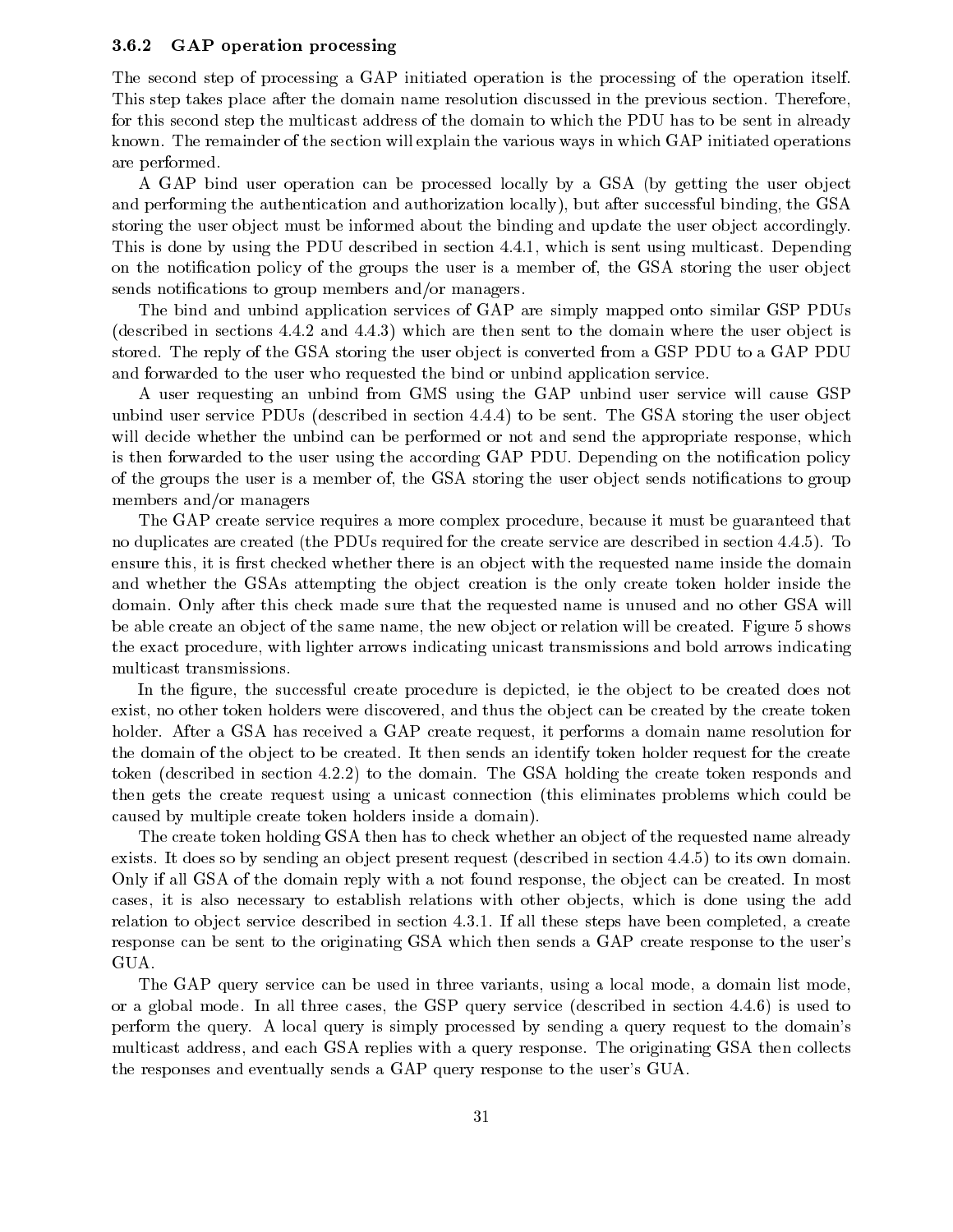### 3.6.2 GAP operation processing

The second step of processing a GAP initiated operation is the processing of the operation itself. This step takes place after the domain name resolution discussed in the previous section. Therefore, for this second step the multicast address of the domain to which the PDU has to be sent in already known. The remainder of the section will explain the various ways in which GAP initiated operations are performed.

A GAP bind user operation can be processed locally by a GSA (by getting the user object and performing the authentication and authorization locally), but after successful binding, the GSA storing the user object must be informed about the binding and update the user object accordingly. This is done by using the PDU described in section 4.4.1, which is sent using multicast. Depending on the notification policy of the groups the user is a member of, the GSA storing the user object sends notifications to group members and/or managers.

The bind and unbind application services of GAP are simply mapped onto similar GSP PDUs (described in sections 4.4.2 and 4.4.3) which are then sent to the domain where the user object is stored. The reply of the GSA storing the user object is converted from a GSP PDU to a GAP PDU and forwarded to the user who requested the bind or unbind application service.

A user requesting an unbind from GMS using the GAP unbind user service will cause GSP unbind user service PDUs (described in section 4.4.4) to be sent. The GSA storing the user object will decide whether the unbind can be performed or not and send the appropriate response, which is then forwarded to the user using the according GAP PDU. Depending on the notification policy of the groups the user is a member of, the GSA storing the user object sends notifications to group members and/or managers

The GAP create service requires a more complex procedure, because it must be guaranteed that no duplicates are created (the PDUs required for the create service are described in section 4.4.5). To ensure this, it is first checked whether there is an object with the requested name inside the domain and whether the GSAs attempting the object creation is the only create token holder inside the domain. Only after this check made sure that the requested name is unused and no other GSA will be able create an object of the same name, the new object or relation will be created. Figure 5 shows the exact procedure, with lighter arrows indicating unicast transmissions and bold arrows indicating multicast transmissions.

In the figure, the successful create procedure is depicted, ie the object to be created does not exist, no other token holders were discovered, and thus the object can be created by the create token holder. After a GSA has received a GAP create request, it performs a domain name resolution for the domain of the object to be created. It then sends an identify token holder request for the create token (described in section 4.2.2) to the domain. The GSA holding the create token responds and then gets the create request using a unicast connection (this eliminates problems which could be caused by multiple create token holders inside a domain).

The create token holding GSA then has to check whether an object of the requested name already exists. It does so by sending an object present request (described in section 4.4.5) to its own domain. Only if all GSA of the domain reply with a not found response, the object can be created. In most cases, it is also necessary to establish relations with other objects, which is done using the add relation to object service described in section 4.3.1. If all these steps have been completed, a create response can be sent to the originating GSA which then sends a GAP create response to the user's GUA.

The GAP query service can be used in three variants, using a local mode, a domain list mode, or a global mode. In all three cases, the GSP query service (described in section 4.4.6) is used to perform the query. A local query is simply processed by sending a query request to the domain's multicast address, and each GSA replies with a query response. The originating GSA then collects the responses and eventually sends a GAP query response to the user's GUA.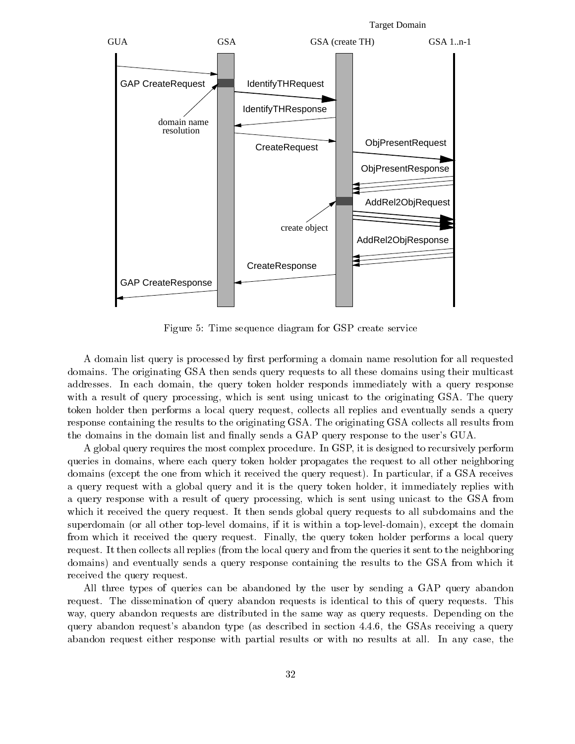Figure 5: Time sequence diagram for GSP create service

A domain list query is processed by first performing a domain name resolution for all requested domains. The originating GSA then sends query requests to all these domains using their multicast addresses. In each domain, the query token holder responds immediately with a query response with a result of query processing, which is sent using unicast to the originating GSA. The query token holder then performs a local query request, collects all replies and eventually sends a query response containing the results to the originating GSA. The originating GSA collects all results from the domains in the domain list and finally sends a GAP query response to the user's GUA.

A global query requires the most complex procedure. In GSP, it is designed to recursively perform queries in domains, where each query token holder propagates the request to all other neighboring domains (except the one from which it received the query request). In particular, if a GSA receives a query request with a global query and it is the query token holder, it immediately replies with a query response with a result of query processing, which is sent using unicast to the GSA from which it received the query request. It then sends global query requests to all subdomains and the superdomain (or all other top-level domains, if it is within a top-level-domain), except the domain from which it received the query request. Finally, the query token holder performs a local query request. It then collects all replies (from the local query and from the queries it sent to the neighboring domains) and eventually sends a query response containing the results to the GSA from which it received the query request.

All three types of queries can be abandoned by the user by sending a GAP query abandon request. The dissemination of query abandon requests is identical to this of query requests. This way, query abandon requests are distributed in the same way as query requests. Depending on the query abandon request's abandon type (as described in section 4.4.6, the GSAs receiving a query abandon request either response with partial results or with no results at all. In any case, the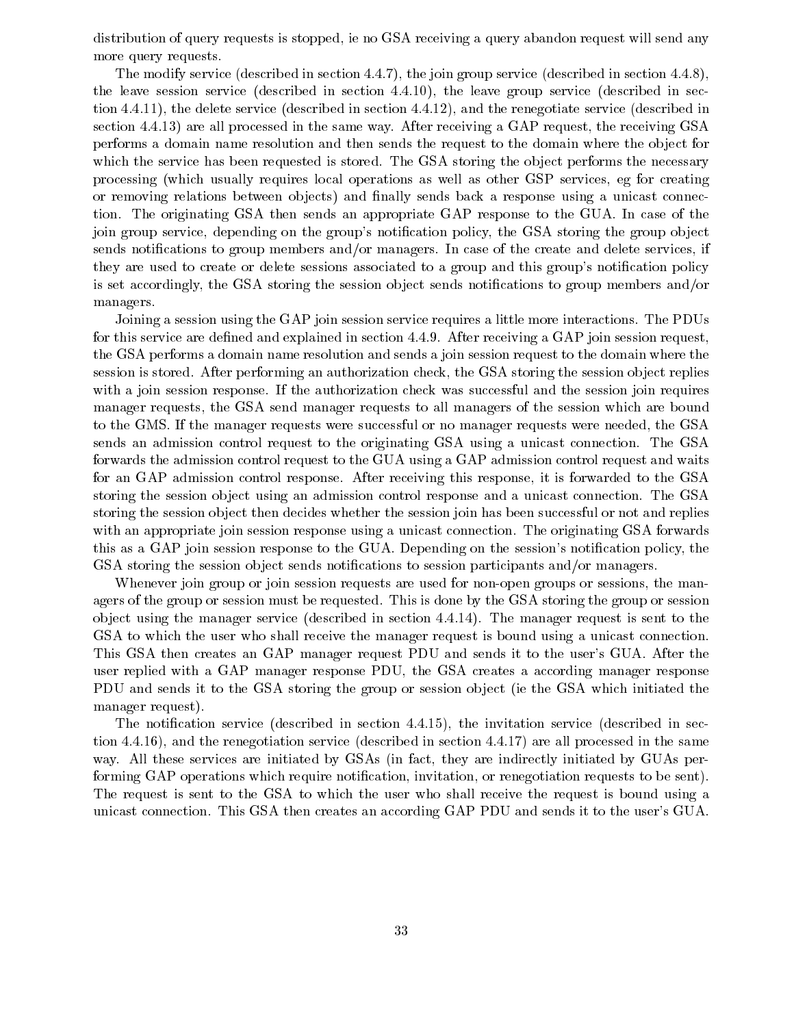distribution of query requests is stopped, ie no GSA receiving a query abandon request will send any more query requests.

The modify service (described in section 4.4.7), the join group service (described in section 4.4.8), the leave session service (described in section 4.4.10), the leave group service (described in section 4.4.11), the delete service (described in section 4.4.12), and the renegotiate service (described in section 4.4.13) are all processed in the same way. After receiving a GAP request, the receiving GSA performs a domain name resolution and then sends the request to the domain where the object for which the service has been requested is stored. The GSA storing the object performs the necessary processing (which usually requires local operations as well as other GSP services, eg for creating or removing relations between objects) and finally sends back a response using a unicast connection. The originating GSA then sends an appropriate GAP response to the GUA. In case of the join group service, depending on the group's notification policy, the GSA storing the group object sends notifications to group members and/or managers. In case of the create and delete services, if they are used to create or delete sessions associated to a group and this group's notification policy is set accordingly, the GSA storing the session object sends notifications to group members and/or managers.

Joining a session using the GAP join session service requires a little more interactions. The PDUs for this service are defined and explained in section 4.4.9. After receiving a GAP join session request, the GSA performs a domain name resolution and sends a join session request to the domain where the session is stored. After performing an authorization check, the GSA storing the session object replies with a join session response. If the authorization check was successful and the session join requires manager requests, the GSA send manager requests to all managers of the session which are bound to the GMS. If the manager requests were successful or no manager requests were needed, the GSA sends an admission control request to the originating GSA using a unicast connection. The GSA forwards the admission control request to the GUA using a GAP admission control request and waits for an GAP admission control response. After receiving this response, it is forwarded to the GSA storing the session object using an admission control response and a unicast connection. The GSA storing the session object then decides whether the session join has been successful or not and replies with an appropriate join session response using a unicast connection. The originating GSA forwards this as a GAP join session response to the GUA. Depending on the session's notification policy, the GSA storing the session object sends notifications to session participants and/or managers.

Whenever join group or join session requests are used for non-open groups or sessions, the managers of the group or session must be requested. This is done by the GSA storing the group or session object using the manager service (described in section 4.4.14). The manager request is sent to the GSA to which the user who shall receive the manager request is bound using a unicast connection. This GSA then creates an GAP manager request PDU and sends it to the user's GUA. After the user replied with a GAP manager response PDU, the GSA creates a according manager response PDU and sends it to the GSA storing the group or session object (ie the GSA which initiated the manager request).

The notification service (described in section 4.4.15), the invitation service (described in section 4.4.16), and the renegotiation service (described in section 4.4.17) are all processed in the same way. All these services are initiated by GSAs (in fact, they are indirectly initiated by GUAs performing GAP operations which require notification, invitation, or renegotiation requests to be sent). The request is sent to the GSA to which the user who shall receive the request is bound using a unicast connection. This GSA then creates an according GAP PDU and sends it to the user's GUA.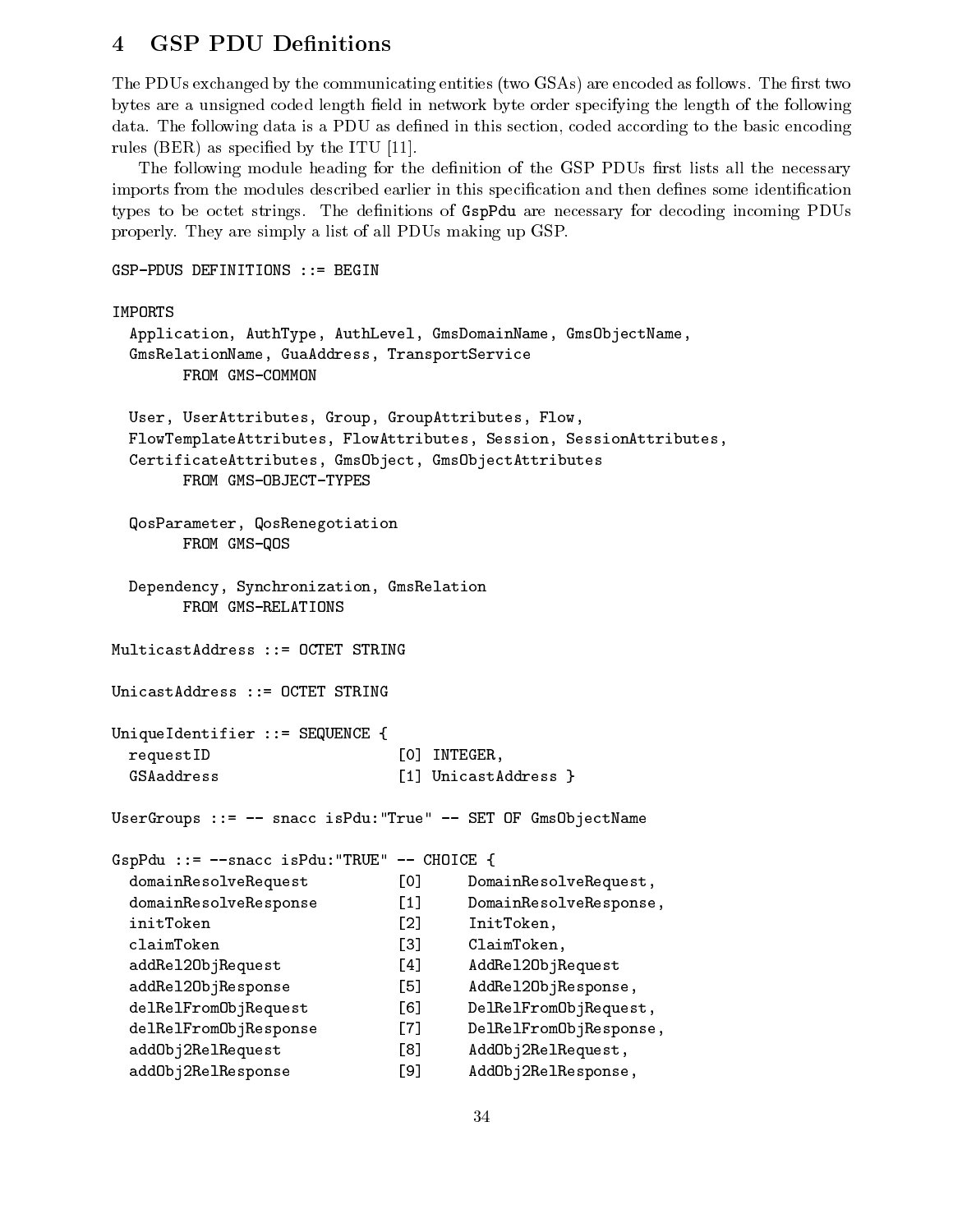# 4 GSP PDU Definitions

The PDUs exchanged by the communicating entities (two GSAs) are encoded as follows. The first two bytes are a unsigned coded length field in network byte order specifying the length of the following data. The following data is a PDU as defined in this section, coded according to the basic encoding rules (BER) as specified by the ITU [11].

The following module heading for the definition of the GSP PDUs first lists all the necessary imports from the modules described earlier in this specification and then defines some identification types to be octet strings. The definitions of `GspPdu` are necessary for decoding incoming PDUs properly. They are simply a list of all PDUs making up GSP.

```
GSP-PDUS DEFINITIONS ::= BEGIN

IMPORTS
  Application, AuthType, AuthLevel, GmsDomainName, GmsObjectName,
  GmsRelationName, GuaAddress, TransportService
        FROM GMS-COMMON

  User, UserAttributes, Group, GroupAttributes, Flow,
  FlowTemplateAttributes, FlowAttributes, Session, SessionAttributes,
  CertificateAttributes, GmsObject, GmsObjectAttributes
        FROM GMS-OBJECT-TYPES

  QosParameter, QosRenegotiation
        FROM GMS-QOS

  Dependency, Synchronization, GmsRelation
        FROM GMS-RELATIONS

MulticastAddress ::= OCTET STRING

UnicastAddress ::= OCTET STRING

UniqueIdentifier ::= SEQUENCE {
  requestID                   [0] INTEGER,
  GSAaddress                  [1] UnicastAddress }

UserGroups ::= -- snacc isPdu:"True" -- SET OF GmsObjectName

GspPdu ::= --snacc isPdu:"TRUE" -- CHOICE {
  domainResolveRequest        [0]     DomainResolveRequest,
  domainResolveResponse       [1]     DomainResolveResponse,
  initToken                   [2]     InitToken,
  claimToken                  [3]     ClaimToken,
  addRel2ObjRequest           [4]     AddRel2ObjRequest
  addRel2ObjResponse          [5]     AddRel2ObjResponse,
  delRelFromObjRequest        [6]     DelRelFromObjRequest,
  delRelFromObjResponse       [7]     DelRelFromObjResponse,
  addObj2RelRequest           [8]     AddObj2RelRequest,
  addObj2RelResponse          [9]     AddObj2RelResponse,
```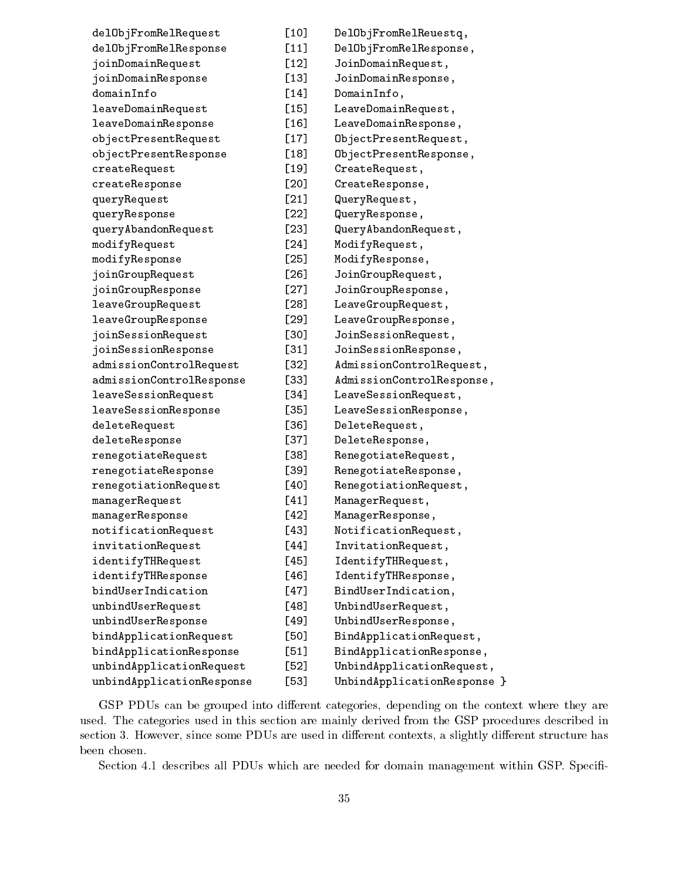```
  delObjFromRelRequest         [10]    DelObjFromRelReuestq,
  delObjFromRelResponse        [11]    DelObjFromRelResponse,
  joinDomainRequest            [12]    JoinDomainRequest,
  joinDomainResponse           [13]    JoinDomainResponse,
  domainInfo                   [14]    DomainInfo,
  leaveDomainRequest           [15]    LeaveDomainRequest,
  leaveDomainResponse          [16]    LeaveDomainResponse,
  objectPresentRequest         [17]    ObjectPresentRequest,
  objectPresentResponse        [18]    ObjectPresentResponse,
  createRequest                [19]    CreateRequest,
  createResponse               [20]    CreateResponse,
  queryRequest                 [21]    QueryRequest,
  queryResponse                [22]    QueryResponse,
  queryAbandonRequest          [23]    QueryAbandonRequest,
  modifyRequest                [24]    ModifyRequest,
  modifyResponse               [25]    ModifyResponse,
  joinGroupRequest             [26]    JoinGroupRequest,
  joinGroupResponse            [27]    JoinGroupResponse,
  leaveGroupRequest            [28]    LeaveGroupRequest,
  leaveGroupResponse           [29]    LeaveGroupResponse,
  joinSessionRequest           [30]    JoinSessionRequest,
  joinSessionResponse          [31]    JoinSessionResponse,
  admissionControlRequest      [32]    AdmissionControlRequest,
  admissionControlResponse     [33]    AdmissionControlResponse,
  leaveSessionRequest          [34]    LeaveSessionRequest,
  leaveSessionResponse         [35]    LeaveSessionResponse,
  deleteRequest                [36]    DeleteRequest,
  deleteResponse               [37]    DeleteResponse,
  renegotiateRequest           [38]    RenegotiateRequest,
  renegotiateResponse          [39]    RenegotiateResponse,
  renegotiationRequest         [40]    RenegotiationRequest,
  managerRequest               [41]    ManagerRequest,
  managerResponse              [42]    ManagerResponse,
  notificationRequest          [43]    NotificationRequest,
  invitationRequest            [44]    InvitationRequest,
  identifyTHRequest            [45]    IdentifyTHRequest,
  identifyTHResponse           [46]    IdentifyTHResponse,
  bindUserIndication           [47]    BindUserIndication,
  unbindUserRequest            [48]    UnbindUserRequest,
  unbindUserResponse           [49]    UnbindUserResponse,
  bindApplicationRequest       [50]    BindApplicationRequest,
  bindApplicationResponse      [51]    BindApplicationResponse,
  unbindApplicationRequest     [52]    UnbindApplicationRequest,
  unbindApplicationResponse    [53]    UnbindApplicationResponse }
```

GSP PDUs can be grouped into different categories, depending on the context where they are used. The categories used in this section are mainly derived from the GSP procedures described in section 3. However, since some PDUs are used in different contexts, a slightly different structure has been chosen.

Section 4.1 describes all PDUs which are needed for domain management within GSP. Specifi-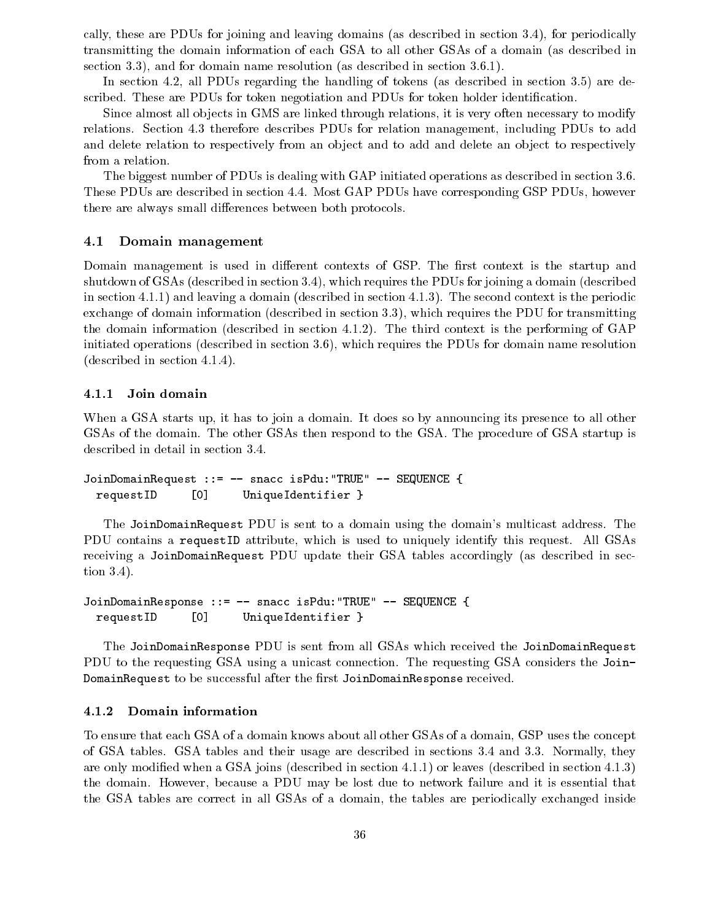cally, these are PDUs for joining and leaving domains (as described in section 3.4), for periodically transmitting the domain information of each GSA to all other GSAs of a domain (as described in section 3.3), and for domain name resolution (as described in section 3.6.1).

In section 4.2, all PDUs regarding the handling of tokens (as described in section 3.5) are described. These are PDUs for token negotiation and PDUs for token holder identification.

Since almost all objects in GMS are linked through relations, it is very often necessary to modify relations. Section 4.3 therefore describes PDUs for relation management, including PDUs to add and delete relation to respectively from an object and to add and delete an object to respectively from a relation.

The biggest number of PDUs is dealing with GAP initiated operations as described in section 3.6. These PDUs are described in section 4.4. Most GAP PDUs have corresponding GSP PDUs, however there are always small differences between both protocols.

## 4.1 Domain management

Domain management is used in different contexts of GSP. The first context is the startup and shutdown of GSAs (described in section 3.4), which requires the PDUs for joining a domain (described in section 4.1.1) and leaving a domain (described in section 4.1.3). The second context is the periodic exchange of domain information (described in section 3.3), which requires the PDU for transmitting the domain information (described in section 4.1.2). The third context is the performing of GAP initiated operations (described in section 3.6), which requires the PDUs for domain name resolution (described in section 4.1.4).

### 4.1.1 Join domain

When a GSA starts up, it has to join a domain. It does so by announcing its presence to all other GSAs of the domain. The other GSAs then respond to the GSA. The procedure of GSA startup is described in detail in section 3.4.

```
JoinDomainRequest ::= -- snacc isPdu:"TRUE" -- SEQUENCE {
  requestID     [0]     UniqueIdentifier }
```

The `JoinDomainRequest` PDU is sent to a domain using the domain's multicast address. The PDU contains a `requestID` attribute, which is used to uniquely identify this request. All GSAs receiving a `JoinDomainRequest` PDU update their GSA tables accordingly (as described in section 3.4).

```
JoinDomainResponse ::= -- snacc isPdu:"TRUE" -- SEQUENCE {
  requestID     [0]     UniqueIdentifier }
```

The `JoinDomainResponse` PDU is sent from all GSAs which received the `JoinDomainRequest` PDU to the requesting GSA using a unicast connection. The requesting GSA considers the `JoinDomainRequest` to be successful after the first `JoinDomainResponse` received.

### 4.1.2 Domain information

To ensure that each GSA of a domain knows about all other GSAs of a domain, GSP uses the concept of GSA tables. GSA tables and their usage are described in sections 3.4 and 3.3. Normally, they are only modified when a GSA joins (described in section 4.1.1) or leaves (described in section 4.1.3) the domain. However, because a PDU may be lost due to network failure and it is essential that the GSA tables are correct in all GSAs of a domain, the tables are periodically exchanged inside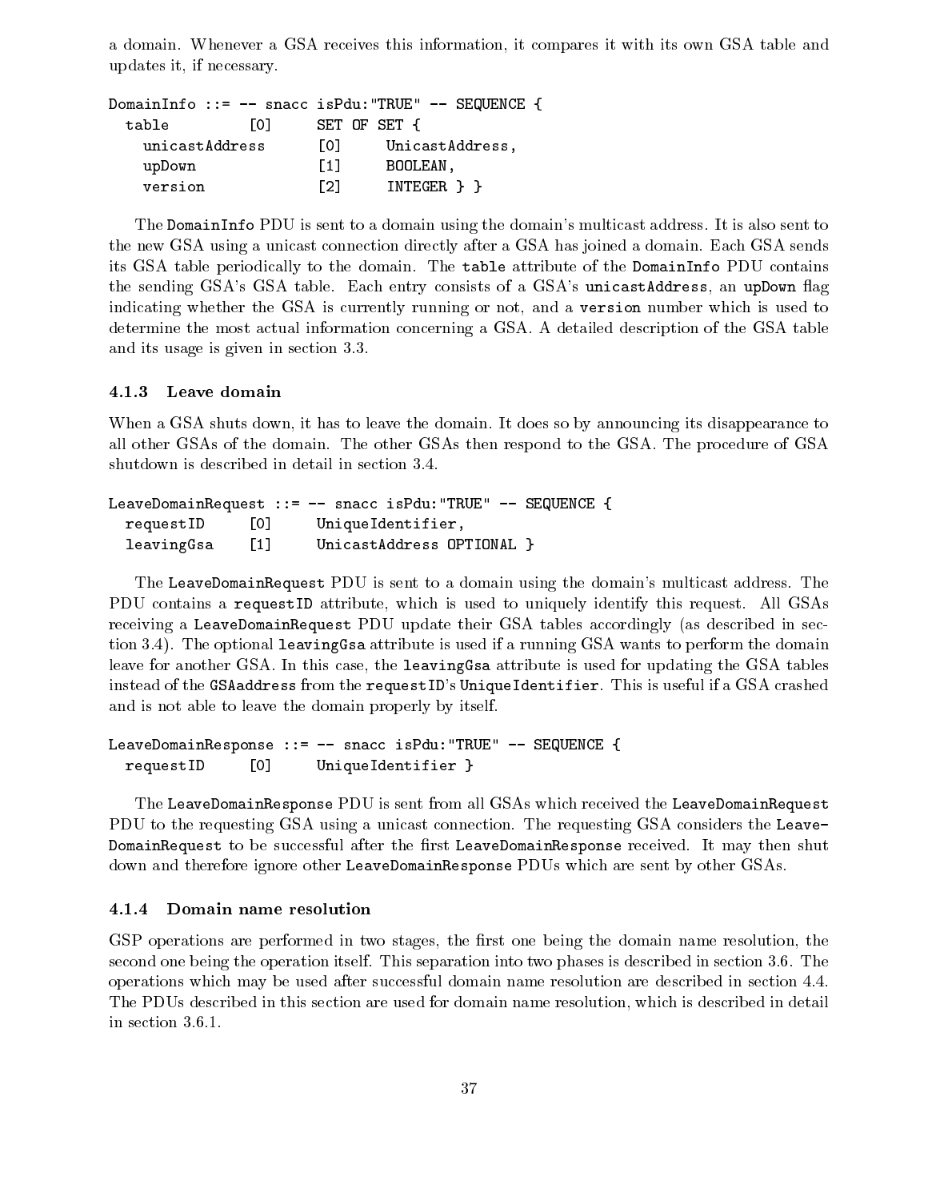a domain. Whenever a GSA receives this information, it compares it with its own GSA table and updates it, if necessary.

```
DomainInfo ::= -- snacc isPdu:"TRUE" -- SEQUENCE {
  table         [0]      SET OF SET {
    unicastAddress      [0]      UnicastAddress,
    upDown              [1]      BOOLEAN,
    version             [2]      INTEGER } }
```

The `DomainInfo` PDU is sent to a domain using the domain's multicast address. It is also sent to the new GSA using a unicast connection directly after a GSA has joined a domain. Each GSA sends its GSA table periodically to the domain. The `table` attribute of the `DomainInfo` PDU contains the sending GSA's GSA table. Each entry consists of a GSA's `unicastAddress`, an `upDown` flag indicating whether the GSA is currently running or not, and a `version` number which is used to determine the most actual information concerning a GSA. A detailed description of the GSA table and its usage is given in section 3.3.

### 4.1.3 Leave domain

When a GSA shuts down, it has to leave the domain. It does so by announcing its disappearance to all other GSAs of the domain. The other GSAs then respond to the GSA. The procedure of GSA shutdown is described in detail in section 3.4.

```
LeaveDomainRequest ::= -- snacc isPdu:"TRUE" -- SEQUENCE {
  requestID     [0]      UniqueIdentifier,
  leavingGsa    [1]      UnicastAddress OPTIONAL }
```

The `LeaveDomainRequest` PDU is sent to a domain using the domain's multicast address. The PDU contains a `requestID` attribute, which is used to uniquely identify this request. All GSAs receiving a `LeaveDomainRequest` PDU update their GSA tables accordingly (as described in section 3.4). The optional `leavingGsa` attribute is used if a running GSA wants to perform the domain leave for another GSA. In this case, the `leavingGsa` attribute is used for updating the GSA tables instead of the `GSAaddress` from the `requestID`'s `UniqueIdentifier`. This is useful if a GSA crashed and is not able to leave the domain properly by itself.

```
LeaveDomainResponse ::= -- snacc isPdu:"TRUE" -- SEQUENCE {
  requestID     [0]      UniqueIdentifier }
```

The `LeaveDomainResponse` PDU is sent from all GSAs which received the `LeaveDomainRequest` PDU to the requesting GSA using a unicast connection. The requesting GSA considers the `LeaveDomainRequest` to be successful after the first `LeaveDomainResponse` received. It may then shut down and therefore ignore other `LeaveDomainResponse` PDUs which are sent by other GSAs.

### 4.1.4 Domain name resolution

GSP operations are performed in two stages, the first one being the domain name resolution, the second one being the operation itself. This separation into two phases is described in section 3.6. The operations which may be used after successful domain name resolution are described in section 4.4. The PDUs described in this section are used for domain name resolution, which is described in detail in section 3.6.1.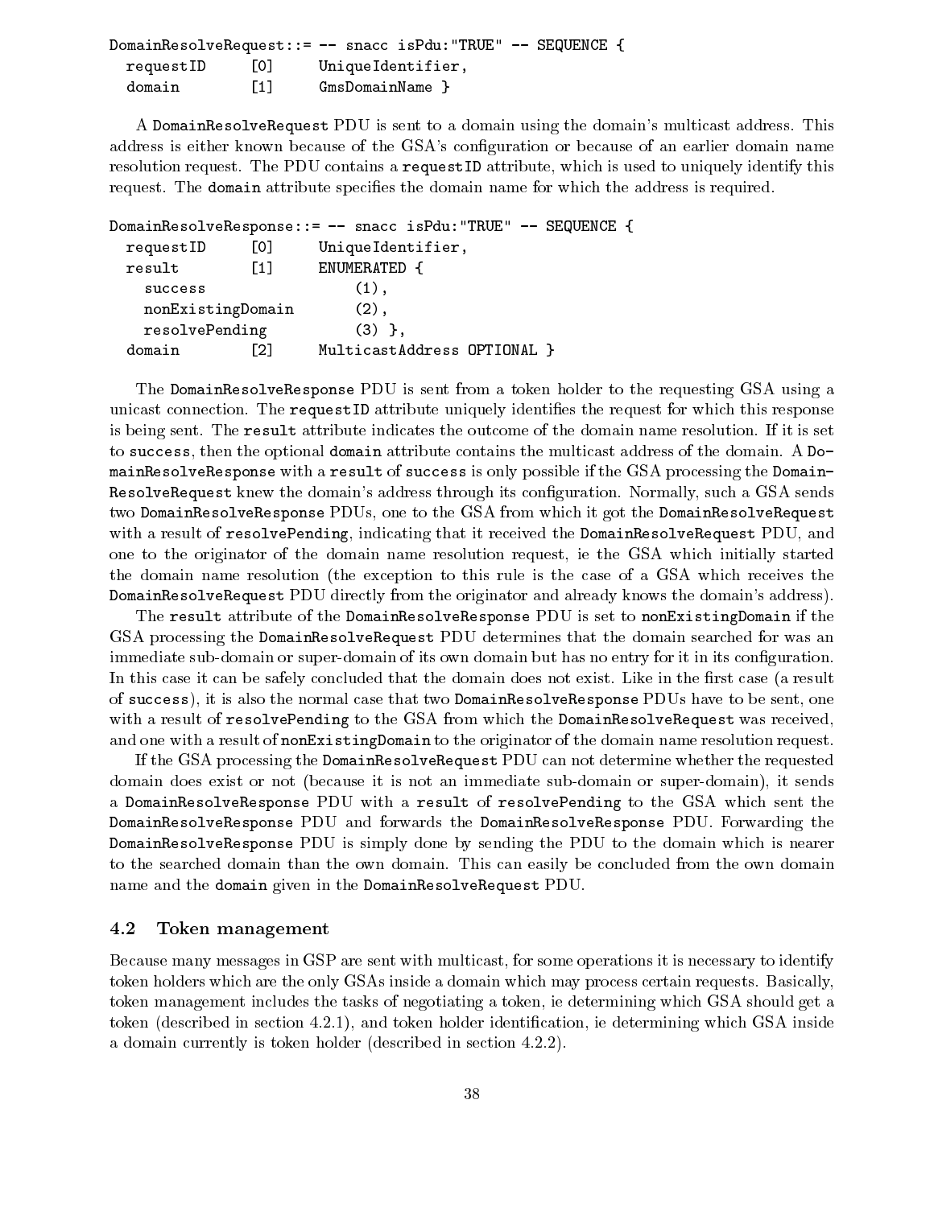```
DomainResolveRequest::= -- snacc isPdu:"TRUE" -- SEQUENCE {
  requestID     [0]     UniqueIdentifier,
  domain        [1]     GmsDomainName }
```

A `DomainResolveRequest` PDU is sent to a domain using the domain's multicast address. This address is either known because of the GSA's configuration or because of an earlier domain name resolution request. The PDU contains a `requestID` attribute, which is used to uniquely identify this request. The `domain` attribute specifies the domain name for which the address is required.

```
DomainResolveResponse::= -- snacc isPdu:"TRUE" -- SEQUENCE {
  requestID     [0]     UniqueIdentifier,
  result        [1]     ENUMERATED {
    success                 (1),
    nonExistingDomain       (2),
    resolvePending          (3) },
  domain        [2]     MulticastAddress OPTIONAL }
```

The `DomainResolveResponse` PDU is sent from a token holder to the requesting GSA using a unicast connection. The `requestID` attribute uniquely identifies the request for which this response is being sent. The `result` attribute indicates the outcome of the domain name resolution. If it is set to `success`, then the optional `domain` attribute contains the multicast address of the domain. A `DomainResolveResponse` with a `result` of `success` is only possible if the GSA processing the `DomainResolveRequest` knew the domain's address through its configuration. Normally, such a GSA sends two `DomainResolveResponse` PDUs, one to the GSA from which it got the `DomainResolveRequest` with a result of `resolvePending`, indicating that it received the `DomainResolveRequest` PDU, and one to the originator of the domain name resolution request, ie the GSA which initially started the domain name resolution (the exception to this rule is the case of a GSA which receives the `DomainResolveRequest` PDU directly from the originator and already knows the domain's address).

The `result` attribute of the `DomainResolveResponse` PDU is set to `nonExistingDomain` if the GSA processing the `DomainResolveRequest` PDU determines that the domain searched for was an immediate sub-domain or super-domain of its own domain but has no entry for it in its configuration. In this case it can be safely concluded that the domain does not exist. Like in the first case (a result of `success`), it is also the normal case that two `DomainResolveResponse` PDUs have to be sent, one with a result of `resolvePending` to the GSA from which the `DomainResolveRequest` was received, and one with a result of `nonExistingDomain` to the originator of the domain name resolution request.

If the GSA processing the `DomainResolveRequest` PDU can not determine whether the requested domain does exist or not (because it is not an immediate sub-domain or super-domain), it sends a `DomainResolveResponse` PDU with a `result` of `resolvePending` to the GSA which sent the `DomainResolveResponse` PDU and forwards the `DomainResolveResponse` PDU. Forwarding the `DomainResolveResponse` PDU is simply done by sending the PDU to the domain which is nearer to the searched domain than the own domain. This can easily be concluded from the own domain name and the `domain` given in the `DomainResolveRequest` PDU.

### 4.2 Token management

Because many messages in GSP are sent with multicast, for some operations it is necessary to identify token holders which are the only GSAs inside a domain which may process certain requests. Basically, token management includes the tasks of negotiating a token, ie determining which GSA should get a token (described in section 4.2.1), and token holder identification, ie determining which GSA inside a domain currently is token holder (described in section 4.2.2).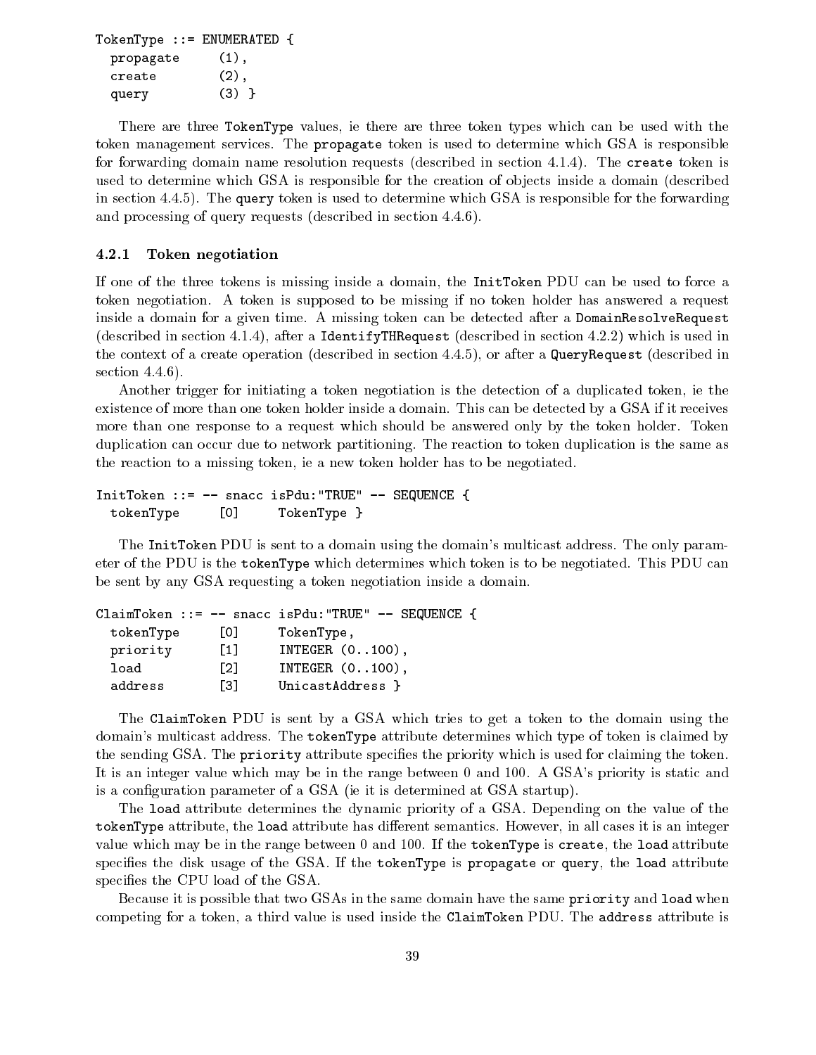```
TokenType ::= ENUMERATED {
  propagate     (1),
  create        (2),
  query         (3) }
```

There are three `TokenType` values, ie there are three token types which can be used with the token management services. The `propagate` token is used to determine which GSA is responsible for forwarding domain name resolution requests (described in section 4.1.4). The `create` token is used to determine which GSA is responsible for the creation of objects inside a domain (described in section 4.4.5). The `query` token is used to determine which GSA is responsible for the forwarding and processing of query requests (described in section 4.4.6).

### 4.2.1 Token negotiation

If one of the three tokens is missing inside a domain, the `InitToken` PDU can be used to force a token negotiation. A token is supposed to be missing if no token holder has answered a request inside a domain for a given time. A missing token can be detected after a `DomainResolveRequest` (described in section 4.1.4), after a `IdentifyTHRequest` (described in section 4.2.2) which is used in the context of a create operation (described in section 4.4.5), or after a `QueryRequest` (described in section 4.4.6).

Another trigger for initiating a token negotiation is the detection of a duplicated token, ie the existence of more than one token holder inside a domain. This can be detected by a GSA if it receives more than one response to a request which should be answered only by the token holder. Token duplication can occur due to network partitioning. The reaction to token duplication is the same as the reaction to a missing token, ie a new token holder has to be negotiated.

```
InitToken ::= -- snacc isPdu:"TRUE" -- SEQUENCE {
  tokenType     [0]     TokenType }
```

The `InitToken` PDU is sent to a domain using the domain's multicast address. The only parameter of the PDU is the `tokenType` which determines which token is to be negotiated. This PDU can be sent by any GSA requesting a token negotiation inside a domain.

```
ClaimToken ::= -- snacc isPdu:"TRUE" -- SEQUENCE {
  tokenType     [0]     TokenType,
  priority      [1]     INTEGER (0..100),
  load          [2]     INTEGER (0..100),
  address       [3]     UnicastAddress }
```

The `ClaimToken` PDU is sent by a GSA which tries to get a token to the domain using the domain's multicast address. The `tokenType` attribute determines which type of token is claimed by the sending GSA. The `priority` attribute specifies the priority which is used for claiming the token. It is an integer value which may be in the range between 0 and 100. A GSA's priority is static and is a configuration parameter of a GSA (ie it is determined at GSA startup).

The `load` attribute determines the dynamic priority of a GSA. Depending on the value of the `tokenType` attribute, the `load` attribute has different semantics. However, in all cases it is an integer value which may be in the range between 0 and 100. If the `tokenType` is `create`, the `load` attribute specifies the disk usage of the GSA. If the `tokenType` is `propagate` or `query`, the `load` attribute specifies the CPU load of the GSA.

Because it is possible that two GSAs in the same domain have the same `priority` and `load` when competing for a token, a third value is used inside the `ClaimToken` PDU. The `address` attribute is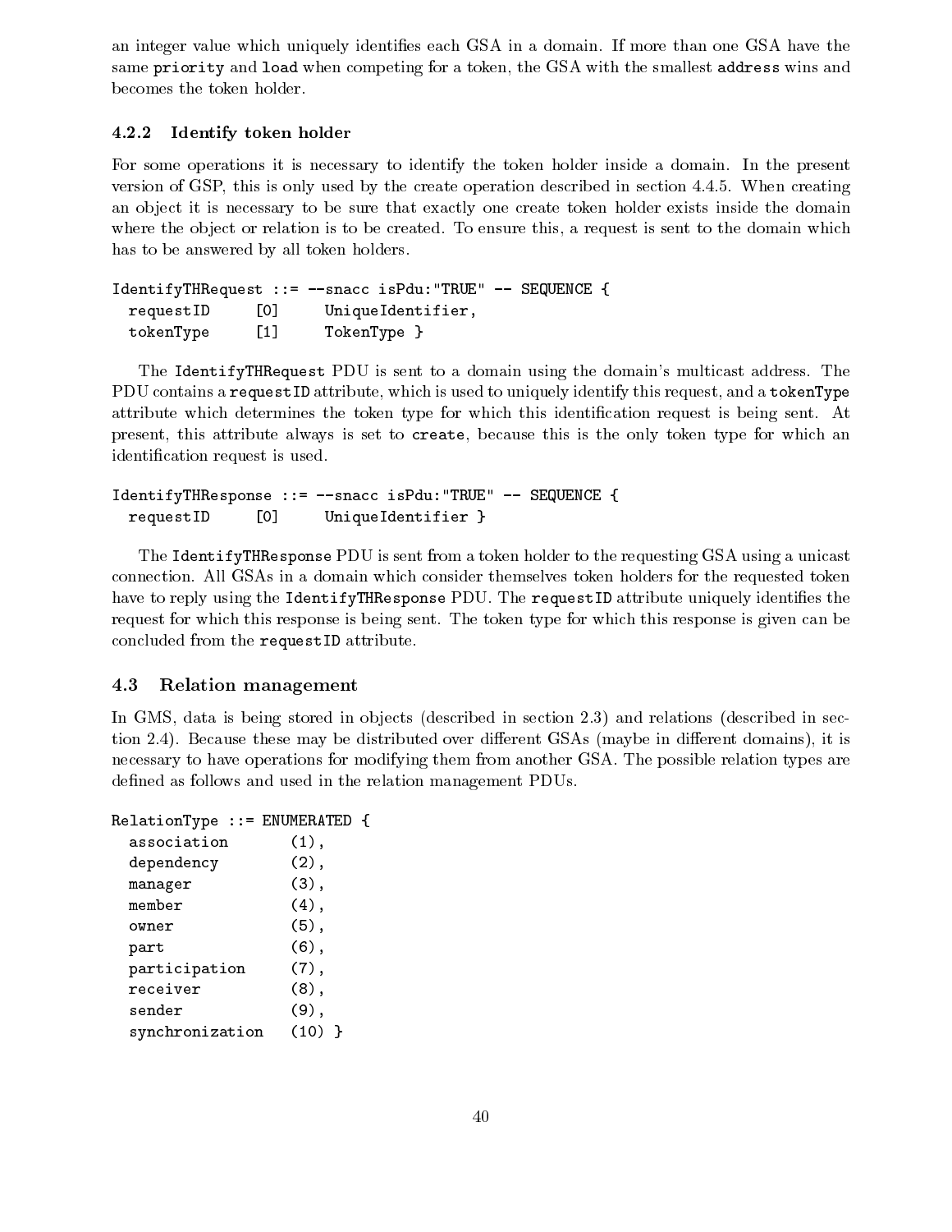an integer value which uniquely identifies each GSA in a domain. If more than one GSA have the same `priority` and `load` when competing for a token, the GSA with the smallest `address` wins and becomes the token holder.

#### 4.2.2 Identify token holder

For some operations it is necessary to identify the token holder inside a domain. In the present version of GSP, this is only used by the create operation described in section 4.4.5. When creating an object it is necessary to be sure that exactly one create token holder exists inside the domain where the object or relation is to be created. To ensure this, a request is sent to the domain which has to be answered by all token holders.

```
IdentifyTHRequest ::= --snacc isPdu:"TRUE" -- SEQUENCE {
  requestID     [0]     UniqueIdentifier,
  tokenType     [1]     TokenType }
```

The `IdentifyTHRequest` PDU is sent to a domain using the domain's multicast address. The PDU contains a `requestID` attribute, which is used to uniquely identify this request, and a `tokenType` attribute which determines the token type for which this identification request is being sent. At present, this attribute always is set to `create`, because this is the only token type for which an identification request is used.

```
IdentifyTHResponse ::= --snacc isPdu:"TRUE" -- SEQUENCE {
  requestID     [0]     UniqueIdentifier }
```

The `IdentifyTHResponse` PDU is sent from a token holder to the requesting GSA using a unicast connection. All GSAs in a domain which consider themselves token holders for the requested token have to reply using the `IdentifyTHResponse` PDU. The `requestID` attribute uniquely identifies the request for which this response is being sent. The token type for which this response is given can be concluded from the `requestID` attribute.

### 4.3 Relation management

In GMS, data is being stored in objects (described in section 2.3) and relations (described in section 2.4). Because these may be distributed over different GSAs (maybe in different domains), it is necessary to have operations for modifying them from another GSA. The possible relation types are defined as follows and used in the relation management PDUs.

```
RelationType ::= ENUMERATED {
  association       (1),
  dependency        (2),
  manager           (3),
  member            (4),
  owner             (5),
  part              (6),
  participation     (7),
  receiver          (8),
  sender            (9),
  synchronization   (10) }
```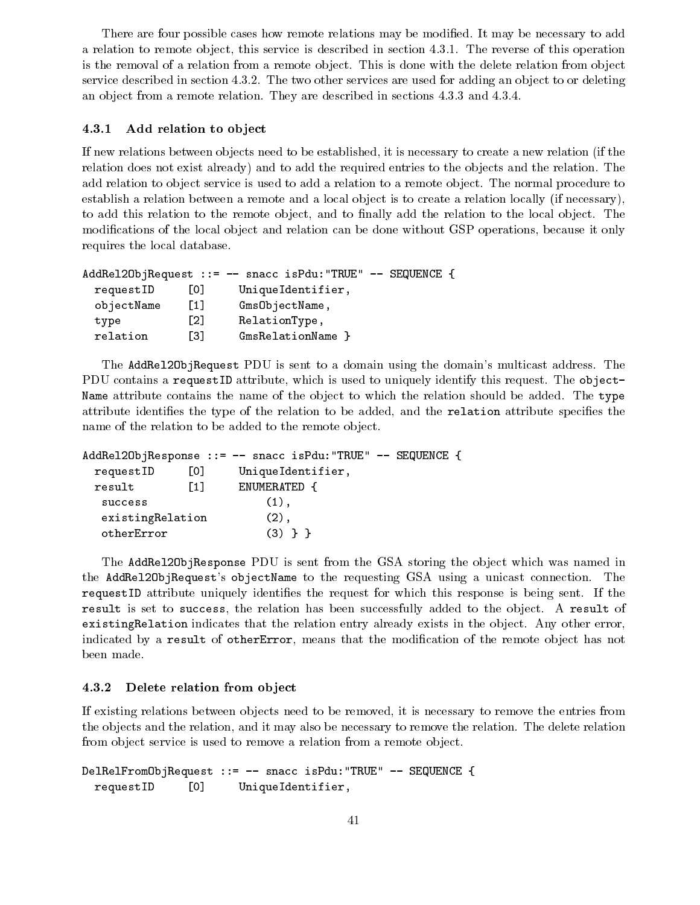There are four possible cases how remote relations may be modified. It may be necessary to add a relation to remote object, this service is described in section 4.3.1. The reverse of this operation is the removal of a relation from a remote object. This is done with the delete relation from object service described in section 4.3.2. The two other services are used for adding an object to or deleting an object from a remote relation. They are described in sections 4.3.3 and 4.3.4.

### 4.3.1 Add relation to object

If new relations between objects need to be established, it is necessary to create a new relation (if the relation does not exist already) and to add the required entries to the objects and the relation. The add relation to object service is used to add a relation to a remote object. The normal procedure to establish a relation between a remote and a local object is to create a relation locally (if necessary), to add this relation to the remote object, and to finally add the relation to the local object. The modifications of the local object and relation can be done without GSP operations, because it only requires the local database.

```
AddRel2ObjRequest ::= -- snacc isPdu:"TRUE" -- SEQUENCE {
  requestID     [0]     UniqueIdentifier,
  objectName    [1]     GmsObjectName,
  type          [2]     RelationType,
  relation      [3]     GmsRelationName }
```

The `AddRel2ObjRequest` PDU is sent to a domain using the domain's multicast address. The PDU contains a `requestID` attribute, which is used to uniquely identify this request. The `objectName` attribute contains the name of the object to which the relation should be added. The `type` attribute identifies the type of the relation to be added, and the `relation` attribute specifies the name of the relation to be added to the remote object.

```
AddRel2ObjResponse ::= -- snacc isPdu:"TRUE" -- SEQUENCE {
  requestID     [0]     UniqueIdentifier,
  result        [1]     ENUMERATED {
   success                  (1),
   existingRelation         (2),
   otherError               (3) } }
```

The `AddRel2ObjResponse` PDU is sent from the GSA storing the object which was named in the `AddRel2ObjRequest`'s `objectName` to the requesting GSA using a unicast connection. The `requestID` attribute uniquely identifies the request for which this response is being sent. If the `result` is set to `success`, the relation has been successfully added to the object. A `result` of `existingRelation` indicates that the relation entry already exists in the object. Any other error, indicated by a `result` of `otherError`, means that the modification of the remote object has not been made.

### 4.3.2 Delete relation from object

If existing relations between objects need to be removed, it is necessary to remove the entries from the objects and the relation, and it may also be necessary to remove the relation. The delete relation from object service is used to remove a relation from a remote object.

```
DelRelFromObjRequest ::= -- snacc isPdu:"TRUE" -- SEQUENCE {
  requestID     [0]     UniqueIdentifier,
```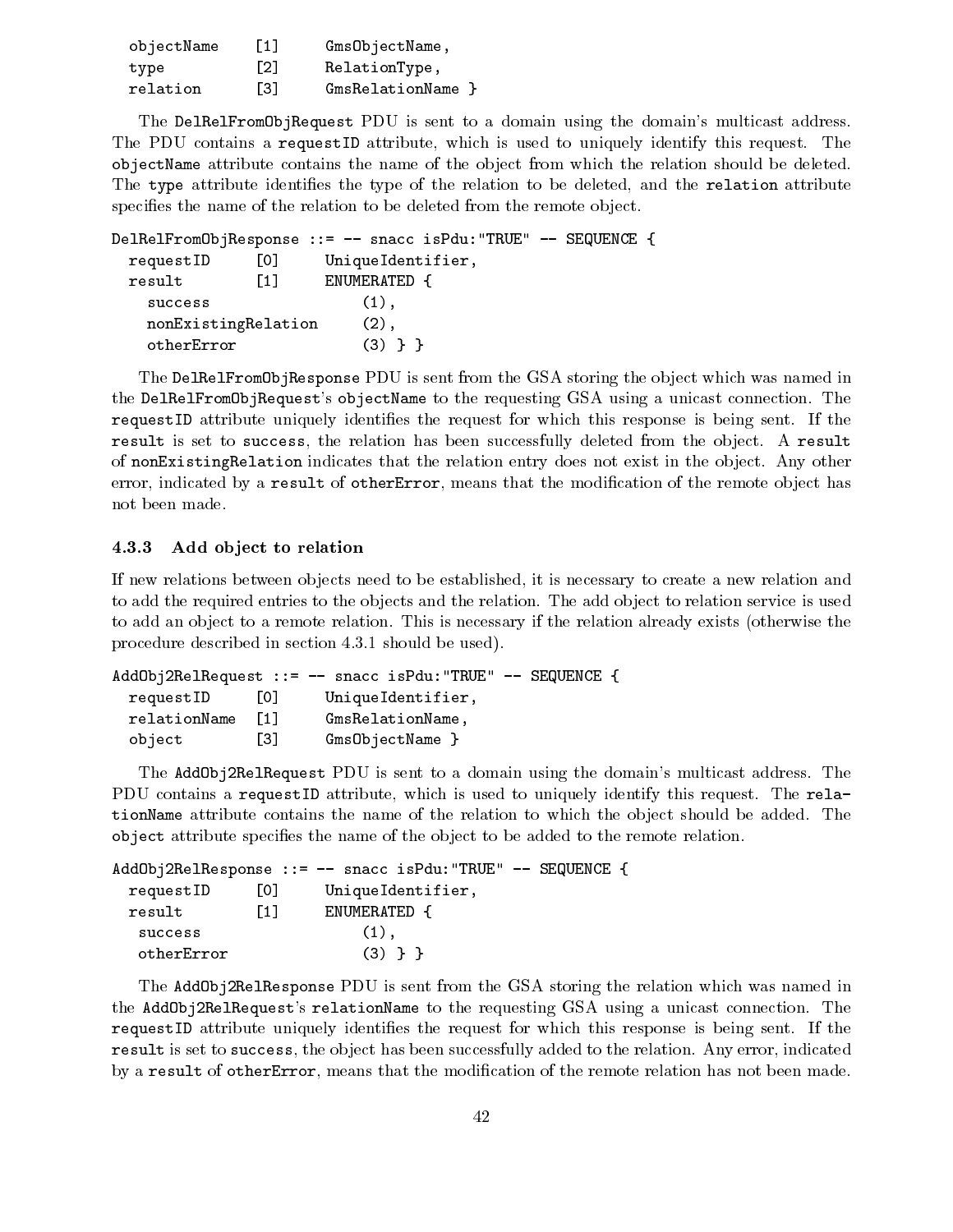```
  objectName    [1]     GmsObjectName,
  type          [2]     RelationType,
  relation      [3]     GmsRelationName }
```

The `DelRelFromObjRequest` PDU is sent to a domain using the domain's multicast address. The PDU contains a `requestID` attribute, which is used to uniquely identify this request. The `objectName` attribute contains the name of the object from which the relation should be deleted. The `type` attribute identifies the type of the relation to be deleted, and the `relation` attribute specifies the name of the relation to be deleted from the remote object.

```
DelRelFromObjResponse ::= -- snacc isPdu:"TRUE" -- SEQUENCE {
  requestID     [0]     UniqueIdentifier,
  result        [1]     ENUMERATED {
    success                 (1),
    nonExistingRelation     (2),
    otherError              (3) } }
```

The `DelRelFromObjResponse` PDU is sent from the GSA storing the object which was named in the `DelRelFromObjRequest`'s `objectName` to the requesting GSA using a unicast connection. The `requestID` attribute uniquely identifies the request for which this response is being sent. If the `result` is set to `success`, the relation has been successfully deleted from the object. A `result` of `nonExistingRelation` indicates that the relation entry does not exist in the object. Any other error, indicated by a `result` of `otherError`, means that the modification of the remote object has not been made.

### 4.3.3 Add object to relation

If new relations between objects need to be established, it is necessary to create a new relation and to add the required entries to the objects and the relation. The add object to relation service is used to add an object to a remote relation. This is necessary if the relation already exists (otherwise the procedure described in section 4.3.1 should be used).

```
AddObj2RelRequest ::= -- snacc isPdu:"TRUE" -- SEQUENCE {
  requestID     [0]     UniqueIdentifier,
  relationName  [1]     GmsRelationName,
  object        [3]     GmsObjectName }
```

The `AddObj2RelRequest` PDU is sent to a domain using the domain's multicast address. The PDU contains a `requestID` attribute, which is used to uniquely identify this request. The `relationName` attribute contains the name of the relation to which the object should be added. The `object` attribute specifies the name of the object to be added to the remote relation.

```
AddObj2RelResponse ::= -- snacc isPdu:"TRUE" -- SEQUENCE {
  requestID     [0]     UniqueIdentifier,
  result        [1]     ENUMERATED {
   success                  (1),
   otherError               (3) } }
```

The `AddObj2RelResponse` PDU is sent from the GSA storing the relation which was named in the `AddObj2RelRequest`'s `relationName` to the requesting GSA using a unicast connection. The `requestID` attribute uniquely identifies the request for which this response is being sent. If the `result` is set to `success`, the object has been successfully added to the relation. Any error, indicated by a `result` of `otherError`, means that the modification of the remote relation has not been made.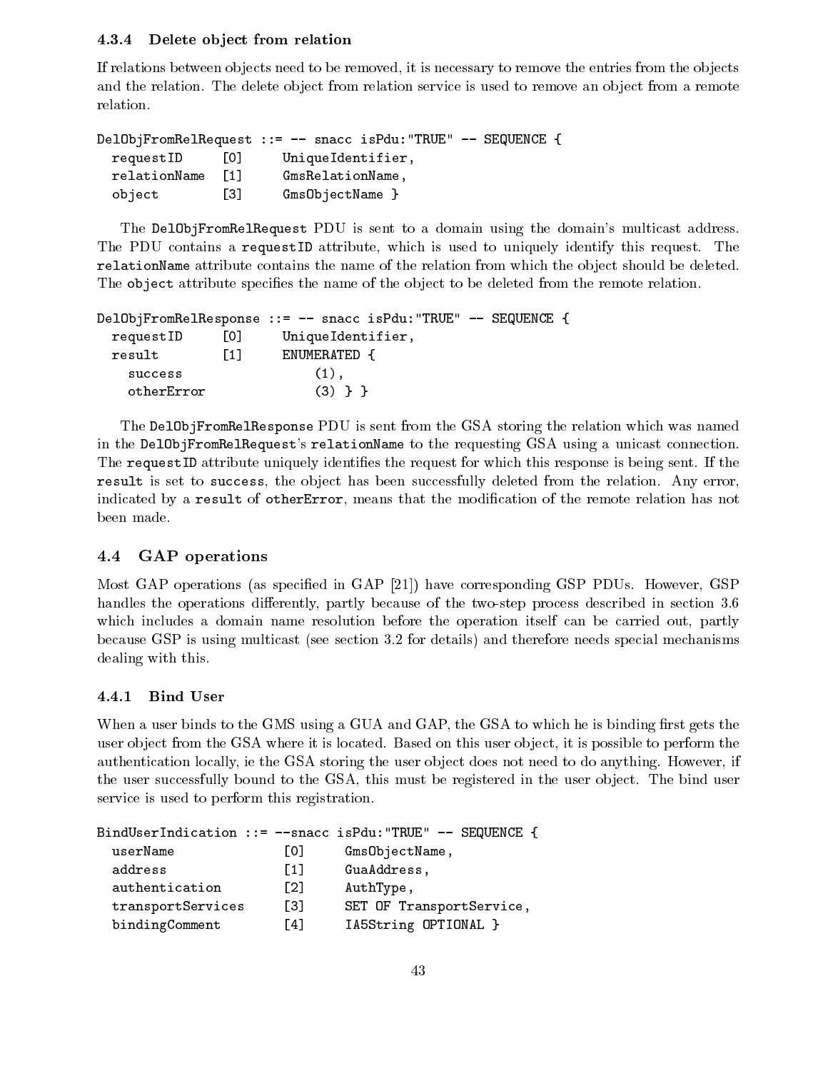### 4.3.4 Delete object from relation

If relations between objects need to be removed, it is necessary to remove the entries from the objects and the relation. The delete object from relation service is used to remove an object from a remote relation.

```
DelObjFromRelRequest ::= -- snacc isPdu:"TRUE" -- SEQUENCE {
  requestID     [0]     UniqueIdentifier,
  relationName  [1]     GmsRelationName,
  object        [3]     GmsObjectName }
```

The `DelObjFromRelRequest` PDU is sent to a domain using the domain's multicast address. The PDU contains a `requestID` attribute, which is used to uniquely identify this request. The `relationName` attribute contains the name of the relation from which the object should be deleted. The `object` attribute specifies the name of the object to be deleted from the remote relation.

```
DelObjFromRelResponse ::= -- snacc isPdu:"TRUE" -- SEQUENCE {
  requestID     [0]     UniqueIdentifier,
  result        [1]     ENUMERATED {
    success                 (1),
    otherError              (3) } }
```

The `DelObjFromRelResponse` PDU is sent from the GSA storing the relation which was named in the `DelObjFromRelRequest`'s `relationName` to the requesting GSA using a unicast connection. The `requestID` attribute uniquely identifies the request for which this response is being sent. If the `result` is set to `success`, the object has been successfully deleted from the relation. Any error, indicated by a `result` of `otherError`, means that the modification of the remote relation has not been made.

## 4.4 GAP operations

Most GAP operations (as specified in GAP [21]) have corresponding GSP PDUs. However, GSP handles the operations differently, partly because of the two-step process described in section 3.6 which includes a domain name resolution before the operation itself can be carried out, partly because GSP is using multicast (see section 3.2 for details) and therefore needs special mechanisms dealing with this.

### 4.4.1 Bind User

When a user binds to the GMS using a GUA and GAP, the GSA to which he is binding first gets the user object from the GSA where it is located. Based on this user object, it is possible to perform the authentication locally, ie the GSA storing the user object does not need to do anything. However, if the user successfully bound to the GSA, this must be registered in the user object. The bind user service is used to perform this registration.

```
BindUserIndication ::= --snacc isPdu:"TRUE" -- SEQUENCE {
  userName              [0]     GmsObjectName,
  address               [1]     GuaAddress,
  authentication        [2]     AuthType,
  transportServices     [3]     SET OF TransportService,
  bindingComment        [4]     IA5String OPTIONAL }
```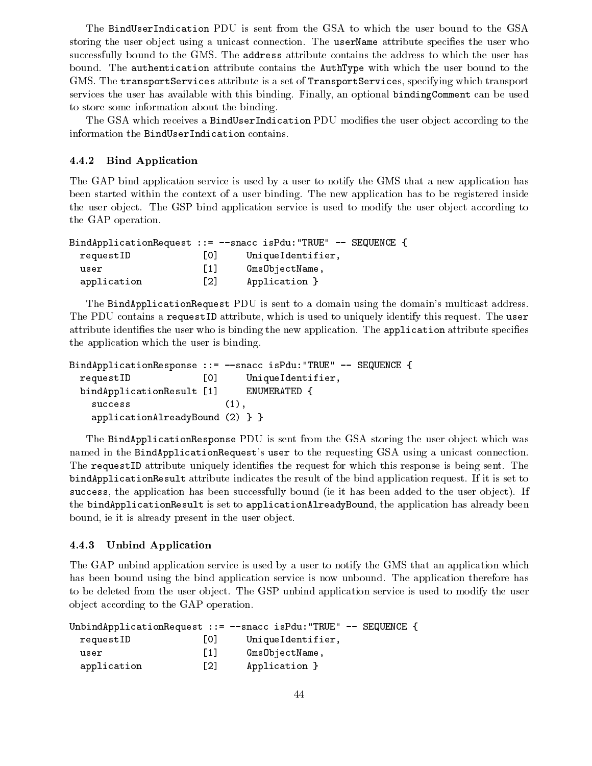The `BindUserIndication` PDU is sent from the GSA to which the user bound to the GSA storing the user object using a unicast connection. The `userName` attribute specifies the user who successfully bound to the GMS. The `address` attribute contains the address to which the user has bound. The `authentication` attribute contains the `AuthType` with which the user bound to the GMS. The `transportServices` attribute is a set of `TransportService`s, specifying which transport services the user has available with this binding. Finally, an optional `bindingComment` can be used to store some information about the binding.

The GSA which receives a `BindUserIndication` PDU modifies the user object according to the information the `BindUserIndication` contains.

### 4.4.2 Bind Application

The GAP bind application service is used by a user to notify the GMS that a new application has been started within the context of a user binding. The new application has to be registered inside the user object. The GSP bind application service is used to modify the user object according to the GAP operation.

```
BindApplicationRequest ::= --snacc isPdu:"TRUE" -- SEQUENCE {
  requestID              [0]     UniqueIdentifier,
  user                   [1]     GmsObjectName,
  application            [2]     Application }
```

The `BindApplicationRequest` PDU is sent to a domain using the domain's multicast address. The PDU contains a `requestID` attribute, which is used to uniquely identify this request. The `user` attribute identifies the user who is binding the new application. The `application` attribute specifies the application which the user is binding.

```
BindApplicationResponse ::= --snacc isPdu:"TRUE" -- SEQUENCE {
  requestID              [0]     UniqueIdentifier,
  bindApplicationResult  [1]     ENUMERATED {
    success                   (1),
    applicationAlreadyBound (2) } }
```

The `BindApplicationResponse` PDU is sent from the GSA storing the user object which was named in the `BindApplicationRequest`'s `user` to the requesting GSA using a unicast connection. The `requestID` attribute uniquely identifies the request for which this response is being sent. The `bindApplicationResult` attribute indicates the result of the bind application request. If it is set to `success`, the application has been successfully bound (ie it has been added to the user object). If the `bindApplicationResult` is set to `applicationAlreadyBound`, the application has already been bound, ie it is already present in the user object.

### 4.4.3 Unbind Application

The GAP unbind application service is used by a user to notify the GMS that an application which has been bound using the bind application service is now unbound. The application therefore has to be deleted from the user object. The GSP unbind application service is used to modify the user object according to the GAP operation.

```
UnbindApplicationRequest ::= --snacc isPdu:"TRUE" -- SEQUENCE {
  requestID              [0]     UniqueIdentifier,
  user                   [1]     GmsObjectName,
  application            [2]     Application }
```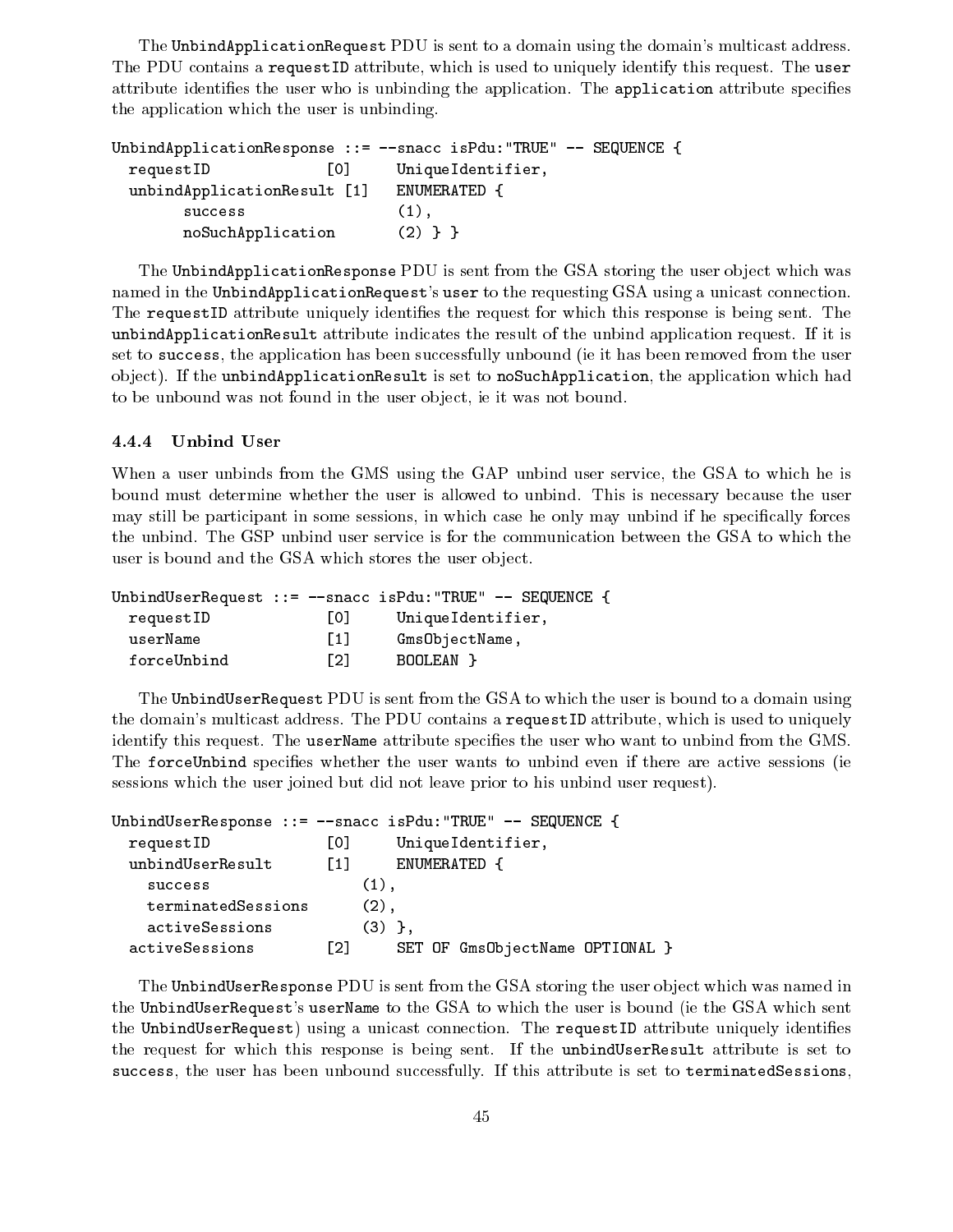The `UnbindApplicationRequest` PDU is sent to a domain using the domain's multicast address. The PDU contains a `requestID` attribute, which is used to uniquely identify this request. The `user` attribute identifies the user who is unbinding the application. The `application` attribute specifies the application which the user is unbinding.

```
UnbindApplicationResponse ::= --snacc isPdu:"TRUE" -- SEQUENCE {
  requestID              [0]    UniqueIdentifier,
  unbindApplicationResult [1]   ENUMERATED {
        success                 (1),
        noSuchApplication       (2) } }
```

The `UnbindApplicationResponse` PDU is sent from the GSA storing the user object which was named in the `UnbindApplicationRequest`'s `user` to the requesting GSA using a unicast connection. The `requestID` attribute uniquely identifies the request for which this response is being sent. The `unbindApplicationResult` attribute indicates the result of the unbind application request. If it is set to `success`, the application has been successfully unbound (ie it has been removed from the user object). If the `unbindApplicationResult` is set to `noSuchApplication`, the application which had to be unbound was not found in the user object, ie it was not bound.

### 4.4.4 Unbind User

When a user unbinds from the GMS using the GAP unbind user service, the GSA to which he is bound must determine whether the user is allowed to unbind. This is necessary because the user may still be participant in some sessions, in which case he only may unbind if he specifically forces the unbind. The GSP unbind user service is for the communication between the GSA to which the user is bound and the GSA which stores the user object.

```
UnbindUserRequest ::= --snacc isPdu:"TRUE" -- SEQUENCE {
  requestID             [0]    UniqueIdentifier,
  userName              [1]    GmsObjectName,
  forceUnbind           [2]    BOOLEAN }
```

The `UnbindUserRequest` PDU is sent from the GSA to which the user is bound to a domain using the domain's multicast address. The PDU contains a `requestID` attribute, which is used to uniquely identify this request. The `userName` attribute specifies the user who want to unbind from the GMS. The `forceUnbind` specifies whether the user wants to unbind even if there are active sessions (ie sessions which the user joined but did not leave prior to his unbind user request).

```
UnbindUserResponse ::= --snacc isPdu:"TRUE" -- SEQUENCE {
  requestID             [0]    UniqueIdentifier,
  unbindUserResult      [1]    ENUMERATED {
    success                 (1),
    terminatedSessions      (2),
    activeSessions          (3) },
  activeSessions        [2]    SET OF GmsObjectName OPTIONAL }
```

The `UnbindUserResponse` PDU is sent from the GSA storing the user object which was named in the `UnbindUserRequest`'s `userName` to the GSA to which the user is bound (ie the GSA which sent the `UnbindUserRequest`) using a unicast connection. The `requestID` attribute uniquely identifies the request for which this response is being sent. If the `unbindUserResult` attribute is set to `success`, the user has been unbound successfully. If this attribute is set to `terminatedSessions`,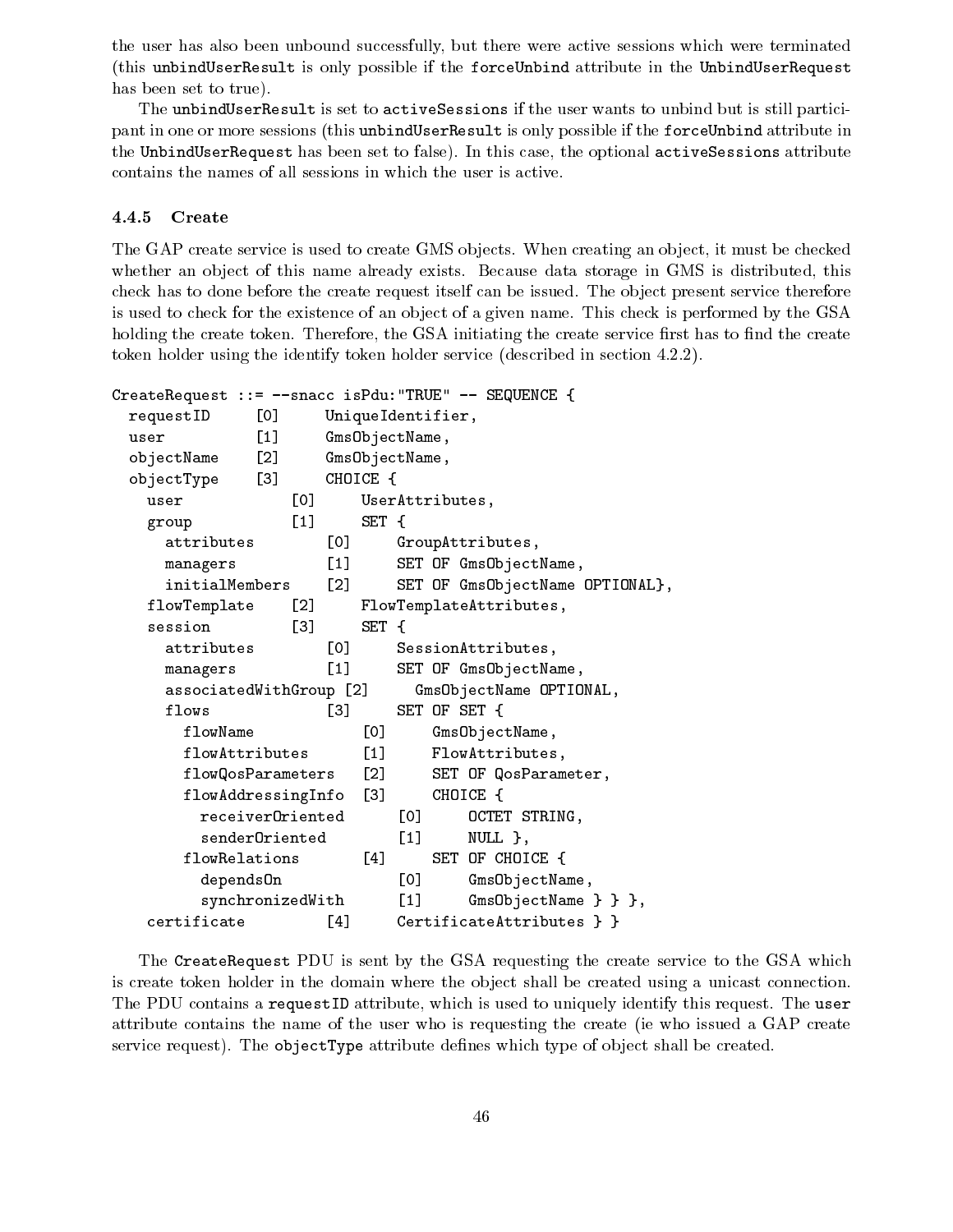the user has also been unbound successfully, but there were active sessions which were terminated (this `unbindUserResult` is only possible if the `forceUnbind` attribute in the `UnbindUserRequest` has been set to true).

The `unbindUserResult` is set to `activeSessions` if the user wants to unbind but is still participant in one or more sessions (this `unbindUserResult` is only possible if the `forceUnbind` attribute in the `UnbindUserRequest` has been set to false). In this case, the optional `activeSessions` attribute contains the names of all sessions in which the user is active.

### 4.4.5 Create

The GAP create service is used to create GMS objects. When creating an object, it must be checked whether an object of this name already exists. Because data storage in GMS is distributed, this check has to done before the create request itself can be issued. The object present service therefore is used to check for the existence of an object of a given name. This check is performed by the GSA holding the create token. Therefore, the GSA initiating the create service first has to find the create token holder using the identify token holder service (described in section 4.2.2).

```
CreateRequest ::= --snacc isPdu:"TRUE" -- SEQUENCE {
  requestID     [0]     UniqueIdentifier,
  user          [1]     GmsObjectName,
  objectName    [2]     GmsObjectName,
  objectType    [3]     CHOICE {
    user            [0]     UserAttributes,
    group           [1]     SET {
      attributes        [0]     GroupAttributes,
      managers          [1]     SET OF GmsObjectName,
      initialMembers    [2]     SET OF GmsObjectName OPTIONAL},
    flowTemplate    [2]     FlowTemplateAttributes,
    session         [3]     SET {
      attributes        [0]     SessionAttributes,
      managers          [1]     SET OF GmsObjectName,
      associatedWithGroup [2]     GmsObjectName OPTIONAL,
      flows             [3]     SET OF SET {
        flowName            [0]     GmsObjectName,
        flowAttributes      [1]     FlowAttributes,
        flowQosParameters   [2]     SET OF QosParameter,
        flowAddressingInfo  [3]     CHOICE {
          receiverOriented      [0]     OCTET STRING,
          senderOriented        [1]     NULL },
        flowRelations       [4]     SET OF CHOICE {
          dependsOn             [0]     GmsObjectName,
          synchronizedWith      [1]     GmsObjectName } } },
    certificate         [4]     CertificateAttributes } }
```

The `CreateRequest` PDU is sent by the GSA requesting the create service to the GSA which is create token holder in the domain where the object shall be created using a unicast connection. The PDU contains a `requestID` attribute, which is used to uniquely identify this request. The `user` attribute contains the name of the user who is requesting the create (ie who issued a GAP create service request). The `objectType` attribute defines which type of object shall be created.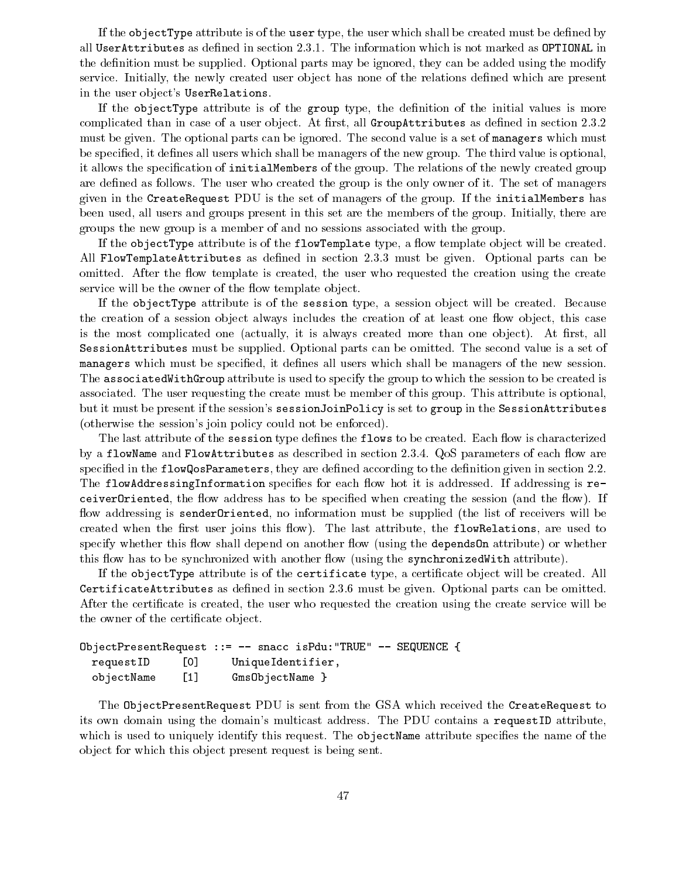If the `objectType` attribute is of the `user` type, the user which shall be created must be defined by all `UserAttributes` as defined in section 2.3.1. The information which is not marked as `OPTIONAL` in the definition must be supplied. Optional parts may be ignored, they can be added using the modify service. Initially, the newly created user object has none of the relations defined which are present in the user object's `UserRelations`.

If the `objectType` attribute is of the `group` type, the definition of the initial values is more complicated than in case of a user object. At first, all `GroupAttributes` as defined in section 2.3.2 must be given. The optional parts can be ignored. The second value is a set of **managers** which must be specified, it defines all users which shall be managers of the new group. The third value is optional, it allows the specification of `initialMembers` of the group. The relations of the newly created group are defined as follows. The user who created the group is the only owner of it. The set of managers given in the `CreateRequest` PDU is the set of managers of the group. If the `initialMembers` has been used, all users and groups present in this set are the members of the group. Initially, there are groups the new group is a member of and no sessions associated with the group.

If the `objectType` attribute is of the `flowTemplate` type, a flow template object will be created. All `FlowTemplateAttributes` as defined in section 2.3.3 must be given. Optional parts can be omitted. After the flow template is created, the user who requested the creation using the create service will be the owner of the flow template object.

If the `objectType` attribute is of the `session` type, a session object will be created. Because the creation of a session object always includes the creation of at least one flow object, this case is the most complicated one (actually, it is always created more than one object). At first, all `SessionAttributes` must be supplied. Optional parts can be omitted. The second value is a set of `managers` which must be specified, it defines all users which shall be managers of the new session. The `associatedWithGroup` attribute is used to specify the group to which the session to be created is associated. The user requesting the create must be member of this group. This attribute is optional, but it must be present if the session's `sessionJoinPolicy` is set to `group` in the `SessionAttributes` (otherwise the session's join policy could not be enforced).

The last attribute of the `session` type defines the `flows` to be created. Each flow is characterized by a `flowName` and `FlowAttributes` as described in section 2.3.4. QoS parameters of each flow are specified in the `flowQosParameters`, they are defined according to the definition given in section 2.2. The `flowAddressingInformation` specifies for each flow hot it is addressed. If addressing is `receiverOriented`, the flow address has to be specified when creating the session (and the flow). If flow addressing is `senderOriented`, no information must be supplied (the list of receivers will be created when the first user joins this flow). The last attribute, the `flowRelations`, are used to specify whether this flow shall depend on another flow (using the `dependsOn` attribute) or whether this flow has to be synchronized with another flow (using the `synchronizedWith` attribute).

If the `objectType` attribute is of the `certificate` type, a certificate object will be created. All `CertificateAttributes` as defined in section 2.3.6 must be given. Optional parts can be omitted. After the certificate is created, the user who requested the creation using the create service will be the owner of the certificate object.

```
ObjectPresentRequest ::= -- snacc isPdu:"TRUE" -- SEQUENCE {
  requestID     [0]     UniqueIdentifier,
  objectName    [1]     GmsObjectName }
```

The `ObjectPresentRequest` PDU is sent from the GSA which received the `CreateRequest` to its own domain using the domain's multicast address. The PDU contains a `requestID` attribute, which is used to uniquely identify this request. The `objectName` attribute specifies the name of the object for which this object present request is being sent.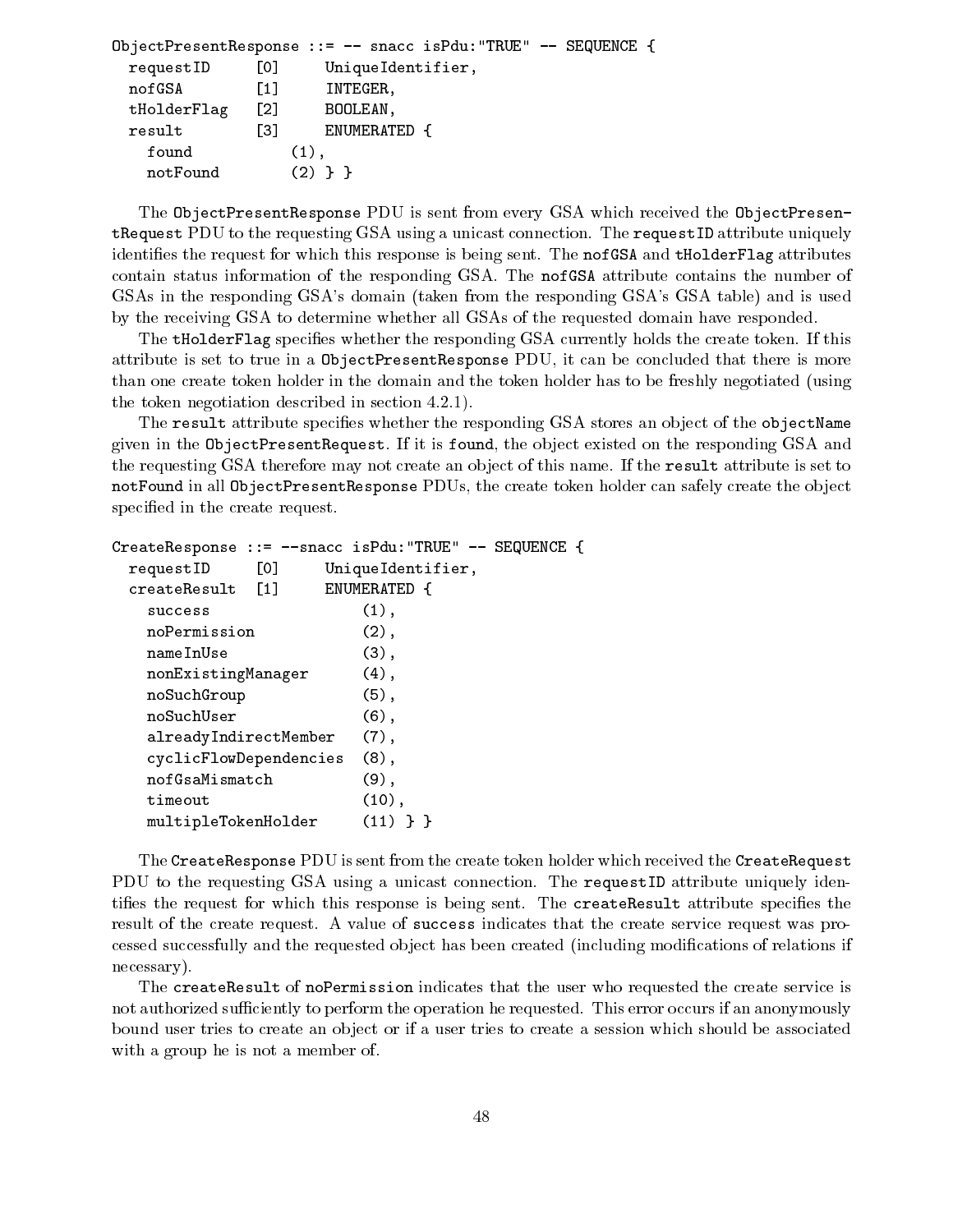```
ObjectPresentResponse ::= -- snacc isPdu:"TRUE" -- SEQUENCE {
  requestID     [0]     UniqueIdentifier,
  nofGSA        [1]     INTEGER,
  tHolderFlag   [2]     BOOLEAN,
  result        [3]     ENUMERATED {
    found           (1),
    notFound        (2) } }
```

The `ObjectPresentResponse` PDU is sent from every GSA which received the `ObjectPresentRequest` PDU to the requesting GSA using a unicast connection. The `requestID` attribute uniquely identifies the request for which this response is being sent. The `nofGSA` and `tHolderFlag` attributes contain status information of the responding GSA. The `nofGSA` attribute contains the number of GSAs in the responding GSA's domain (taken from the responding GSA's GSA table) and is used by the receiving GSA to determine whether all GSAs of the requested domain have responded.

The `tHolderFlag` specifies whether the responding GSA currently holds the create token. If this attribute is set to true in a `ObjectPresentResponse` PDU, it can be concluded that there is more than one create token holder in the domain and the token holder has to be freshly negotiated (using the token negotiation described in section 4.2.1).

The `result` attribute specifies whether the responding GSA stores an object of the `objectName` given in the `ObjectPresentRequest`. If it is `found`, the object existed on the responding GSA and the requesting GSA therefore may not create an object of this name. If the `result` attribute is set to `notFound` in all `ObjectPresentResponse` PDUs, the create token holder can safely create the object specified in the create request.

```
CreateResponse ::= --snacc isPdu:"TRUE" -- SEQUENCE {
  requestID     [0]     UniqueIdentifier,
  createResult  [1]     ENUMERATED {
    success                 (1),
    noPermission            (2),
    nameInUse               (3),
    nonExistingManager      (4),
    noSuchGroup             (5),
    noSuchUser              (6),
    alreadyIndirectMember   (7),
    cyclicFlowDependencies  (8),
    nofGsaMismatch          (9),
    timeout                 (10),
    multipleTokenHolder     (11) } }
```

The `CreateResponse` PDU is sent from the create token holder which received the `CreateRequest` PDU to the requesting GSA using a unicast connection. The `requestID` attribute uniquely identifies the request for which this response is being sent. The `createResult` attribute specifies the result of the create request. A value of `success` indicates that the create service request was processed successfully and the requested object has been created (including modifications of relations if necessary).

The `createResult` of `noPermission` indicates that the user who requested the create service is not authorized sufficiently to perform the operation he requested. This error occurs if an anonymously bound user tries to create an object or if a user tries to create a session which should be associated with a group he is not a member of.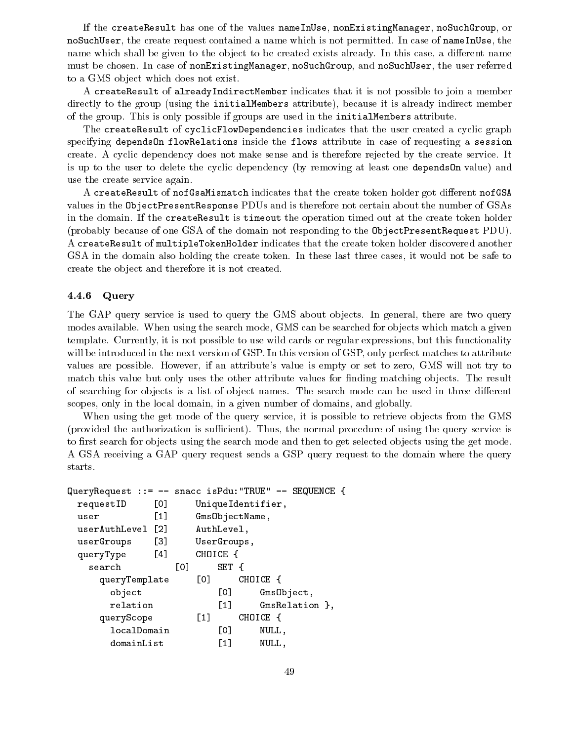If the createResult has one of the values nameInUse, nonExistingManager, noSuchGroup, or noSuchUser, the create request contained a name which is not permitted. In case of nameInUse, the name which shall be given to the object to be created exists already. In this case, a different name must be chosen. In case of nonExistingManager, noSuchGroup, and noSuchUser, the user referred to a GMS object which does not exist.

A createResult of alreadyIndirectMember indicates that it is not possible to join a member directly to the group (using the initialMembers attribute), because it is already indirect member of the group. This is only possible if groups are used in the initialMembers attribute.

The createResult of cyclicFlowDependencies indicates that the user created a cyclic graph specifying dependsOn flowRelations inside the flows attribute in case of requesting a session create. A cyclic dependency does not make sense and is therefore rejected by the create service. It is up to the user to delete the cyclic dependency (by removing at least one dependsOn value) and use the create service again.

A createResult of nofGsaMismatch indicates that the create token holder got different nofGSA values in the ObjectPresentResponse PDUs and is therefore not certain about the number of GSAs in the domain. If the createResult is timeout the operation timed out at the create token holder (probably because of one GSA of the domain not responding to the ObjectPresentRequest PDU). A createResult of multipleTokenHolder indicates that the create token holder discovered another GSA in the domain also holding the create token. In these last three cases, it would not be safe to create the object and therefore it is not created.

### 4.4.6 Query

The GAP query service is used to query the GMS about objects. In general, there are two query modes available. When using the search mode, GMS can be searched for objects which match a given template. Currently, it is not possible to use wild cards or regular expressions, but this functionality will be introduced in the next version of GSP. In this version of GSP, only perfect matches to attribute values are possible. However, if an attribute's value is empty or set to zero, GMS will not try to match this value but only uses the other attribute values for finding matching objects. The result of searching for objects is a list of object names. The search mode can be used in three different scopes, only in the local domain, in a given number of domains, and globally.

When using the get mode of the query service, it is possible to retrieve objects from the GMS (provided the authorization is sufficient). Thus, the normal procedure of using the query service is to first search for objects using the search mode and then to get selected objects using the get mode. A GSA receiving a GAP query request sends a GSP query request to the domain where the query starts.

```
QueryRequest ::= -- snacc isPdu:"TRUE" -- SEQUENCE {
  requestID      [0]     UniqueIdentifier,
  user           [1]     GmsObjectName,
  userAuthLevel  [2]     AuthLevel,
  userGroups     [3]     UserGroups,
  queryType      [4]     CHOICE {
    search           [0]     SET {
      queryTemplate      [0]     CHOICE {
        object               [0]     GmsObject,
        relation             [1]     GmsRelation },
      queryScope         [1]     CHOICE {
        localDomain          [0]     NULL,
        domainList           [1]     NULL,
```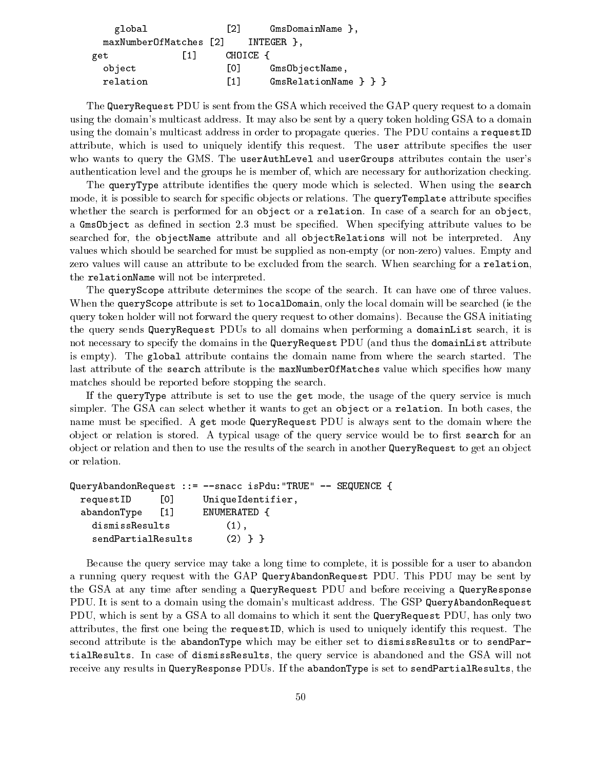```
      global              [2]     GmsDomainName },
    maxNumberOfMatches [2]     INTEGER },
  get             [1]     CHOICE {
    object                [0]     GmsObjectName,
    relation              [1]     GmsRelationName } } }
```

The QueryRequest PDU is sent from the GSA which received the GAP query request to a domain using the domain's multicast address. It may also be sent by a query token holding GSA to a domain using the domain's multicast address in order to propagate queries. The PDU contains a requestID attribute, which is used to uniquely identify this request. The user attribute specifies the user who wants to query the GMS. The userAuthLevel and userGroups attributes contain the user's authentication level and the groups he is member of, which are necessary for authorization checking.

The queryType attribute identifies the query mode which is selected. When using the search mode, it is possible to search for specific objects or relations. The queryTemplate attribute specifies whether the search is performed for an object or a relation. In case of a search for an object, a GmsObject as defined in section 2.3 must be specified. When specifying attribute values to be searched for, the objectName attribute and all objectRelations will not be interpreted. Any values which should be searched for must be supplied as non-empty (or non-zero) values. Empty and zero values will cause an attribute to be excluded from the search. When searching for a relation, the relationName will not be interpreted.

The queryScope attribute determines the scope of the search. It can have one of three values. When the queryScope attribute is set to localDomain, only the local domain will be searched (ie the query token holder will not forward the query request to other domains). Because the GSA initiating the query sends QueryRequest PDUs to all domains when performing a domainList search, it is not necessary to specify the domains in the QueryRequest PDU (and thus the domainList attribute is empty). The global attribute contains the domain name from where the search started. The last attribute of the search attribute is the maxNumberOfMatches value which specifies how many matches should be reported before stopping the search.

If the queryType attribute is set to use the get mode, the usage of the query service is much simpler. The GSA can select whether it wants to get an object or a relation. In both cases, the name must be specified. A get mode QueryRequest PDU is always sent to the domain where the object or relation is stored. A typical usage of the query service would be to first search for an object or relation and then to use the results of the search in another QueryRequest to get an object or relation.

```
QueryAbandonRequest ::= --snacc isPdu:"TRUE" -- SEQUENCE {
  requestID     [0]     UniqueIdentifier,
  abandonType   [1]     ENUMERATED {
    dismissResults          (1),
    sendPartialResults      (2) } }
```

Because the query service may take a long time to complete, it is possible for a user to abandon a running query request with the GAP QueryAbandonRequest PDU. This PDU may be sent by the GSA at any time after sending a QueryRequest PDU and before receiving a QueryResponse PDU. It is sent to a domain using the domain's multicast address. The GSP QueryAbandonRequest PDU, which is sent by a GSA to all domains to which it sent the QueryRequest PDU, has only two attributes, the first one being the requestID, which is used to uniquely identify this request. The second attribute is the abandonType which may be either set to dismissResults or to sendPartialResults. In case of dismissResults, the query service is abandoned and the GSA will not receive any results in QueryResponse PDUs. If the abandonType is set to sendPartialResults, the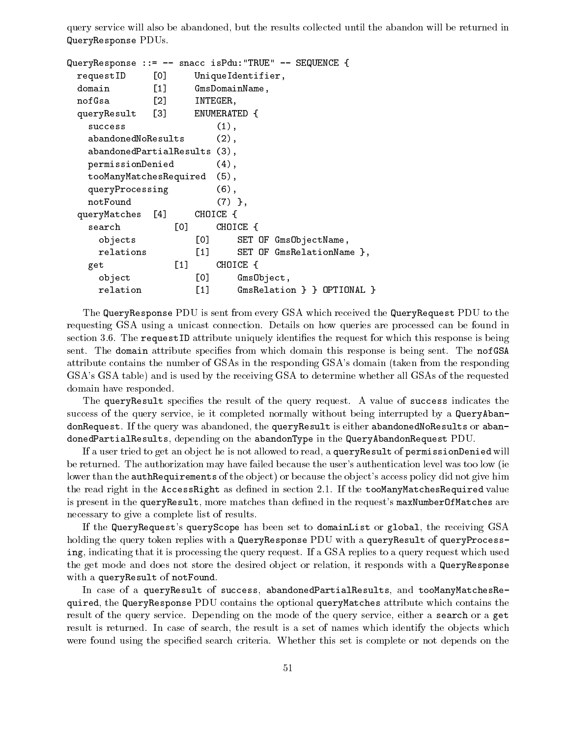query service will also be abandoned, but the results collected until the abandon will be returned in `QueryResponse` PDUs.

```
QueryResponse ::= -- snacc isPdu:"TRUE" -- SEQUENCE {
  requestID     [0]     UniqueIdentifier,
  domain        [1]     GmsDomainName,
  nofGsa        [2]     INTEGER,
  queryResult   [3]     ENUMERATED {
    success                 (1),
    abandonedNoResults      (2),
    abandonedPartialResults (3),
    permissionDenied        (4),
    tooManyMatchesRequired  (5),
    queryProcessing         (6),
    notFound                (7) },
  queryMatches  [4]     CHOICE {
    search          [0]     CHOICE {
      objects           [0]     SET OF GmsObjectName,
      relations         [1]     SET OF GmsRelationName },
    get             [1]     CHOICE {
      object            [0]     GmsObject,
      relation          [1]     GmsRelation } } OPTIONAL }
```

The `QueryResponse` PDU is sent from every GSA which received the `QueryRequest` PDU to the requesting GSA using a unicast connection. Details on how queries are processed can be found in section 3.6. The `requestID` attribute uniquely identifies the request for which this response is being sent. The `domain` attribute specifies from which domain this response is being sent. The `nofGSA` attribute contains the number of GSAs in the responding GSA's domain (taken from the responding GSA's GSA table) and is used by the receiving GSA to determine whether all GSAs of the requested domain have responded.

The `queryResult` specifies the result of the query request. A value of `success` indicates the success of the query service, ie it completed normally without being interrupted by a `QueryAbandonRequest`. If the query was abandoned, the `queryResult` is either `abandonedNoResults` or `abandonedPartialResults`, depending on the `abandonType` in the `QueryAbandonRequest` PDU.

If a user tried to get an object he is not allowed to read, a `queryResult` of `permissionDenied` will be returned. The authorization may have failed because the user's authentication level was too low (ie lower than the `authRequirements` of the object) or because the object's access policy did not give him the read right in the `AccessRight` as defined in section 2.1. If the `tooManyMatchesRequired` value is present in the `queryResult`, more matches than defined in the request's `maxNumberOfMatches` are necessary to give a complete list of results.

If the `QueryRequest`'s `queryScope` has been set to `domainList` or `global`, the receiving GSA holding the query token replies with a `QueryResponse` PDU with a `queryResult` of `queryProcessing`, indicating that it is processing the query request. If a GSA replies to a query request which used the get mode and does not store the desired object or relation, it responds with a `QueryResponse` with a `queryResult` of `notFound`.

In case of a `queryResult` of `success`, `abandonedPartialResults`, and `tooManyMatchesRequired`, the `QueryResponse` PDU contains the optional `queryMatches` attribute which contains the result of the query service. Depending on the mode of the query service, either a `search` or a `get` result is returned. In case of search, the result is a set of names which identify the objects which were found using the specified search criteria. Whether this set is complete or not depends on the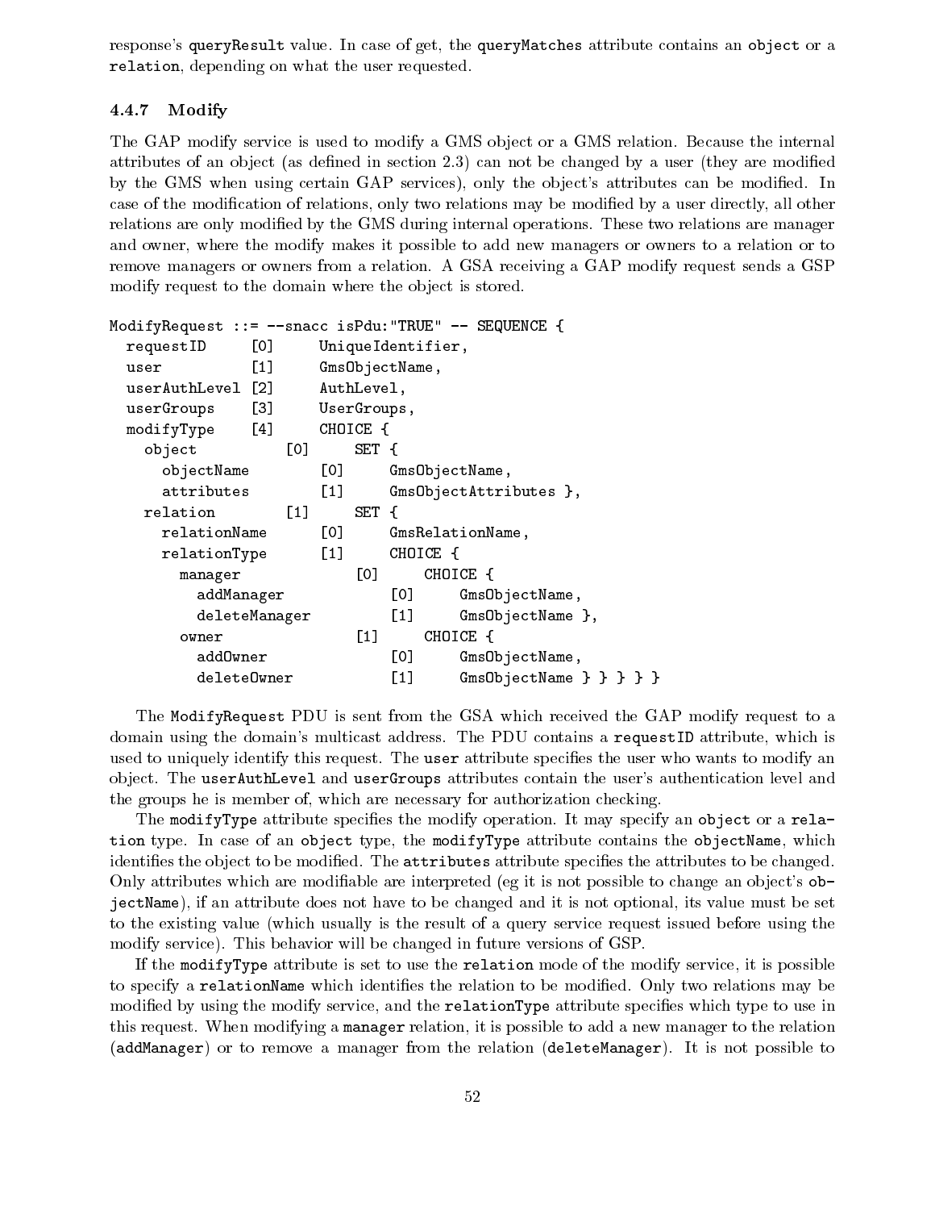response's queryResult value. In case of get, the queryMatches attribute contains an object or a relation, depending on what the user requested.

### 4.4.7 Modify

The GAP modify service is used to modify a GMS object or a GMS relation. Because the internal attributes of an object (as defined in section 2.3) can not be changed by a user (they are modified by the GMS when using certain GAP services), only the object's attributes can be modified. In case of the modification of relations, only two relations may be modified by a user directly, all other relations are only modified by the GMS during internal operations. These two relations are manager and owner, where the modify makes it possible to add new managers or owners to a relation or to remove managers or owners from a relation. A GSA receiving a GAP modify request sends a GSP modify request to the domain where the object is stored.

```
ModifyRequest ::= --snacc isPdu:"TRUE" -- SEQUENCE {
  requestID     [0]     UniqueIdentifier,
  user          [1]     GmsObjectName,
  userAuthLevel [2]     AuthLevel,
  userGroups    [3]     UserGroups,
  modifyType    [4]     CHOICE {
    object          [0]     SET {
      objectName        [0]     GmsObjectName,
      attributes        [1]     GmsObjectAttributes },
    relation        [1]     SET {
      relationName      [0]     GmsRelationName,
      relationType      [1]     CHOICE {
        manager             [0]     CHOICE {
          addManager            [0]     GmsObjectName,
          deleteManager         [1]     GmsObjectName },
        owner               [1]     CHOICE {
          addOwner              [0]     GmsObjectName,
          deleteOwner           [1]     GmsObjectName } } } } }
```

The ModifyRequest PDU is sent from the GSA which received the GAP modify request to a domain using the domain's multicast address. The PDU contains a requestID attribute, which is used to uniquely identify this request. The user attribute specifies the user who wants to modify an object. The userAuthLevel and userGroups attributes contain the user's authentication level and the groups he is member of, which are necessary for authorization checking.

The modifyType attribute specifies the modify operation. It may specify an object or a relation type. In case of an object type, the modifyType attribute contains the objectName, which identifies the object to be modified. The attributes attribute specifies the attributes to be changed. Only attributes which are modifiable are interpreted (eg it is not possible to change an object's objectName), if an attribute does not have to be changed and it is not optional, its value must be set to the existing value (which usually is the result of a query service request issued before using the modify service). This behavior will be changed in future versions of GSP.

If the modifyType attribute is set to use the relation mode of the modify service, it is possible to specify a relationName which identifies the relation to be modified. Only two relations may be modified by using the modify service, and the relationType attribute specifies which type to use in this request. When modifying a manager relation, it is possible to add a new manager to the relation (addManager) or to remove a manager from the relation (deleteManager). It is not possible to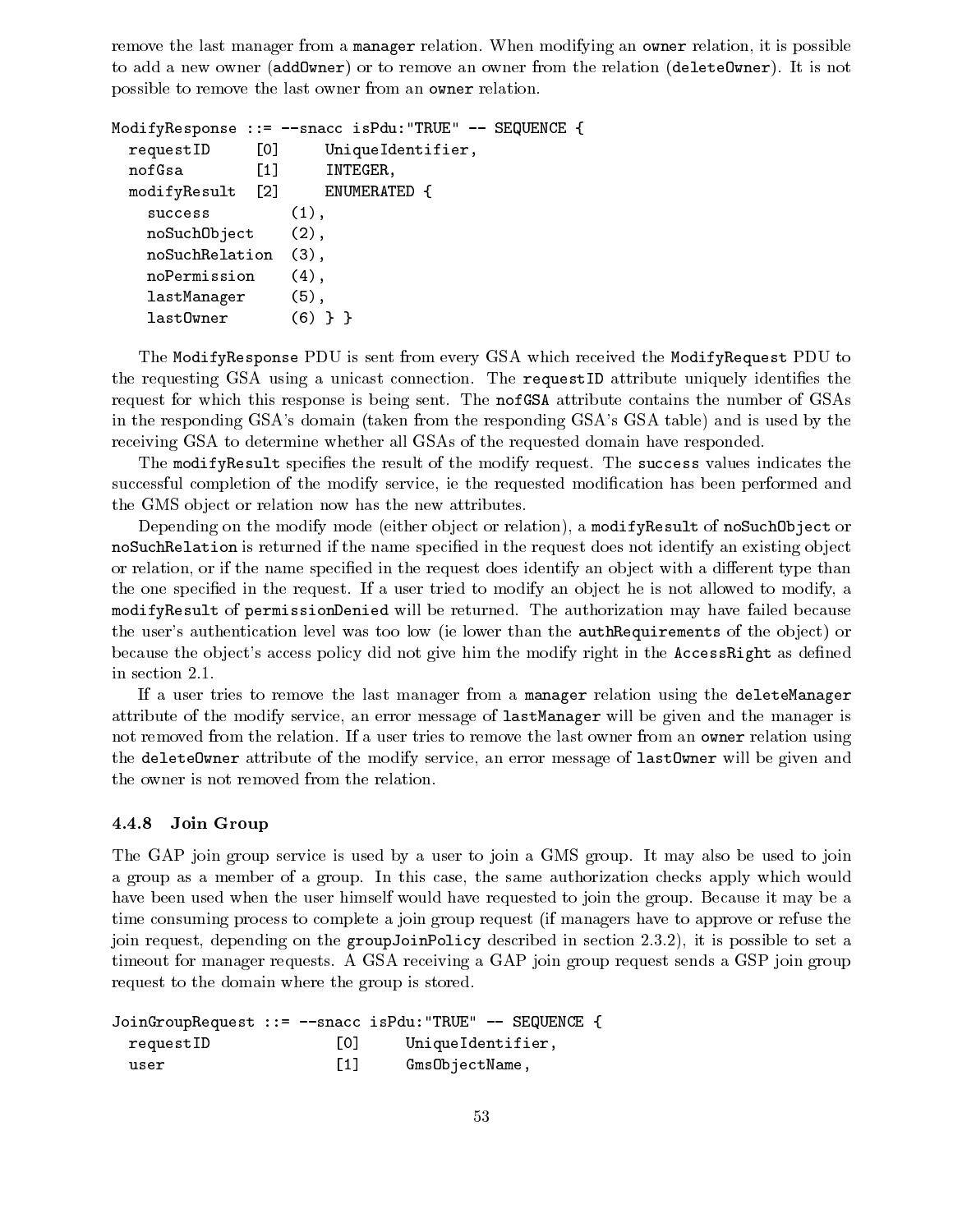remove the last manager from a `manager` relation. When modifying an `owner` relation, it is possible to add a new owner (`addOwner`) or to remove an owner from the relation (`deleteOwner`). It is not possible to remove the last owner from an `owner` relation.

```
ModifyResponse ::= --snacc isPdu:"TRUE" -- SEQUENCE {
  requestID     [0]     UniqueIdentifier,
  nofGsa        [1]     INTEGER,
  modifyResult  [2]     ENUMERATED {
    success          (1),
    noSuchObject     (2),
    noSuchRelation   (3),
    noPermission     (4),
    lastManager      (5),
    lastOwner        (6) } }
```

The `ModifyResponse` PDU is sent from every GSA which received the `ModifyRequest` PDU to the requesting GSA using a unicast connection. The `requestID` attribute uniquely identifies the request for which this response is being sent. The `nofGSA` attribute contains the number of GSAs in the responding GSA's domain (taken from the responding GSA's GSA table) and is used by the receiving GSA to determine whether all GSAs of the requested domain have responded.

The `modifyResult` specifies the result of the modify request. The `success` values indicates the successful completion of the modify service, ie the requested modification has been performed and the GMS object or relation now has the new attributes.

Depending on the modify mode (either object or relation), a `modifyResult` of `noSuchObject` or `noSuchRelation` is returned if the name specified in the request does not identify an existing object or relation, or if the name specified in the request does identify an object with a different type than the one specified in the request. If a user tried to modify an object he is not allowed to modify, a `modifyResult` of `permissionDenied` will be returned. The authorization may have failed because the user's authentication level was too low (ie lower than the `authRequirements` of the object) or because the object's access policy did not give him the modify right in the `AccessRight` as defined in section 2.1.

If a user tries to remove the last manager from a `manager` relation using the `deleteManager` attribute of the modify service, an error message of `lastManager` will be given and the manager is not removed from the relation. If a user tries to remove the last owner from an `owner` relation using the `deleteOwner` attribute of the modify service, an error message of `lastOwner` will be given and the owner is not removed from the relation.

### 4.4.8 Join Group

The GAP join group service is used by a user to join a GMS group. It may also be used to join a group as a member of a group. In this case, the same authorization checks apply which would have been used when the user himself would have requested to join the group. Because it may be a time consuming process to complete a join group request (if managers have to approve or refuse the join request, depending on the `groupJoinPolicy` described in section 2.3.2), it is possible to set a timeout for manager requests. A GSA receiving a GAP join group request sends a GSP join group request to the domain where the group is stored.

```
JoinGroupRequest ::= --snacc isPdu:"TRUE" -- SEQUENCE {
  requestID              [0]     UniqueIdentifier,
  user                   [1]     GmsObjectName,
```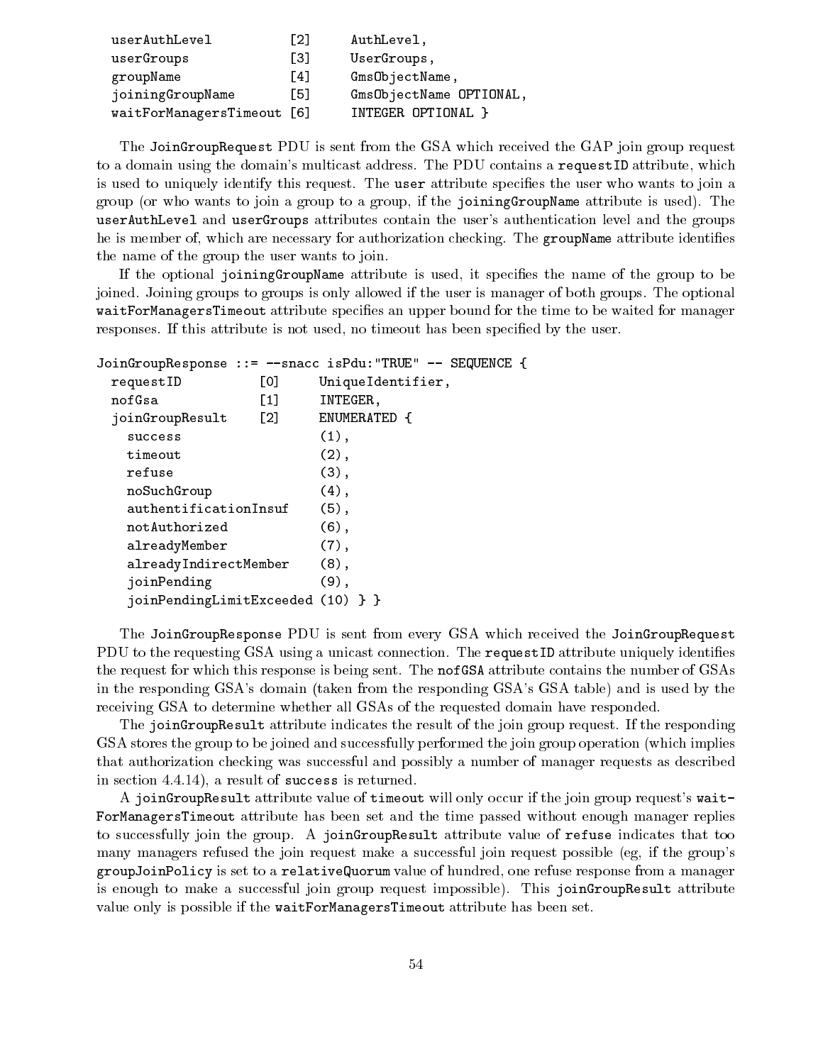```
  userAuthLevel           [2]      AuthLevel,
  userGroups              [3]      UserGroups,
  groupName               [4]      GmsObjectName,
  joiningGroupName        [5]      GmsObjectName OPTIONAL,
  waitForManagersTimeout [6]       INTEGER OPTIONAL }
```

The JoinGroupRequest PDU is sent from the GSA which received the GAP join group request to a domain using the domain's multicast address. The PDU contains a requestID attribute, which is used to uniquely identify this request. The user attribute specifies the user who wants to join a group (or who wants to join a group to a group, if the joiningGroupName attribute is used). The userAuthLevel and userGroups attributes contain the user's authentication level and the groups he is member of, which are necessary for authorization checking. The groupName attribute identifies the name of the group the user wants to join.

If the optional joiningGroupName attribute is used, it specifies the name of the group to be joined. Joining groups to groups is only allowed if the user is manager of both groups. The optional waitForManagersTimeout attribute specifies an upper bound for the time to be waited for manager responses. If this attribute is not used, no timeout has been specified by the user.

```
JoinGroupResponse ::= --snacc isPdu:"TRUE" -- SEQUENCE {
  requestID          [0]     UniqueIdentifier,
  nofGsa             [1]     INTEGER,
  joinGroupResult    [2]     ENUMERATED {
    success                  (1),
    timeout                  (2),
    refuse                   (3),
    noSuchGroup              (4),
    authentificationInsuf    (5),
    notAuthorized            (6),
    alreadyMember            (7),
    alreadyIndirectMember    (8),
    joinPending              (9),
    joinPendingLimitExceeded (10) } }
```

The JoinGroupResponse PDU is sent from every GSA which received the JoinGroupRequest PDU to the requesting GSA using a unicast connection. The requestID attribute uniquely identifies the request for which this response is being sent. The nofGSA attribute contains the number of GSAs in the responding GSA's domain (taken from the responding GSA's GSA table) and is used by the receiving GSA to determine whether all GSAs of the requested domain have responded.

The joinGroupResult attribute indicates the result of the join group request. If the responding GSA stores the group to be joined and successfully performed the join group operation (which implies that authorization checking was successful and possibly a number of manager requests as described in section 4.4.14), a result of success is returned.

A joinGroupResult attribute value of timeout will only occur if the join group request's waitForManagersTimeout attribute has been set and the time passed without enough manager replies to successfully join the group. A joinGroupResult attribute value of refuse indicates that too many managers refused the join request make a successful join request possible (eg, if the group's groupJoinPolicy is set to a relativeQuorum value of hundred, one refuse response from a manager is enough to make a successful join group request impossible). This joinGroupResult attribute value only is possible if the waitForManagersTimeout attribute has been set.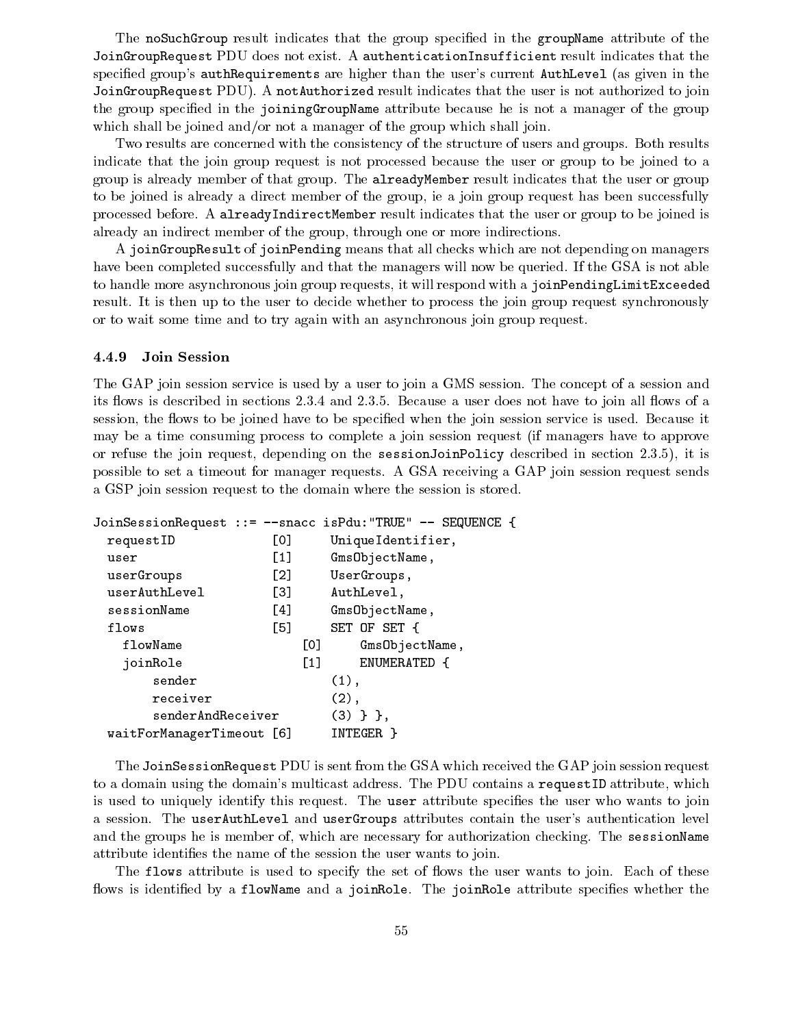The `noSuchGroup` result indicates that the group specified in the `groupName` attribute of the `JoinGroupRequest` PDU does not exist. A `authenticationInsufficient` result indicates that the specified group's `authRequirements` are higher than the user's current `AuthLevel` (as given in the `JoinGroupRequest` PDU). A `notAuthorized` result indicates that the user is not authorized to join the group specified in the `joiningGroupName` attribute because he is not a manager of the group which shall be joined and/or not a manager of the group which shall join.

Two results are concerned with the consistency of the structure of users and groups. Both results indicate that the join group request is not processed because the user or group to be joined to a group is already member of that group. The `alreadyMember` result indicates that the user or group to be joined is already a direct member of the group, ie a join group request has been successfully processed before. A `alreadyIndirectMember` result indicates that the user or group to be joined is already an indirect member of the group, through one or more indirections.

A `joinGroupResult` of `joinPending` means that all checks which are not depending on managers have been completed successfully and that the managers will now be queried. If the GSA is not able to handle more asynchronous join group requests, it will respond with a `joinPendingLimitExceeded` result. It is then up to the user to decide whether to process the join group request synchronously or to wait some time and to try again with an asynchronous join group request.

### 4.4.9 Join Session

The GAP join session service is used by a user to join a GMS session. The concept of a session and its flows is described in sections 2.3.4 and 2.3.5. Because a user does not have to join all flows of a session, the flows to be joined have to be specified when the join session service is used. Because it may be a time consuming process to complete a join session request (if managers have to approve or refuse the join request, depending on the `sessionJoinPolicy` described in section 2.3.5), it is possible to set a timeout for manager requests. A GSA receiving a GAP join session request sends a GSP join session request to the domain where the session is stored.

```
JoinSessionRequest ::= --snacc isPdu:"TRUE" -- SEQUENCE {
  requestID             [0]     UniqueIdentifier,
  user                  [1]     GmsObjectName,
  userGroups            [2]     UserGroups,
  userAuthLevel         [3]     AuthLevel,
  sessionName           [4]     GmsObjectName,
  flows                 [5]     SET OF SET {
    flowName                [0]     GmsObjectName,
    joinRole                [1]     ENUMERATED {
        sender                      (1),
        receiver                    (2),
        senderAndReceiver           (3) } },
  waitForManagerTimeout [6]     INTEGER }
```

The `JoinSessionRequest` PDU is sent from the GSA which received the GAP join session request to a domain using the domain's multicast address. The PDU contains a `requestID` attribute, which is used to uniquely identify this request. The `user` attribute specifies the user who wants to join a session. The `userAuthLevel` and `userGroups` attributes contain the user's authentication level and the groups he is member of, which are necessary for authorization checking. The `sessionName` attribute identifies the name of the session the user wants to join.

The `flows` attribute is used to specify the set of flows the user wants to join. Each of these flows is identified by a `flowName` and a `joinRole`. The `joinRole` attribute specifies whether the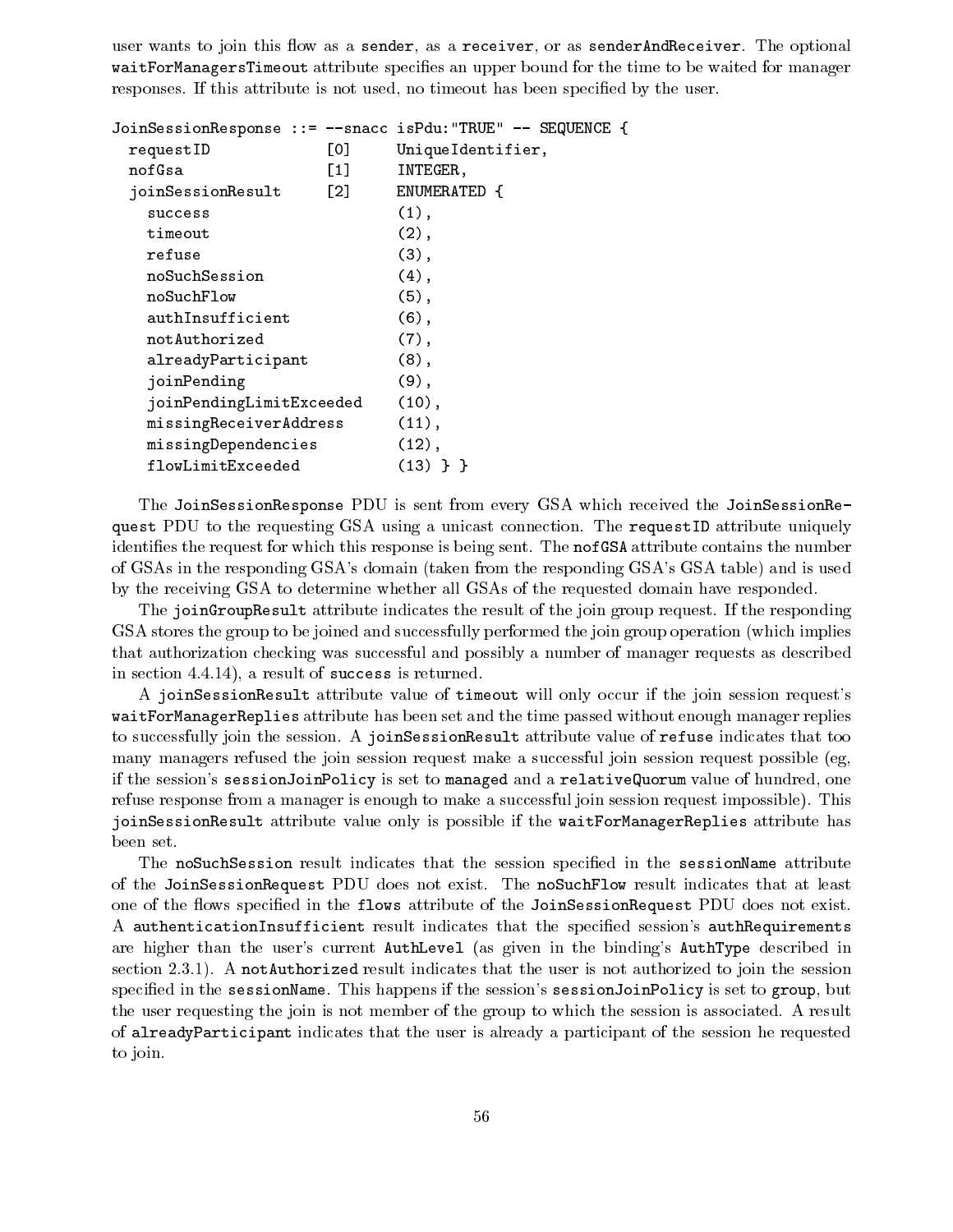user wants to join this flow as a `sender`, as a `receiver`, or as `senderAndReceiver`. The optional `waitForManagersTimeout` attribute specifies an upper bound for the time to be waited for manager responses. If this attribute is not used, no timeout has been specified by the user.

```
JoinSessionResponse ::= --snacc isPdu:"TRUE" -- SEQUENCE {
  requestID            [0]    UniqueIdentifier,
  nofGsa               [1]    INTEGER,
  joinSessionResult    [2]    ENUMERATED {
    success                   (1),
    timeout                   (2),
    refuse                    (3),
    noSuchSession             (4),
    noSuchFlow                (5),
    authInsufficient          (6),
    notAuthorized             (7),
    alreadyParticipant        (8),
    joinPending               (9),
    joinPendingLimitExceeded  (10),
    missingReceiverAddress    (11),
    missingDependencies       (12),
    flowLimitExceeded         (13) } }
```

The `JoinSessionResponse` PDU is sent from every GSA which received the `JoinSessionRequest` PDU to the requesting GSA using a unicast connection. The `requestID` attribute uniquely identifies the request for which this response is being sent. The `nofGSA` attribute contains the number of GSAs in the responding GSA's domain (taken from the responding GSA's GSA table) and is used by the receiving GSA to determine whether all GSAs of the requested domain have responded.

The `joinGroupResult` attribute indicates the result of the join group request. If the responding GSA stores the group to be joined and successfully performed the join group operation (which implies that authorization checking was successful and possibly a number of manager requests as described in section 4.4.14), a result of `success` is returned.

A `joinSessionResult` attribute value of `timeout` will only occur if the join session request's `waitForManagerReplies` attribute has been set and the time passed without enough manager replies to successfully join the session. A `joinSessionResult` attribute value of `refuse` indicates that too many managers refused the join session request make a successful join session request possible (eg, if the session's `sessionJoinPolicy` is set to `managed` and a `relativeQuorum` value of hundred, one refuse response from a manager is enough to make a successful join session request impossible). This `joinSessionResult` attribute value only is possible if the `waitForManagerReplies` attribute has been set.

The `noSuchSession` result indicates that the session specified in the `sessionName` attribute of the `JoinSessionRequest` PDU does not exist. The `noSuchFlow` result indicates that at least one of the flows specified in the `flows` attribute of the `JoinSessionRequest` PDU does not exist. A `authenticationInsufficient` result indicates that the specified session's `authRequirements` are higher than the user's current `AuthLevel` (as given in the binding's `AuthType` described in section 2.3.1). A `notAuthorized` result indicates that the user is not authorized to join the session specified in the `sessionName`. This happens if the session's `sessionJoinPolicy` is set to `group`, but the user requesting the join is not member of the group to which the session is associated. A result of `alreadyParticipant` indicates that the user is already a participant of the session he requested to join.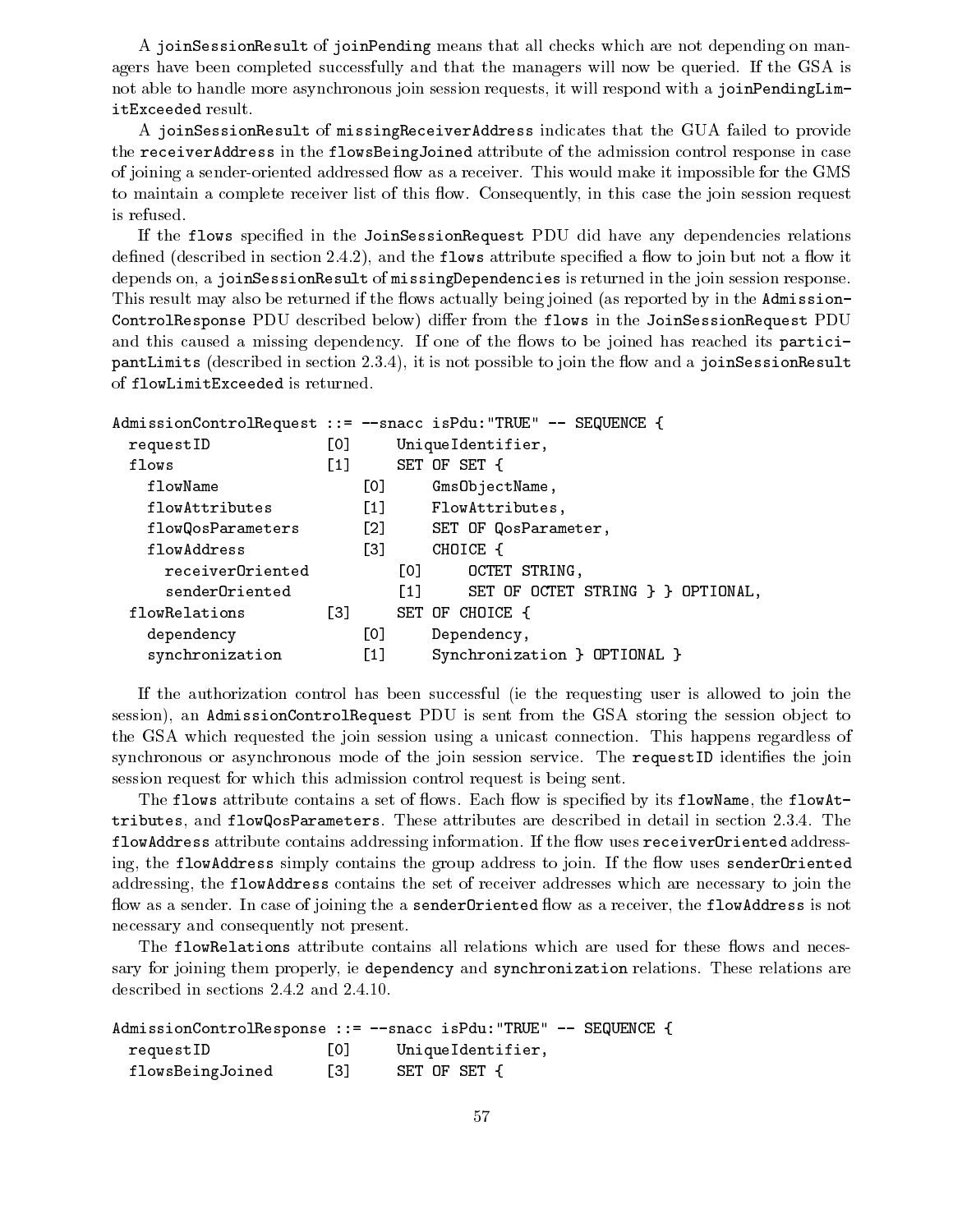A `joinSessionResult` of `joinPending` means that all checks which are not depending on managers have been completed successfully and that the managers will now be queried. If the GSA is not able to handle more asynchronous join session requests, it will respond with a `joinPendingLimitExceeded` result.

A `joinSessionResult` of `missingReceiverAddress` indicates that the GUA failed to provide the `receiverAddress` in the `flowsBeingJoined` attribute of the admission control response in case of joining a sender-oriented addressed flow as a receiver. This would make it impossible for the GMS to maintain a complete receiver list of this flow. Consequently, in this case the join session request is refused.

If the `flows` specified in the `JoinSessionRequest` PDU did have any dependencies relations defined (described in section 2.4.2), and the `flows` attribute specified a flow to join but not a flow it depends on, a `joinSessionResult` of `missingDependencies` is returned in the join session response. This result may also be returned if the flows actually being joined (as reported by in the `AdmissionControlResponse` PDU described below) differ from the `flows` in the `JoinSessionRequest` PDU and this caused a missing dependency. If one of the flows to be joined has reached its `participantLimits` (described in section 2.3.4), it is not possible to join the flow and a `joinSessionResult` of `flowLimitExceeded` is returned.

```
AdmissionControlRequest ::= --snacc isPdu:"TRUE" -- SEQUENCE {
  requestID             [0]     UniqueIdentifier,
  flows                 [1]     SET OF SET {
    flowName                [0]     GmsObjectName,
    flowAttributes          [1]     FlowAttributes,
    flowQosParameters       [2]     SET OF QosParameter,
    flowAddress             [3]     CHOICE {
      receiverOriented          [0]     OCTET STRING,
      senderOriented            [1]     SET OF OCTET STRING } } OPTIONAL,
  flowRelations         [3]     SET OF CHOICE {
    dependency              [0]     Dependency,
    synchronization         [1]     Synchronization } OPTIONAL }
```

If the authorization control has been successful (ie the requesting user is allowed to join the session), an `AdmissionControlRequest` PDU is sent from the GSA storing the session object to the GSA which requested the join session using a unicast connection. This happens regardless of synchronous or asynchronous mode of the join session service. The `requestID` identifies the join session request for which this admission control request is being sent.

The `flows` attribute contains a set of flows. Each flow is specified by its `flowName`, the `flowAttributes`, and `flowQosParameters`. These attributes are described in detail in section 2.3.4. The `flowAddress` attribute contains addressing information. If the flow uses `receiverOriented` addressing, the `flowAddress` simply contains the group address to join. If the flow uses `senderOriented` addressing, the `flowAddress` contains the set of receiver addresses which are necessary to join the flow as a sender. In case of joining the a `senderOriented` flow as a receiver, the `flowAddress` is not necessary and consequently not present.

The `flowRelations` attribute contains all relations which are used for these flows and necessary for joining them properly, ie `dependency` and `synchronization` relations. These relations are described in sections 2.4.2 and 2.4.10.

```
AdmissionControlResponse ::= --snacc isPdu:"TRUE" -- SEQUENCE {
  requestID             [0]     UniqueIdentifier,
  flowsBeingJoined      [3]     SET OF SET {
```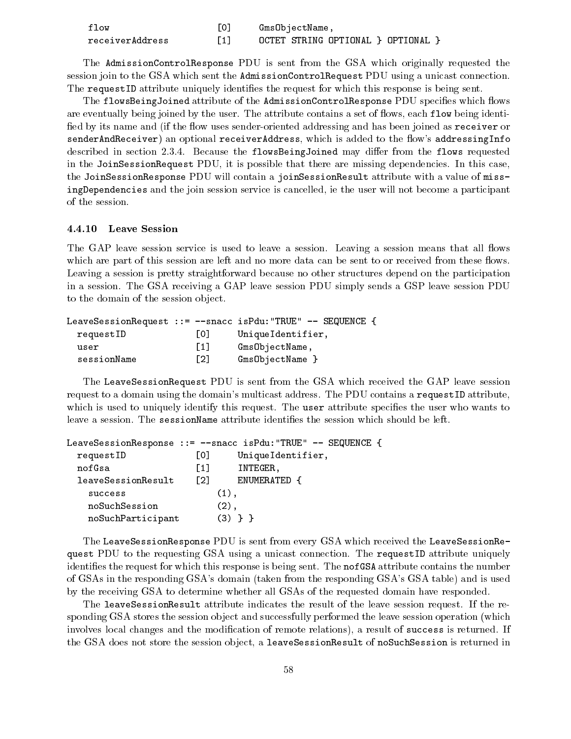```
  flow                [0]      GmsObjectName,
  receiverAddress     [1]      OCTET STRING OPTIONAL } OPTIONAL }
```

The `AdmissionControlResponse` PDU is sent from the GSA which originally requested the session join to the GSA which sent the `AdmissionControlRequest` PDU using a unicast connection. The `requestID` attribute uniquely identifies the request for which this response is being sent.

The `flowsBeingJoined` attribute of the `AdmissionControlResponse` PDU specifies which flows are eventually being joined by the user. The attribute contains a set of flows, each `flow` being identified by its name and (if the flow uses sender-oriented addressing and has been joined as `receiver` or `senderAndReceiver`) an optional `receiverAddress`, which is added to the flow's `addressingInfo` described in section 2.3.4. Because the `flowsBeingJoined` may differ from the `flows` requested in the `JoinSessionRequest` PDU, it is possible that there are missing dependencies. In this case, the `JoinSessionResponse` PDU will contain a `joinSessionResult` attribute with a value of `missingDependencies` and the join session service is cancelled, ie the user will not become a participant of the session.

### 4.4.10 Leave Session

The GAP leave session service is used to leave a session. Leaving a session means that all flows which are part of this session are left and no more data can be sent to or received from these flows. Leaving a session is pretty straightforward because no other structures depend on the participation in a session. The GSA receiving a GAP leave session PDU simply sends a GSP leave session PDU to the domain of the session object.

```
LeaveSessionRequest ::= --snacc isPdu:"TRUE" -- SEQUENCE {
  requestID            [0]      UniqueIdentifier,
  user                 [1]      GmsObjectName,
  sessionName          [2]      GmsObjectName }
```

The `LeaveSessionRequest` PDU is sent from the GSA which received the GAP leave session request to a domain using the domain's multicast address. The PDU contains a `requestID` attribute, which is used to uniquely identify this request. The `user` attribute specifies the user who wants to leave a session. The `sessionName` attribute identifies the session which should be left.

```
LeaveSessionResponse ::= --snacc isPdu:"TRUE" -- SEQUENCE {
  requestID            [0]      UniqueIdentifier,
  nofGsa               [1]      INTEGER,
  leaveSessionResult   [2]      ENUMERATED {
    success                  (1),
    noSuchSession            (2),
    noSuchParticipant        (3) } }
```

The `LeaveSessionResponse` PDU is sent from every GSA which received the `LeaveSessionRequest` PDU to the requesting GSA using a unicast connection. The `requestID` attribute uniquely identifies the request for which this response is being sent. The `nofGSA` attribute contains the number of GSAs in the responding GSA's domain (taken from the responding GSA's GSA table) and is used by the receiving GSA to determine whether all GSAs of the requested domain have responded.

The `leaveSessionResult` attribute indicates the result of the leave session request. If the responding GSA stores the session object and successfully performed the leave session operation (which involves local changes and the modification of remote relations), a result of `success` is returned. If the GSA does not store the session object, a `leaveSessionResult` of `noSuchSession` is returned in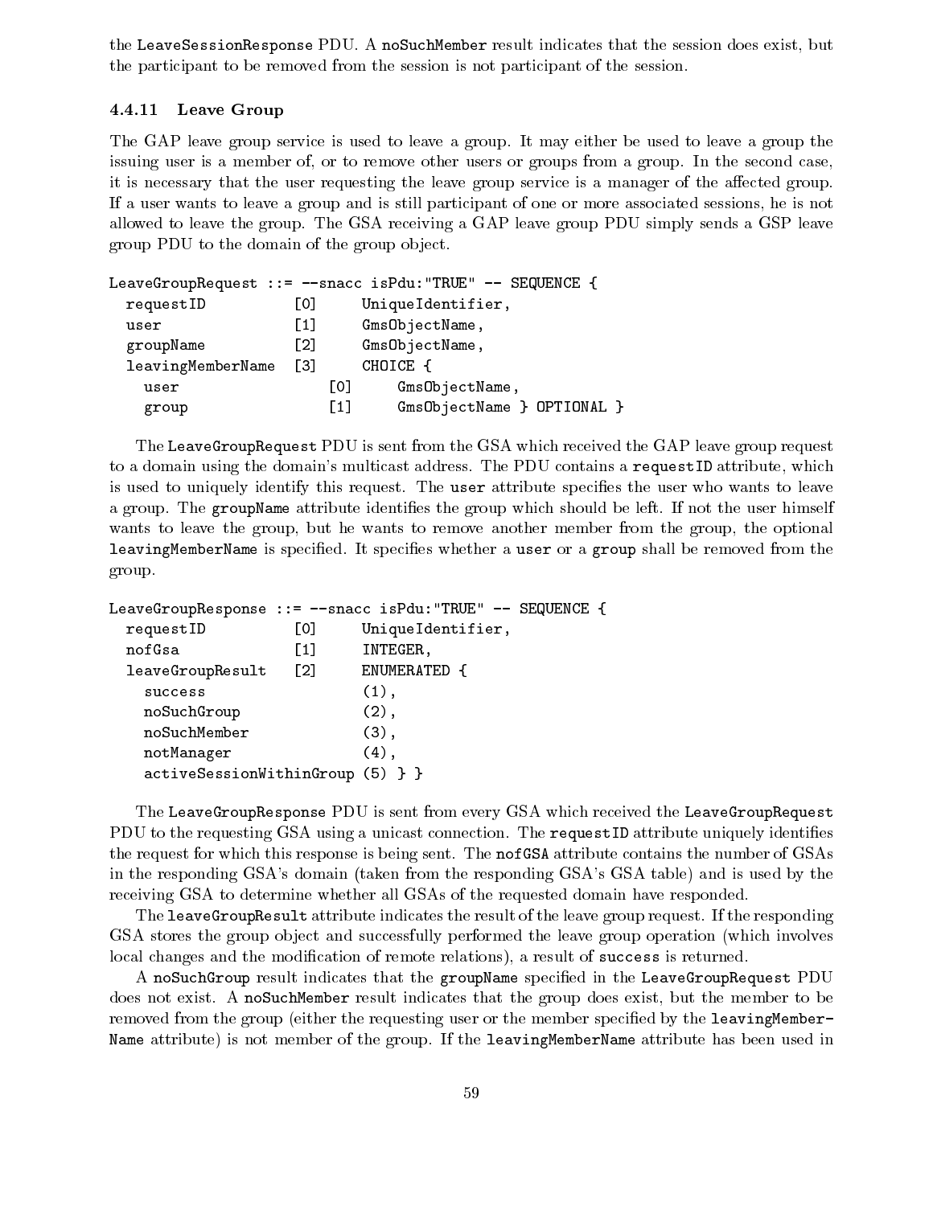the `LeaveSessionResponse` PDU. A `noSuchMember` result indicates that the session does exist, but the participant to be removed from the session is not participant of the session.

### 4.4.11 Leave Group

The GAP leave group service is used to leave a group. It may either be used to leave a group the issuing user is a member of, or to remove other users or groups from a group. In the second case, it is necessary that the user requesting the leave group service is a manager of the affected group. If a user wants to leave a group and is still participant of one or more associated sessions, he is not allowed to leave the group. The GSA receiving a GAP leave group PDU simply sends a GSP leave group PDU to the domain of the group object.

```
LeaveGroupRequest ::= --snacc isPdu:"TRUE" -- SEQUENCE {
  requestID          [0]      UniqueIdentifier,
  user               [1]      GmsObjectName,
  groupName          [2]      GmsObjectName,
  leavingMemberName  [3]      CHOICE {
    user                 [0]      GmsObjectName,
    group                [1]      GmsObjectName } OPTIONAL }
```

The `LeaveGroupRequest` PDU is sent from the GSA which received the GAP leave group request to a domain using the domain's multicast address. The PDU contains a `requestID` attribute, which is used to uniquely identify this request. The `user` attribute specifies the user who wants to leave a group. The `groupName` attribute identifies the group which should be left. If not the user himself wants to leave the group, but he wants to remove another member from the group, the optional `leavingMemberName` is specified. It specifies whether a `user` or a `group` shall be removed from the group.

```
LeaveGroupResponse ::= --snacc isPdu:"TRUE" -- SEQUENCE {
  requestID          [0]      UniqueIdentifier,
  nofGsa             [1]      INTEGER,
  leaveGroupResult   [2]      ENUMERATED {
    success                   (1),
    noSuchGroup               (2),
    noSuchMember              (3),
    notManager                (4),
    activeSessionWithinGroup (5) } }
```

The `LeaveGroupResponse` PDU is sent from every GSA which received the `LeaveGroupRequest` PDU to the requesting GSA using a unicast connection. The `requestID` attribute uniquely identifies the request for which this response is being sent. The `nofGSA` attribute contains the number of GSAs in the responding GSA's domain (taken from the responding GSA's GSA table) and is used by the receiving GSA to determine whether all GSAs of the requested domain have responded.

The `leaveGroupResult` attribute indicates the result of the leave group request. If the responding GSA stores the group object and successfully performed the leave group operation (which involves local changes and the modification of remote relations), a result of `success` is returned.

A `noSuchGroup` result indicates that the `groupName` specified in the `LeaveGroupRequest` PDU does not exist. A `noSuchMember` result indicates that the group does exist, but the member to be removed from the group (either the requesting user or the member specified by the `leavingMemberName` attribute) is not member of the group. If the `leavingMemberName` attribute has been used in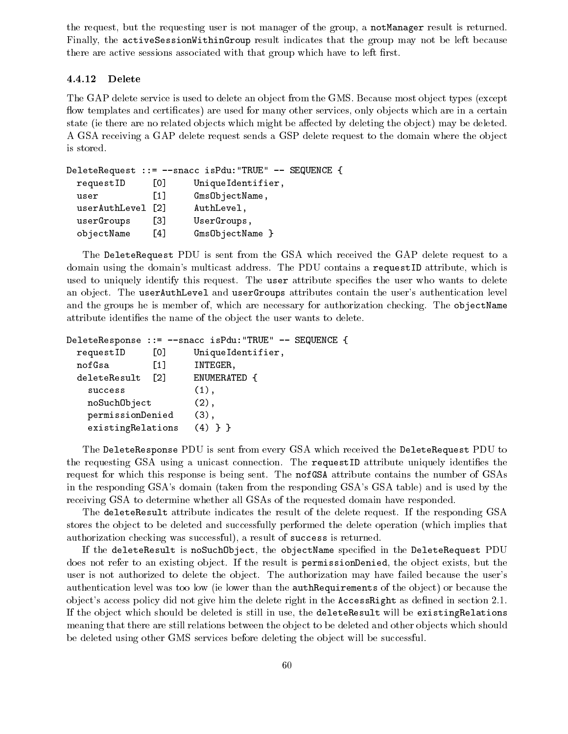the request, but the requesting user is not manager of the group, a `notManager` result is returned. Finally, the `activeSessionWithinGroup` result indicates that the group may not be left because there are active sessions associated with that group which have to left first.

### 4.4.12 Delete

The GAP delete service is used to delete an object from the GMS. Because most object types (except flow templates and certificates) are used for many other services, only objects which are in a certain state (ie there are no related objects which might be affected by deleting the object) may be deleted. A GSA receiving a GAP delete request sends a GSP delete request to the domain where the object is stored.

```
DeleteRequest ::= --snacc isPdu:"TRUE" -- SEQUENCE {
  requestID     [0]     UniqueIdentifier,
  user          [1]     GmsObjectName,
  userAuthLevel [2]     AuthLevel,
  userGroups    [3]     UserGroups,
  objectName    [4]     GmsObjectName }
```

The `DeleteRequest` PDU is sent from the GSA which received the GAP delete request to a domain using the domain's multicast address. The PDU contains a `requestID` attribute, which is used to uniquely identify this request. The `user` attribute specifies the user who wants to delete an object. The `userAuthLevel` and `userGroups` attributes contain the user's authentication level and the groups he is member of, which are necessary for authorization checking. The `objectName` attribute identifies the name of the object the user wants to delete.

```
DeleteResponse ::= --snacc isPdu:"TRUE" -- SEQUENCE {
  requestID     [0]     UniqueIdentifier,
  nofGsa        [1]     INTEGER,
  deleteResult  [2]     ENUMERATED {
    success             (1),
    noSuchObject        (2),
    permissionDenied    (3),
    existingRelations   (4) } }
```

The `DeleteResponse` PDU is sent from every GSA which received the `DeleteRequest` PDU to the requesting GSA using a unicast connection. The `requestID` attribute uniquely identifies the request for which this response is being sent. The `nofGSA` attribute contains the number of GSAs in the responding GSA's domain (taken from the responding GSA's GSA table) and is used by the receiving GSA to determine whether all GSAs of the requested domain have responded.

The `deleteResult` attribute indicates the result of the delete request. If the responding GSA stores the object to be deleted and successfully performed the delete operation (which implies that authorization checking was successful), a result of `success` is returned.

If the `deleteResult` is `noSuchObject`, the `objectName` specified in the `DeleteRequest` PDU does not refer to an existing object. If the result is `permissionDenied`, the object exists, but the user is not authorized to delete the object. The authorization may have failed because the user's authentication level was too low (ie lower than the `authRequirements` of the object) or because the object's access policy did not give him the delete right in the `AccessRight` as defined in section 2.1. If the object which should be deleted is still in use, the `deleteResult` will be `existingRelations` meaning that there are still relations between the object to be deleted and other objects which should be deleted using other GMS services before deleting the object will be successful.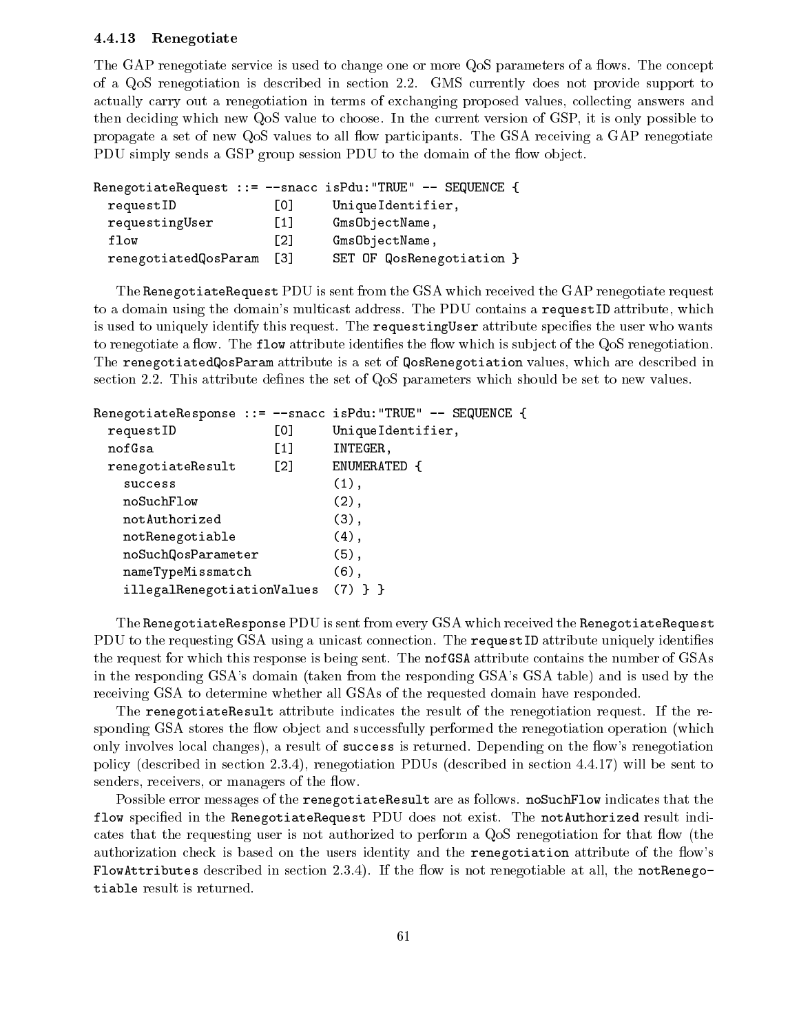### 4.4.13 Renegotiate

The GAP renegotiate service is used to change one or more QoS parameters of a flows. The concept of a QoS renegotiation is described in section 2.2. GMS currently does not provide support to actually carry out a renegotiation in terms of exchanging proposed values, collecting answers and then deciding which new QoS value to choose. In the current version of GSP, it is only possible to propagate a set of new QoS values to all flow participants. The GSA receiving a GAP renegotiate PDU simply sends a GSP group session PDU to the domain of the flow object.

```
RenegotiateRequest ::= --snacc isPdu:"TRUE" -- SEQUENCE {
  requestID             [0]     UniqueIdentifier,
  requestingUser        [1]     GmsObjectName,
  flow                  [2]     GmsObjectName,
  renegotiatedQosParam  [3]     SET OF QosRenegotiation }
```

The `RenegotiateRequest` PDU is sent from the GSA which received the GAP renegotiate request to a domain using the domain's multicast address. The PDU contains a `requestID` attribute, which is used to uniquely identify this request. The `requestingUser` attribute specifies the user who wants to renegotiate a flow. The `flow` attribute identifies the flow which is subject of the QoS renegotiation. The `renegotiatedQosParam` attribute is a set of `QosRenegotiation` values, which are described in section 2.2. This attribute defines the set of QoS parameters which should be set to new values.

```
RenegotiateResponse ::= --snacc isPdu:"TRUE" -- SEQUENCE {
  requestID             [0]     UniqueIdentifier,
  nofGsa                [1]     INTEGER,
  renegotiateResult     [2]     ENUMERATED {
    success                     (1),
    noSuchFlow                  (2),
    notAuthorized               (3),
    notRenegotiable             (4),
    noSuchQosParameter          (5),
    nameTypeMissmatch           (6),
    illegalRenegotiationValues  (7) } }
```

The `RenegotiateResponse` PDU is sent from every GSA which received the `RenegotiateRequest` PDU to the requesting GSA using a unicast connection. The `requestID` attribute uniquely identifies the request for which this response is being sent. The `nofGSA` attribute contains the number of GSAs in the responding GSA's domain (taken from the responding GSA's GSA table) and is used by the receiving GSA to determine whether all GSAs of the requested domain have responded.

The `renegotiateResult` attribute indicates the result of the renegotiation request. If the responding GSA stores the flow object and successfully performed the renegotiation operation (which only involves local changes), a result of `success` is returned. Depending on the flow's renegotiation policy (described in section 2.3.4), renegotiation PDUs (described in section 4.4.17) will be sent to senders, receivers, or managers of the flow.

Possible error messages of the `renegotiateResult` are as follows. `noSuchFlow` indicates that the `flow` specified in the `RenegotiateRequest` PDU does not exist. The `notAuthorized` result indicates that the requesting user is not authorized to perform a QoS renegotiation for that flow (the authorization check is based on the users identity and the `renegotiation` attribute of the flow's `FlowAttributes` described in section 2.3.4). If the flow is not renegotiable at all, the `notRenegotiable` result is returned.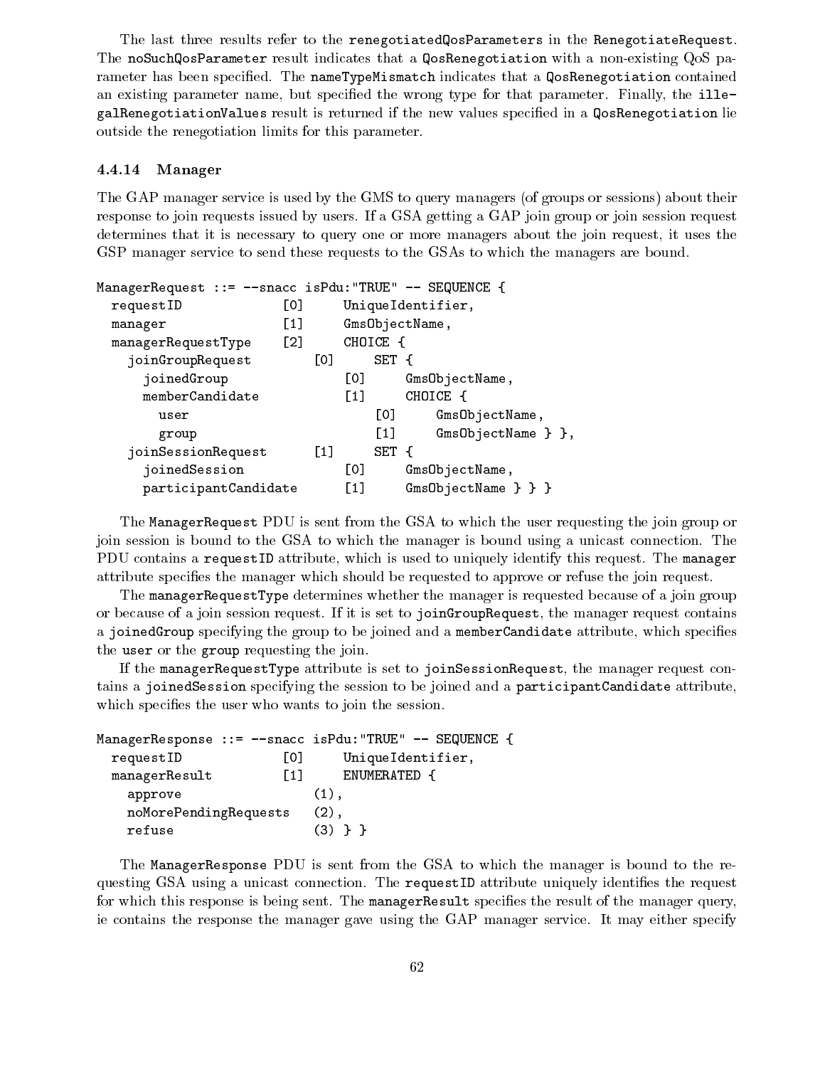The last three results refer to the `renegotiatedQosParameters` in the `RenegotiateRequest`. The `noSuchQosParameter` result indicates that a `QosRenegotiation` with a non-existing QoS parameter has been specified. The `nameTypeMismatch` indicates that a `QosRenegotiation` contained an existing parameter name, but specified the wrong type for that parameter. Finally, the `illegalRenegotiationValues` result is returned if the new values specified in a `QosRenegotiation` lie outside the renegotiation limits for this parameter.

### 4.4.14 Manager

The GAP manager service is used by the GMS to query managers (of groups or sessions) about their response to join requests issued by users. If a GSA getting a GAP join group or join session request determines that it is necessary to query one or more managers about the join request, it uses the GSP manager service to send these requests to the GSAs to which the managers are bound.

```
ManagerRequest ::= --snacc isPdu:"TRUE" -- SEQUENCE {
  requestID              [0]     UniqueIdentifier,
  manager                [1]     GmsObjectName,
  managerRequestType     [2]     CHOICE {
    joinGroupRequest         [0]     SET {
      joinedGroup                [0]     GmsObjectName,
      memberCandidate            [1]     CHOICE {
        user                         [0]     GmsObjectName,
        group                        [1]     GmsObjectName } },
    joinSessionRequest       [1]     SET {
      joinedSession              [0]     GmsObjectName,
      participantCandidate       [1]     GmsObjectName } } }
```

The `ManagerRequest` PDU is sent from the GSA to which the user requesting the join group or join session is bound to the GSA to which the manager is bound using a unicast connection. The PDU contains a `requestID` attribute, which is used to uniquely identify this request. The `manager` attribute specifies the manager which should be requested to approve or refuse the join request.

The `managerRequestType` determines whether the manager is requested because of a join group or because of a join session request. If it is set to `joinGroupRequest`, the manager request contains a `joinedGroup` specifying the group to be joined and a `memberCandidate` attribute, which specifies the `user` or the `group` requesting the join.

If the `managerRequestType` attribute is set to `joinSessionRequest`, the manager request contains a `joinedSession` specifying the session to be joined and a `participantCandidate` attribute, which specifies the user who wants to join the session.

```
ManagerResponse ::= --snacc isPdu:"TRUE" -- SEQUENCE {
  requestID              [0]     UniqueIdentifier,
  managerResult          [1]     ENUMERATED {
    approve                  (1),
    noMorePendingRequests    (2),
    refuse                   (3) } }
```

The `ManagerResponse` PDU is sent from the GSA to which the manager is bound to the requesting GSA using a unicast connection. The `requestID` attribute uniquely identifies the request for which this response is being sent. The `managerResult` specifies the result of the manager query, ie contains the response the manager gave using the GAP manager service. It may either specify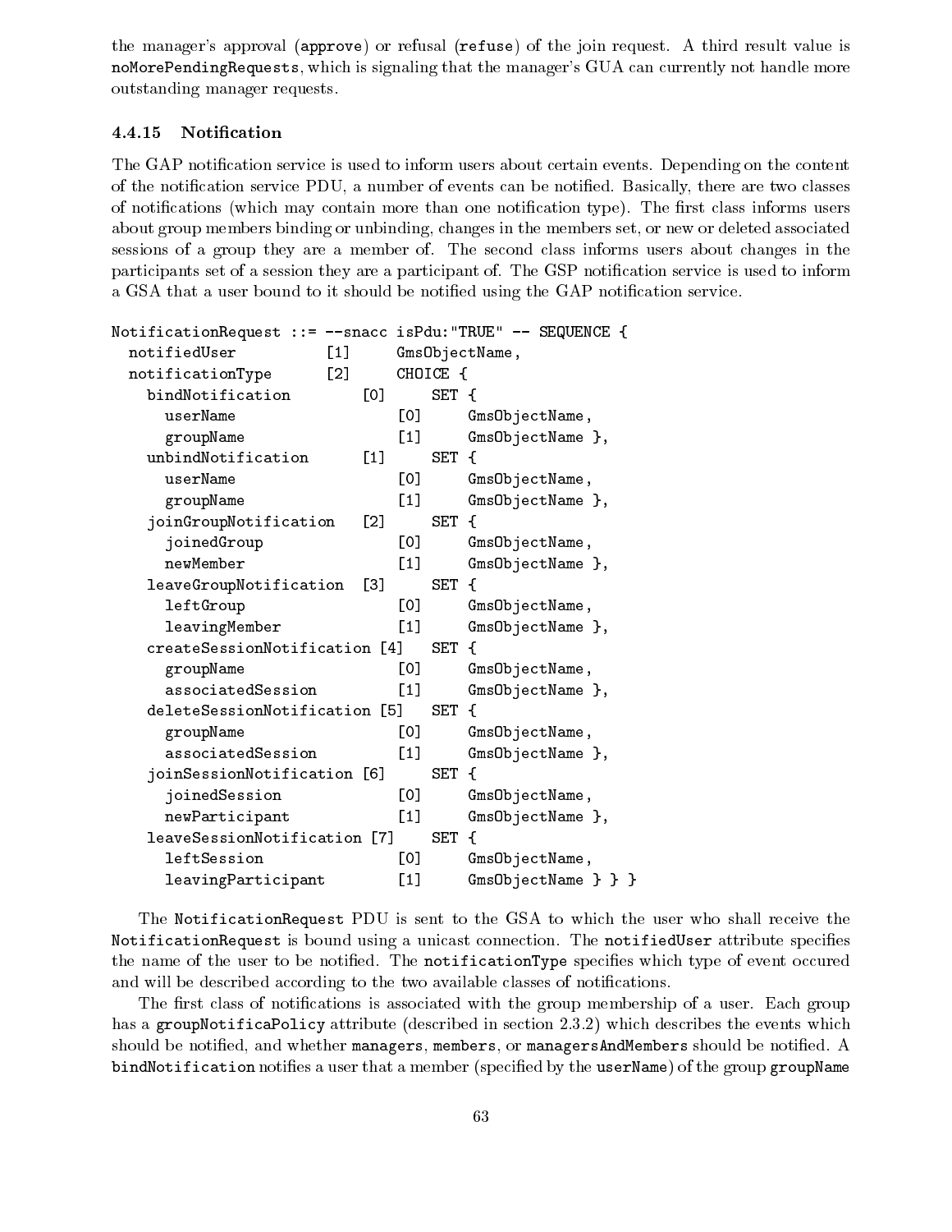the manager's approval (`approve`) or refusal (`refuse`) of the join request. A third result value is `noMorePendingRequests`, which is signaling that the manager's GUA can currently not handle more outstanding manager requests.

### 4.4.15 Notification

The GAP notification service is used to inform users about certain events. Depending on the content of the notification service PDU, a number of events can be notified. Basically, there are two classes of notifications (which may contain more than one notification type). The first class informs users about group members binding or unbinding, changes in the members set, or new or deleted associated sessions of a group they are a member of. The second class informs users about changes in the participants set of a session they are a participant of. The GSP notification service is used to inform a GSA that a user bound to it should be notified using the GAP notification service.

```
NotificationRequest ::= --snacc isPdu:"TRUE" -- SEQUENCE {
  notifiedUser          [1]     GmsObjectName,
  notificationType      [2]     CHOICE {
    bindNotification        [0]     SET {
      userName                  [0]     GmsObjectName,
      groupName                 [1]     GmsObjectName },
    unbindNotification      [1]     SET {
      userName                  [0]     GmsObjectName,
      groupName                 [1]     GmsObjectName },
    joinGroupNotification   [2]     SET {
      joinedGroup               [0]     GmsObjectName,
      newMember                 [1]     GmsObjectName },
    leaveGroupNotification  [3]     SET {
      leftGroup                 [0]     GmsObjectName,
      leavingMember             [1]     GmsObjectName },
    createSessionNotification [4]   SET {
      groupName                 [0]     GmsObjectName,
      associatedSession         [1]     GmsObjectName },
    deleteSessionNotification [5]   SET {
      groupName                 [0]     GmsObjectName,
      associatedSession         [1]     GmsObjectName },
    joinSessionNotification [6]     SET {
      joinedSession             [0]     GmsObjectName,
      newParticipant            [1]     GmsObjectName },
    leaveSessionNotification [7]    SET {
      leftSession               [0]     GmsObjectName,
      leavingParticipant        [1]     GmsObjectName } } }
```

The `NotificationRequest` PDU is sent to the GSA to which the user who shall receive the `NotificationRequest` is bound using a unicast connection. The `notifiedUser` attribute specifies the name of the user to be notified. The `notificationType` specifies which type of event occured and will be described according to the two available classes of notifications.

The first class of notifications is associated with the group membership of a user. Each group has a `groupNotificaPolicy` attribute (described in section 2.3.2) which describes the events which should be notified, and whether `managers`, `members`, or `managersAndMembers` should be notified. A `bindNotification` notifies a user that a member (specified by the `userName`) of the group `groupName`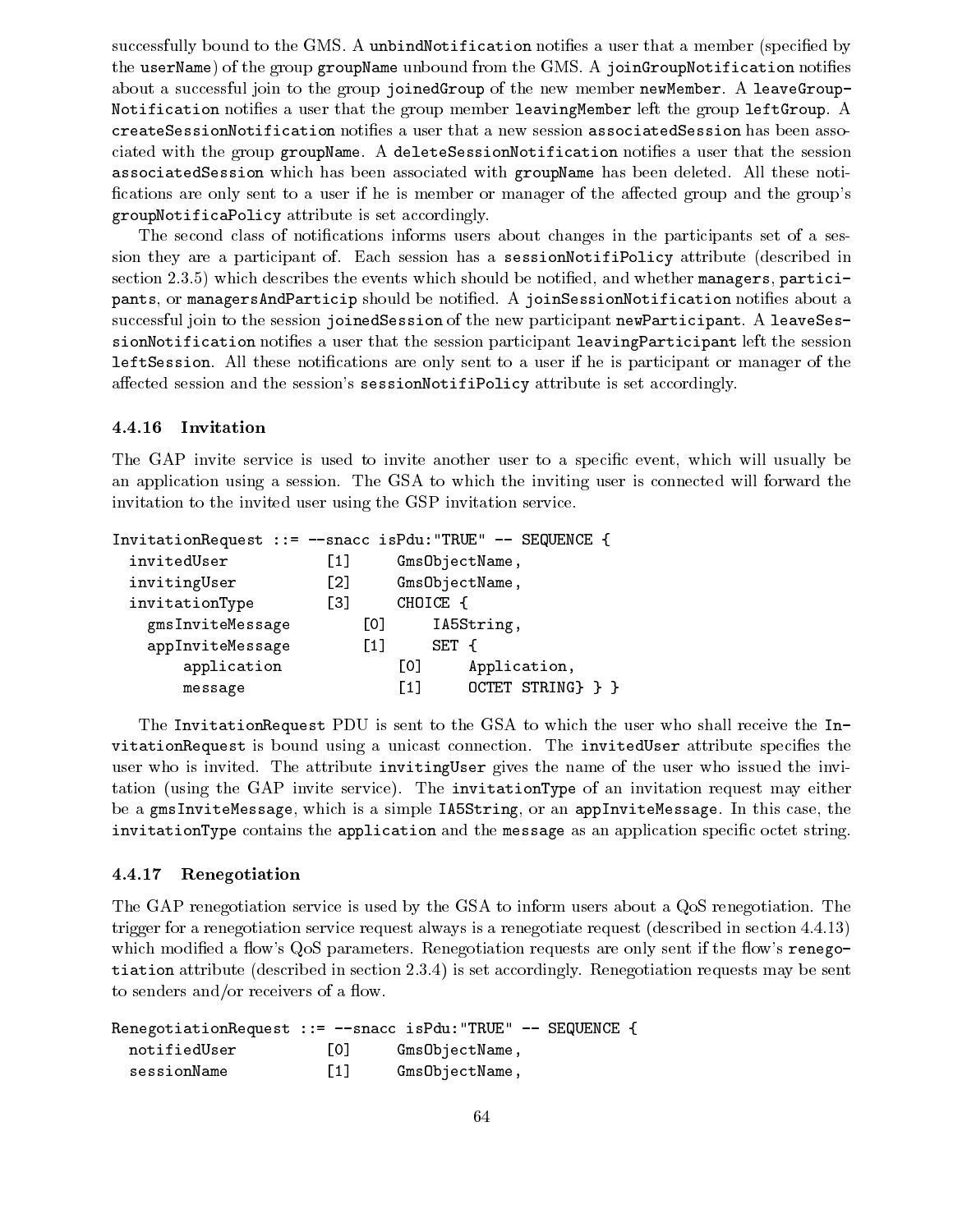successfully bound to the GMS. A `unbindNotification` notifies a user that a member (specified by the `userName`) of the group `groupName` unbound from the GMS. A `joinGroupNotification` notifies about a successful join to the group `joinedGroup` of the new member `newMember`. A `leaveGroupNotification` notifies a user that the group member `leavingMember` left the group `leftGroup`. A `createSessionNotification` notifies a user that a new session `associatedSession` has been associated with the group `groupName`. A `deleteSessionNotification` notifies a user that the session `associatedSession` which has been associated with `groupName` has been deleted. All these notifications are only sent to a user if he is member or manager of the affected group and the group's `groupNotificaPolicy` attribute is set accordingly.

The second class of notifications informs users about changes in the participants set of a session they are a participant of. Each session has a `sessionNotifiPolicy` attribute (described in section 2.3.5) which describes the events which should be notified, and whether `managers`, `participants`, or `managersAndParticip` should be notified. A `joinSessionNotification` notifies about a successful join to the session `joinedSession` of the new participant `newParticipant`. A `leaveSessionNotification` notifies a user that the session participant `leavingParticipant` left the session `leftSession`. All these notifications are only sent to a user if he is participant or manager of the affected session and the session's `sessionNotifiPolicy` attribute is set accordingly.

### 4.4.16 Invitation

The GAP invite service is used to invite another user to a specific event, which will usually be an application using a session. The GSA to which the inviting user is connected will forward the invitation to the invited user using the GSP invitation service.

```
InvitationRequest ::= --snacc isPdu:"TRUE" -- SEQUENCE {
  invitedUser          [1]     GmsObjectName,
  invitingUser         [2]     GmsObjectName,
  invitationType       [3]     CHOICE {
    gmsInviteMessage        [0]     IA5String,
    appInviteMessage        [1]     SET {
        application             [0]     Application,
        message                 [1]     OCTET STRING} } }
```

The `InvitationRequest` PDU is sent to the GSA to which the user who shall receive the `InvitationRequest` is bound using a unicast connection. The `invitedUser` attribute specifies the user who is invited. The attribute `invitingUser` gives the name of the user who issued the invitation (using the GAP invite service). The `invitationType` of an invitation request may either be a `gmsInviteMessage`, which is a simple `IA5String`, or an `appInviteMessage`. In this case, the `invitationType` contains the `application` and the `message` as an application specific octet string.

### 4.4.17 Renegotiation

The GAP renegotiation service is used by the GSA to inform users about a QoS renegotiation. The trigger for a renegotiation service request always is a renegotiate request (described in section 4.4.13) which modified a flow's QoS parameters. Renegotiation requests are only sent if the flow's `renegotiation` attribute (described in section 2.3.4) is set accordingly. Renegotiation requests may be sent to senders and/or receivers of a flow.

```
RenegotiationRequest ::= --snacc isPdu:"TRUE" -- SEQUENCE {
  notifiedUser         [0]     GmsObjectName,
  sessionName          [1]     GmsObjectName,
```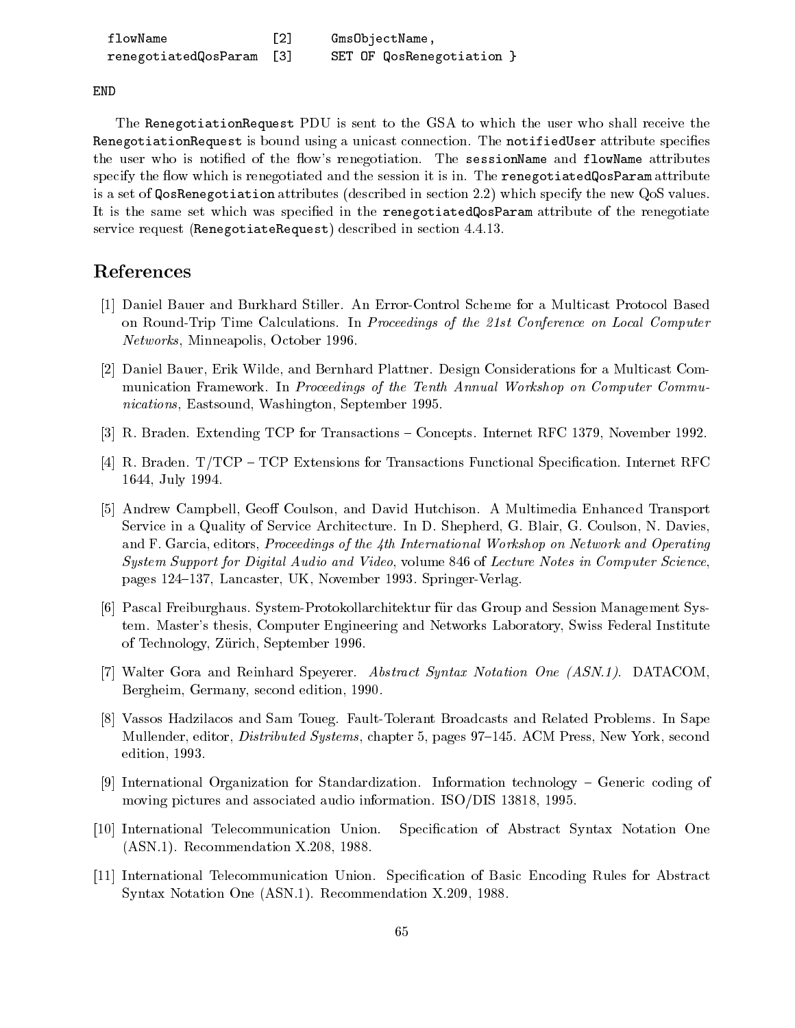```
  flowName              [2]     GmsObjectName,
  renegotiatedQosParam  [3]     SET OF QosRenegotiation }

END
```

The `RenegotiationRequest` PDU is sent to the GSA to which the user who shall receive the `RenegotiationRequest` is bound using a unicast connection. The `notifiedUser` attribute specifies the user who is notified of the flow's renegotiation. The `sessionName` and `flowName` attributes specify the flow which is renegotiated and the session it is in. The `renegotiatedQosParam` attribute is a set of `QosRenegotiation` attributes (described in section 2.2) which specify the new QoS values. It is the same set which was specified in the `renegotiatedQosParam` attribute of the renegotiate service request (`RenegotiateRequest`) described in section 4.4.13.

# References

[1] Daniel Bauer and Burkhard Stiller. An Error-Control Scheme for a Multicast Protocol Based on Round-Trip Time Calculations. In *Proceedings of the 21st Conference on Local Computer Networks*, Minneapolis, October 1996.

[2] Daniel Bauer, Erik Wilde, and Bernhard Plattner. Design Considerations for a Multicast Communication Framework. In *Proceedings of the Tenth Annual Workshop on Computer Communications*, Eastsound, Washington, September 1995.

[3] R. Braden. Extending TCP for Transactions – Concepts. Internet RFC 1379, November 1992.

[4] R. Braden. T/TCP – TCP Extensions for Transactions Functional Specification. Internet RFC 1644, July 1994.

[5] Andrew Campbell, Geoff Coulson, and David Hutchison. A Multimedia Enhanced Transport Service in a Quality of Service Architecture. In D. Shepherd, G. Blair, G. Coulson, N. Davies, and F. Garcia, editors, *Proceedings of the 4th International Workshop on Network and Operating System Support for Digital Audio and Video*, volume 846 of *Lecture Notes in Computer Science*, pages 124–137, Lancaster, UK, November 1993. Springer-Verlag.

[6] Pascal Freiburghaus. System-Protokollarchitektur für das Group and Session Management System. Master's thesis, Computer Engineering and Networks Laboratory, Swiss Federal Institute of Technology, Zürich, September 1996.

[7] Walter Gora and Reinhard Speyerer. *Abstract Syntax Notation One (ASN.1)*. DATACOM, Bergheim, Germany, second edition, 1990.

[8] Vassos Hadzilacos and Sam Toueg. Fault-Tolerant Broadcasts and Related Problems. In Sape Mullender, editor, *Distributed Systems*, chapter 5, pages 97–145. ACM Press, New York, second edition, 1993.

[9] International Organization for Standardization. Information technology – Generic coding of moving pictures and associated audio information. ISO/DIS 13818, 1995.

[10] International Telecommunication Union. Specification of Abstract Syntax Notation One (ASN.1). Recommendation X.208, 1988.

[11] International Telecommunication Union. Specification of Basic Encoding Rules for Abstract Syntax Notation One (ASN.1). Recommendation X.209, 1988.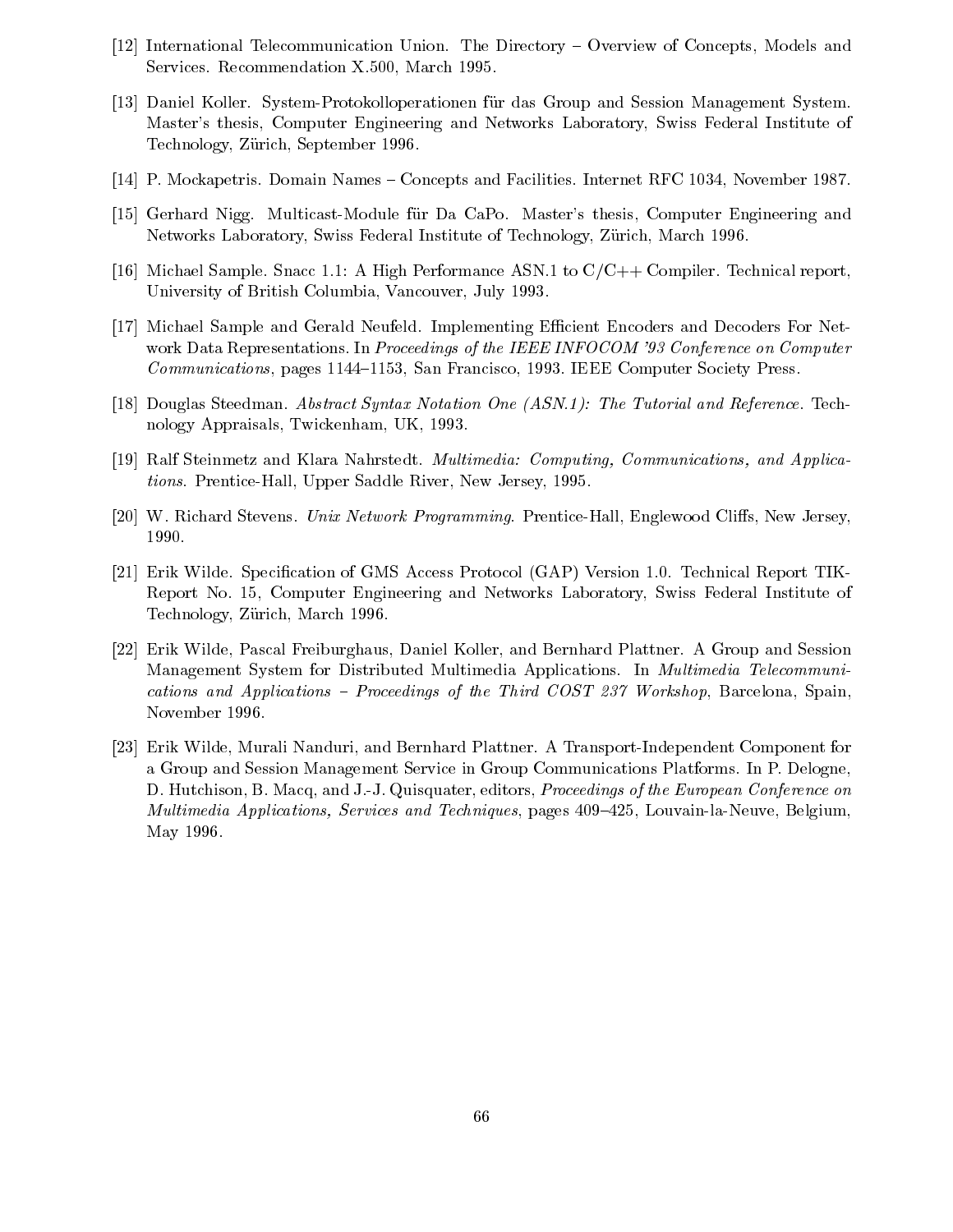[12] International Telecommunication Union. The Directory – Overview of Concepts, Models and Services. Recommendation X.500, March 1995.

[13] Daniel Koller. System-Protokolloperationen für das Group and Session Management System. Master's thesis, Computer Engineering and Networks Laboratory, Swiss Federal Institute of Technology, Zürich, September 1996.

[14] P. Mockapetris. Domain Names – Concepts and Facilities. Internet RFC 1034, November 1987.

[15] Gerhard Nigg. Multicast-Module für Da CaPo. Master's thesis, Computer Engineering and Networks Laboratory, Swiss Federal Institute of Technology, Zürich, March 1996.

[16] Michael Sample. Snacc 1.1: A High Performance ASN.1 to C/C++ Compiler. Technical report, University of British Columbia, Vancouver, July 1993.

[17] Michael Sample and Gerald Neufeld. Implementing Efficient Encoders and Decoders For Network Data Representations. In *Proceedings of the IEEE INFOCOM '93 Conference on Computer Communications*, pages 1144–1153, San Francisco, 1993. IEEE Computer Society Press.

[18] Douglas Steedman. *Abstract Syntax Notation One (ASN.1): The Tutorial and Reference*. Technology Appraisals, Twickenham, UK, 1993.

[19] Ralf Steinmetz and Klara Nahrstedt. *Multimedia: Computing, Communications, and Applications*. Prentice-Hall, Upper Saddle River, New Jersey, 1995.

[20] W. Richard Stevens. *Unix Network Programming*. Prentice-Hall, Englewood Cliffs, New Jersey, 1990.

[21] Erik Wilde. Specification of GMS Access Protocol (GAP) Version 1.0. Technical Report TIK-Report No. 15, Computer Engineering and Networks Laboratory, Swiss Federal Institute of Technology, Zürich, March 1996.

[22] Erik Wilde, Pascal Freiburghaus, Daniel Koller, and Bernhard Plattner. A Group and Session Management System for Distributed Multimedia Applications. In *Multimedia Telecommunications and Applications – Proceedings of the Third COST 237 Workshop*, Barcelona, Spain, November 1996.

[23] Erik Wilde, Murali Nanduri, and Bernhard Plattner. A Transport-Independent Component for a Group and Session Management Service in Group Communications Platforms. In P. Delogne, D. Hutchison, B. Macq, and J.-J. Quisquater, editors, *Proceedings of the European Conference on Multimedia Applications, Services and Techniques*, pages 409–425, Louvain-la-Neuve, Belgium, May 1996.